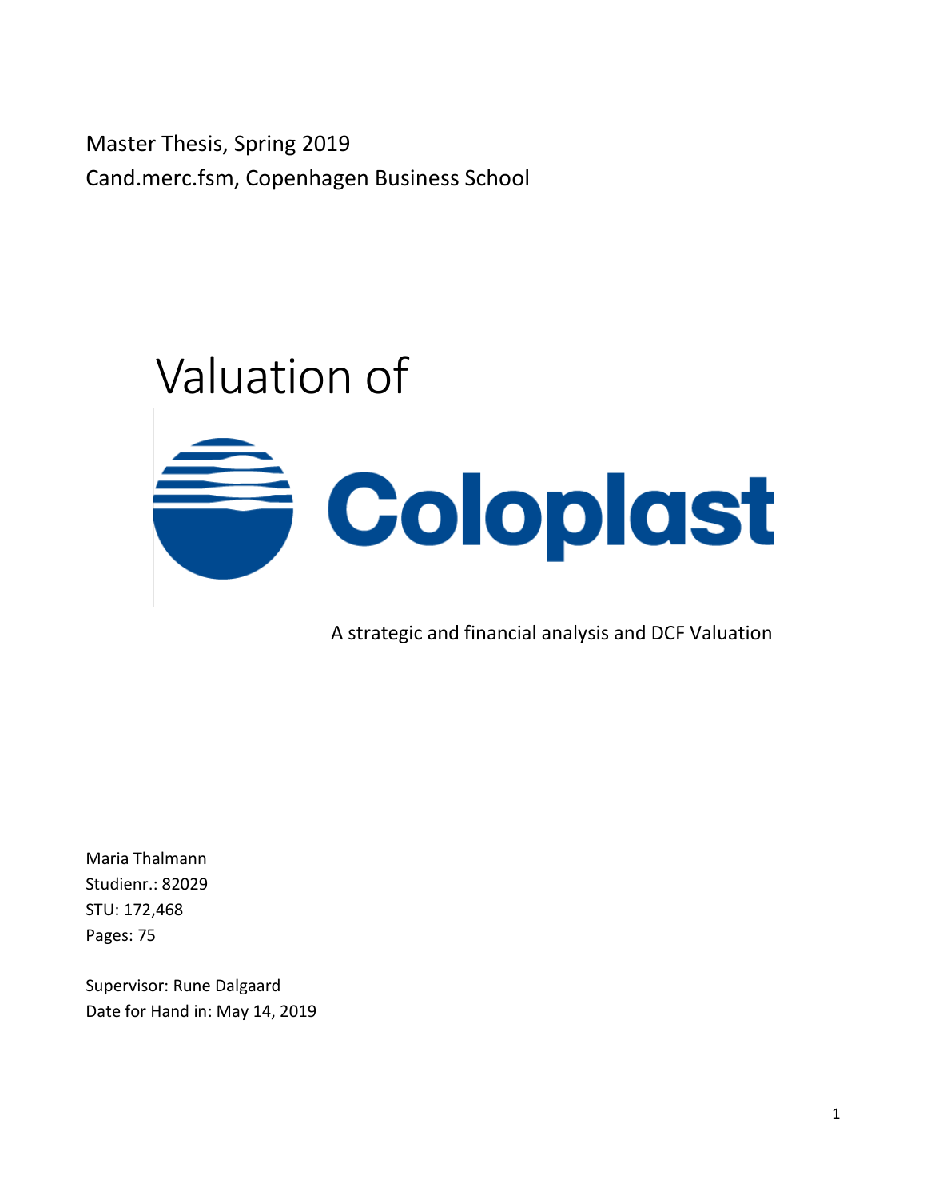Master Thesis, Spring 2019

Cand.merc.fsm, Copenhagen Business School

# Valuation of Coloplast

A strategic and financial analysis and DCF Valuation

Maria Thalmann

Studienr.: 82029

STU: 172,468

Pages: 75

Supervisor: Rune Dalgaard

Date for Hand in: May 14, 2019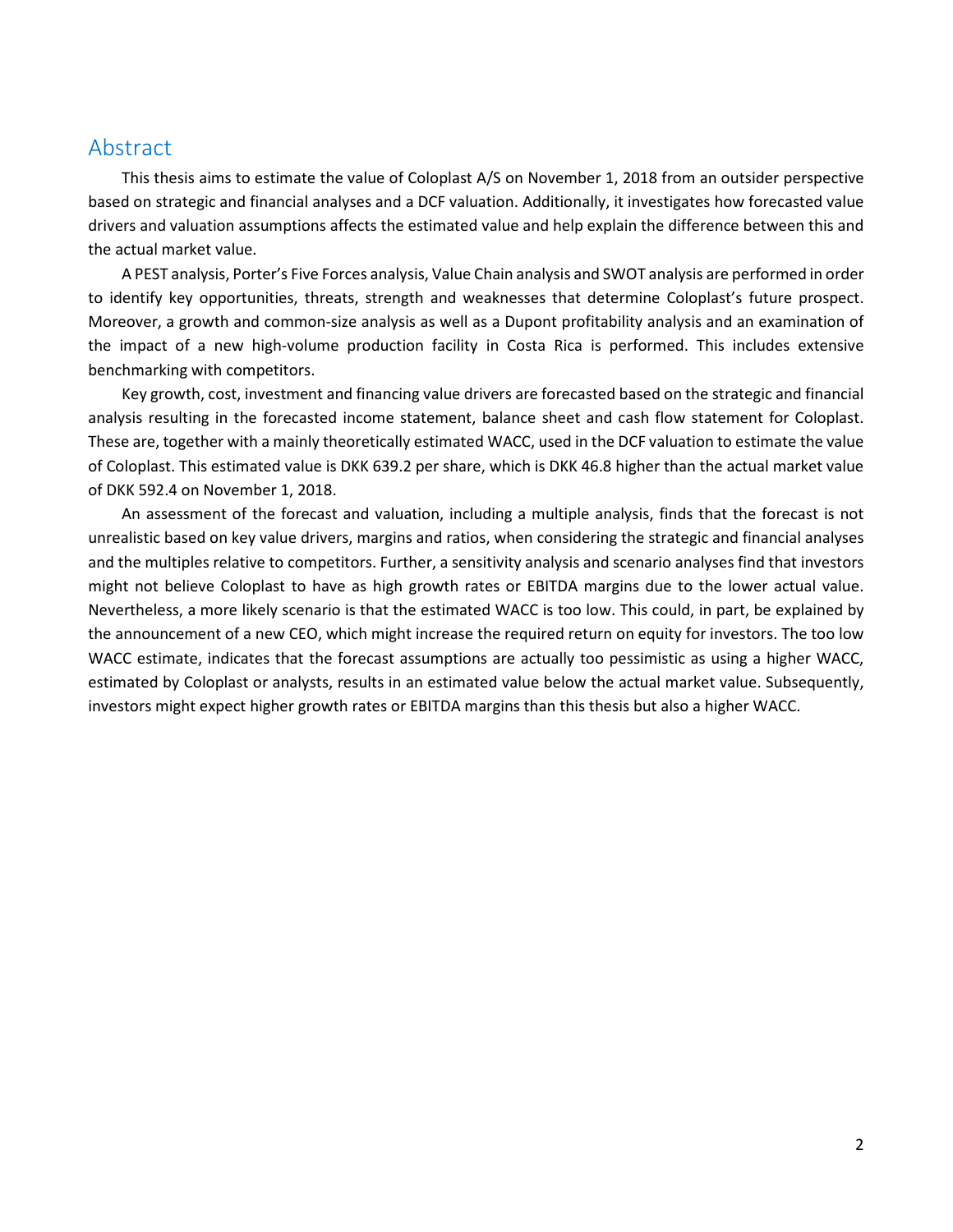## Abstract

This thesis aims to estimate the value of Coloplast A/S on November 1, 2018 from an outsider perspective based on strategic and financial analyses and a DCF valuation. Additionally, it investigates how forecasted value drivers and valuation assumptions affects the estimated value and help explain the difference between this and the actual market value.

A PEST analysis, Porter's Five Forces analysis, Value Chain analysis and SWOT analysis are performed in order to identify key opportunities, threats, strength and weaknesses that determine Coloplast's future prospect. Moreover, a growth and common-size analysis as well as a Dupont profitability analysis and an examination of the impact of a new high-volume production facility in Costa Rica is performed. This includes extensive benchmarking with competitors.

Key growth, cost, investment and financing value drivers are forecasted based on the strategic and financial analysis resulting in the forecasted income statement, balance sheet and cash flow statement for Coloplast. These are, together with a mainly theoretically estimated WACC, used in the DCF valuation to estimate the value of Coloplast. This estimated value is DKK 639.2 per share, which is DKK 46.8 higher than the actual market value of DKK 592.4 on November 1, 2018.

An assessment of the forecast and valuation, including a multiple analysis, finds that the forecast is not unrealistic based on key value drivers, margins and ratios, when considering the strategic and financial analyses and the multiples relative to competitors. Further, a sensitivity analysis and scenario analyses find that investors might not believe Coloplast to have as high growth rates or EBITDA margins due to the lower actual value. Nevertheless, a more likely scenario is that the estimated WACC is too low. This could, in part, be explained by the announcement of a new CEO, which might increase the required return on equity for investors. The too low WACC estimate, indicates that the forecast assumptions are actually too pessimistic as using a higher WACC, estimated by Coloplast or analysts, results in an estimated value below the actual market value. Subsequently, investors might expect higher growth rates or EBITDA margins than this thesis but also a higher WACC.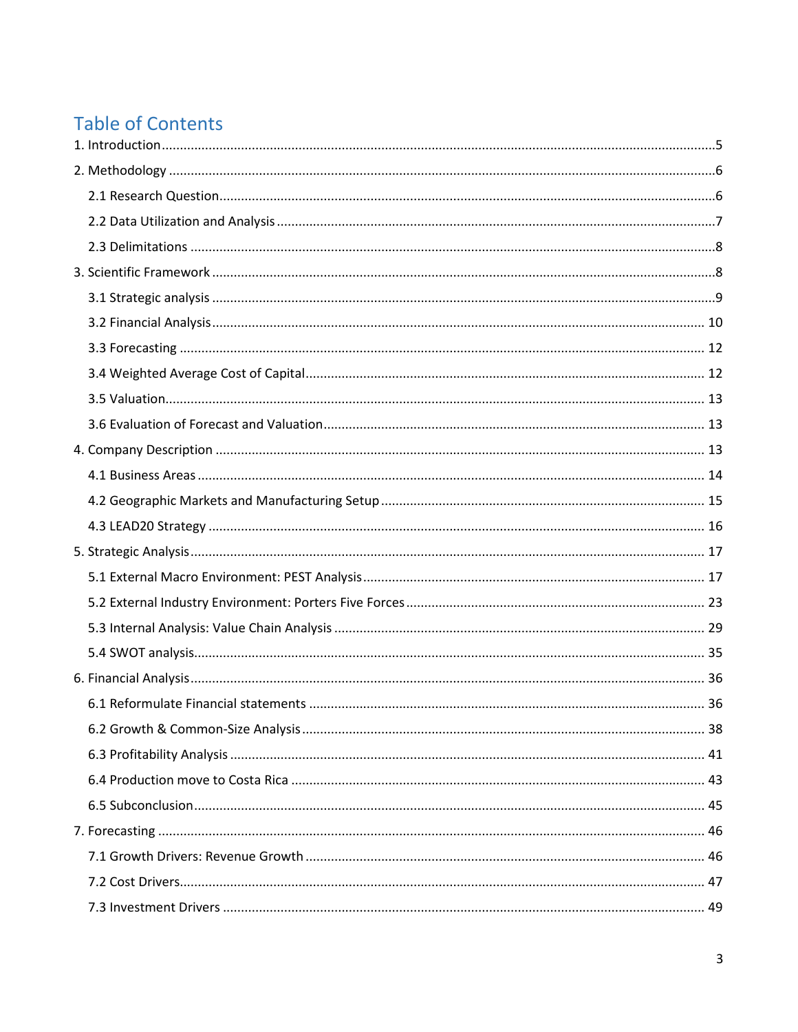# Table of Contents

1. Introduction ........................................................................................................................ 5
2. Methodology ...................................................................................................................... 6
   - 2.1 Research Question ........................................................................................................ 6
   - 2.2 Data Utilization and Analysis ........................................................................................ 7
   - 2.3 Delimitations ................................................................................................................ 8
3. Scientific Framework .......................................................................................................... 8
   - 3.1 Strategic analysis .......................................................................................................... 9
   - 3.2 Financial Analysis ........................................................................................................ 10
   - 3.3 Forecasting ................................................................................................................. 12
   - 3.4 Weighted Average Cost of Capital ............................................................................... 12
   - 3.5 Valuation ..................................................................................................................... 13
   - 3.6 Evaluation of Forecast and Valuation .......................................................................... 13
4. Company Description ....................................................................................................... 13
   - 4.1 Business Areas ............................................................................................................ 14
   - 4.2 Geographic Markets and Manufacturing Setup .......................................................... 15
   - 4.3 LEAD20 Strategy ......................................................................................................... 16
5. Strategic Analysis ............................................................................................................. 17
   - 5.1 External Macro Environment: PEST Analysis .............................................................. 17
   - 5.2 External Industry Environment: Porters Five Forces ................................................... 23
   - 5.3 Internal Analysis: Value Chain Analysis ...................................................................... 29
   - 5.4 SWOT analysis ............................................................................................................. 35
6. Financial Analysis ............................................................................................................. 36
   - 6.1 Reformulate Financial statements .............................................................................. 36
   - 6.2 Growth & Common-Size Analysis ................................................................................ 38
   - 6.3 Profitability Analysis ................................................................................................... 41
   - 6.4 Production move to Costa Rica ................................................................................... 43
   - 6.5 Subconclusion ............................................................................................................. 45
7. Forecasting ....................................................................................................................... 46
   - 7.1 Growth Drivers: Revenue Growth ............................................................................... 46
   - 7.2 Cost Drivers ................................................................................................................. 47
   - 7.3 Investment Drivers ..................................................................................................... 49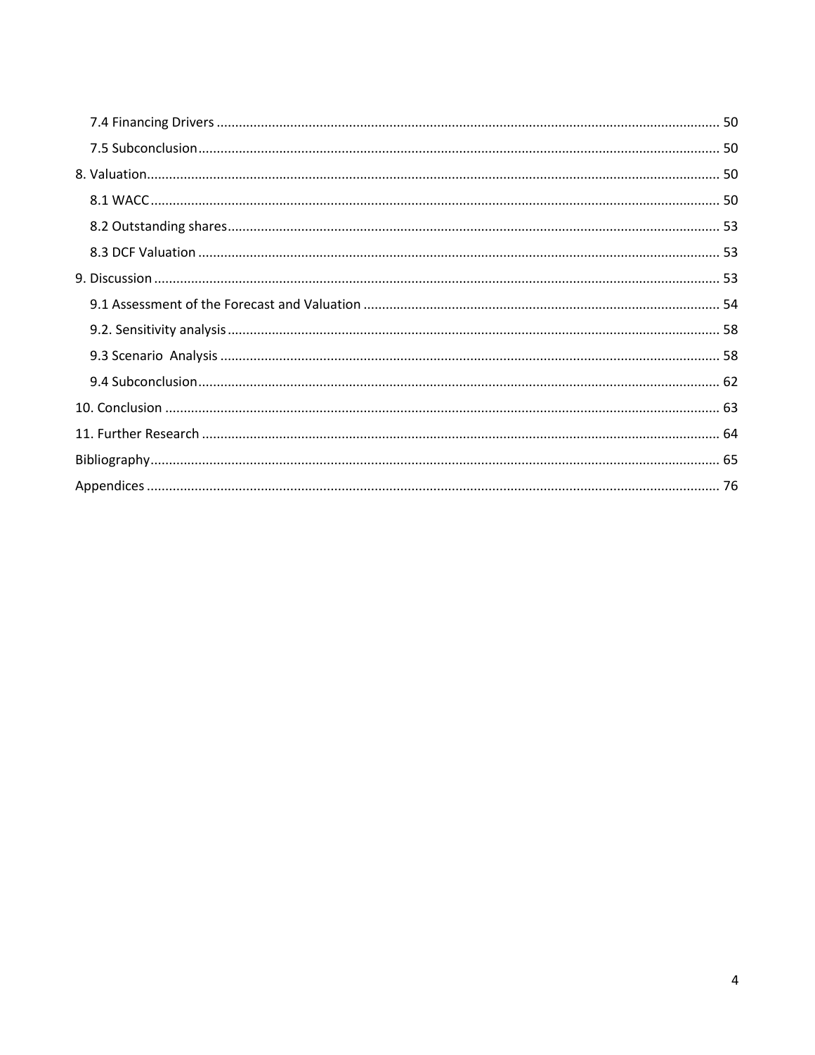7.4 Financing Drivers ........................................................................................................................................ 50

7.5 Subconclusion ............................................................................................................................................ 50

8. Valuation ........................................................................................................................................................ 50

8.1 WACC ......................................................................................................................................................... 50

8.2 Outstanding shares .................................................................................................................................... 53

8.3 DCF Valuation ............................................................................................................................................ 53

9. Discussion ....................................................................................................................................................... 53

9.1 Assessment of the Forecast and Valuation ................................................................................................ 54

9.2. Sensitivity analysis ..................................................................................................................................... 58

9.3 Scenario  Analysis ...................................................................................................................................... 58

9.4 Subconclusion ............................................................................................................................................ 62

10. Conclusion ..................................................................................................................................................... 63

11. Further Research ........................................................................................................................................... 64

Bibliography ........................................................................................................................................................ 65

Appendices .......................................................................................................................................................... 76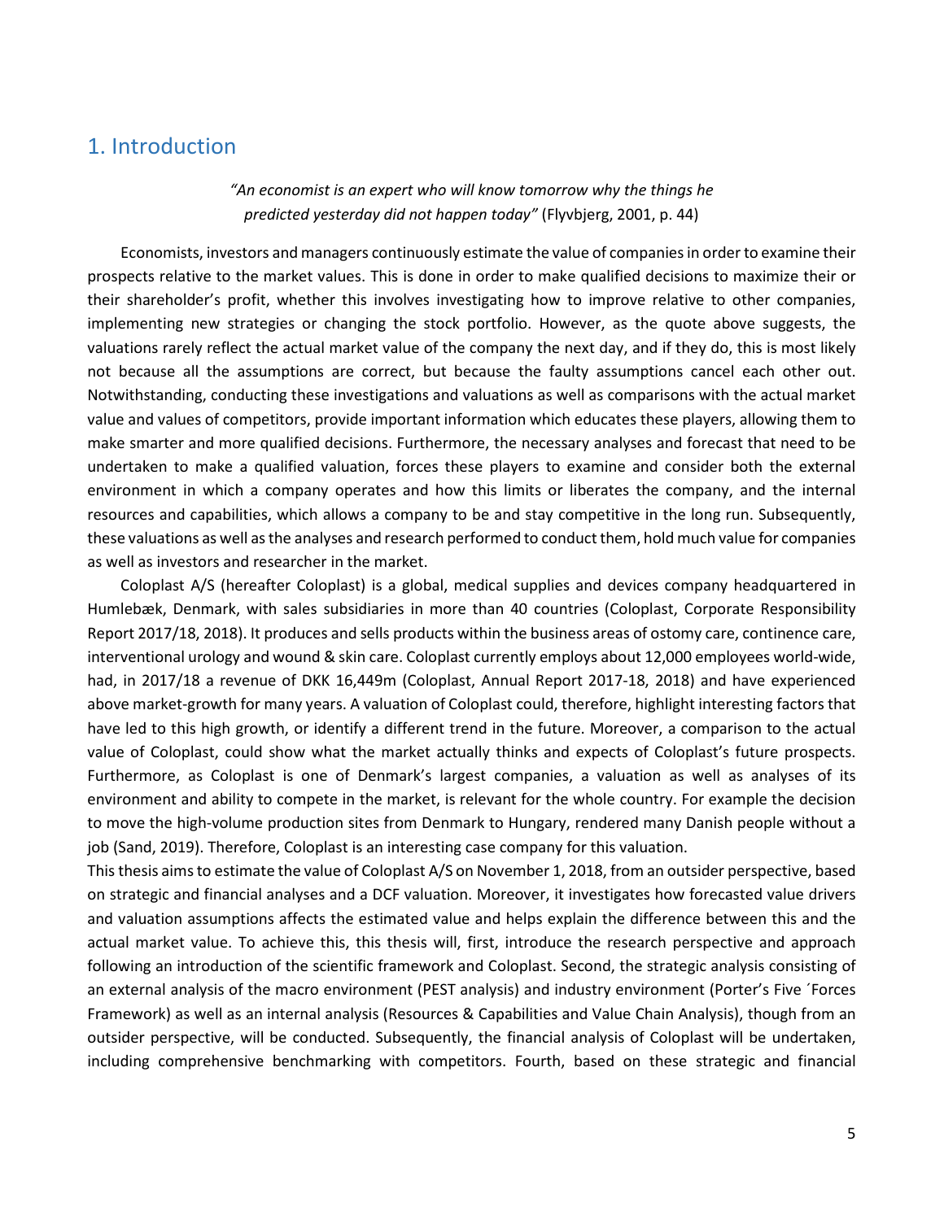# 1. Introduction

*"An economist is an expert who will know tomorrow why the things he predicted yesterday did not happen today"* (Flyvbjerg, 2001, p. 44)

Economists, investors and managers continuously estimate the value of companies in order to examine their prospects relative to the market values. This is done in order to make qualified decisions to maximize their or their shareholder's profit, whether this involves investigating how to improve relative to other companies, implementing new strategies or changing the stock portfolio. However, as the quote above suggests, the valuations rarely reflect the actual market value of the company the next day, and if they do, this is most likely not because all the assumptions are correct, but because the faulty assumptions cancel each other out. Notwithstanding, conducting these investigations and valuations as well as comparisons with the actual market value and values of competitors, provide important information which educates these players, allowing them to make smarter and more qualified decisions. Furthermore, the necessary analyses and forecast that need to be undertaken to make a qualified valuation, forces these players to examine and consider both the external environment in which a company operates and how this limits or liberates the company, and the internal resources and capabilities, which allows a company to be and stay competitive in the long run. Subsequently, these valuations as well as the analyses and research performed to conduct them, hold much value for companies as well as investors and researcher in the market.

Coloplast A/S (hereafter Coloplast) is a global, medical supplies and devices company headquartered in Humlebæk, Denmark, with sales subsidiaries in more than 40 countries (Coloplast, Corporate Responsibility Report 2017/18, 2018). It produces and sells products within the business areas of ostomy care, continence care, interventional urology and wound & skin care. Coloplast currently employs about 12,000 employees world-wide, had, in 2017/18 a revenue of DKK 16,449m (Coloplast, Annual Report 2017-18, 2018) and have experienced above market-growth for many years. A valuation of Coloplast could, therefore, highlight interesting factors that have led to this high growth, or identify a different trend in the future. Moreover, a comparison to the actual value of Coloplast, could show what the market actually thinks and expects of Coloplast's future prospects. Furthermore, as Coloplast is one of Denmark's largest companies, a valuation as well as analyses of its environment and ability to compete in the market, is relevant for the whole country. For example the decision to move the high-volume production sites from Denmark to Hungary, rendered many Danish people without a job (Sand, 2019). Therefore, Coloplast is an interesting case company for this valuation.

This thesis aims to estimate the value of Coloplast A/S on November 1, 2018, from an outsider perspective, based on strategic and financial analyses and a DCF valuation. Moreover, it investigates how forecasted value drivers and valuation assumptions affects the estimated value and helps explain the difference between this and the actual market value. To achieve this, this thesis will, first, introduce the research perspective and approach following an introduction of the scientific framework and Coloplast. Second, the strategic analysis consisting of an external analysis of the macro environment (PEST analysis) and industry environment (Porter's Five ´Forces Framework) as well as an internal analysis (Resources & Capabilities and Value Chain Analysis), though from an outsider perspective, will be conducted. Subsequently, the financial analysis of Coloplast will be undertaken, including comprehensive benchmarking with competitors. Fourth, based on these strategic and financial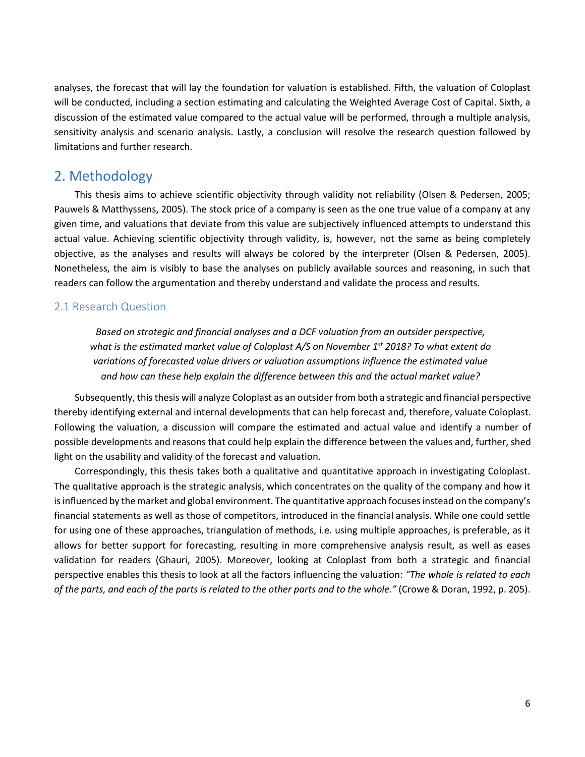analyses, the forecast that will lay the foundation for valuation is established. Fifth, the valuation of Coloplast will be conducted, including a section estimating and calculating the Weighted Average Cost of Capital. Sixth, a discussion of the estimated value compared to the actual value will be performed, through a multiple analysis, sensitivity analysis and scenario analysis. Lastly, a conclusion will resolve the research question followed by limitations and further research.

## 2. Methodology

This thesis aims to achieve scientific objectivity through validity not reliability (Olsen & Pedersen, 2005; Pauwels & Matthyssens, 2005). The stock price of a company is seen as the one true value of a company at any given time, and valuations that deviate from this value are subjectively influenced attempts to understand this actual value. Achieving scientific objectivity through validity, is, however, not the same as being completely objective, as the analyses and results will always be colored by the interpreter (Olsen & Pedersen, 2005). Nonetheless, the aim is visibly to base the analyses on publicly available sources and reasoning, in such that readers can follow the argumentation and thereby understand and validate the process and results.

### 2.1 Research Question

*Based on strategic and financial analyses and a DCF valuation from an outsider perspective, what is the estimated market value of Coloplast A/S on November 1st 2018? To what extent do variations of forecasted value drivers or valuation assumptions influence the estimated value and how can these help explain the difference between this and the actual market value?*

Subsequently, this thesis will analyze Coloplast as an outsider from both a strategic and financial perspective thereby identifying external and internal developments that can help forecast and, therefore, valuate Coloplast. Following the valuation, a discussion will compare the estimated and actual value and identify a number of possible developments and reasons that could help explain the difference between the values and, further, shed light on the usability and validity of the forecast and valuation.

Correspondingly, this thesis takes both a qualitative and quantitative approach in investigating Coloplast. The qualitative approach is the strategic analysis, which concentrates on the quality of the company and how it is influenced by the market and global environment. The quantitative approach focuses instead on the company's financial statements as well as those of competitors, introduced in the financial analysis. While one could settle for using one of these approaches, triangulation of methods, i.e. using multiple approaches, is preferable, as it allows for better support for forecasting, resulting in more comprehensive analysis result, as well as eases validation for readers (Ghauri, 2005). Moreover, looking at Coloplast from both a strategic and financial perspective enables this thesis to look at all the factors influencing the valuation: *"The whole is related to each of the parts, and each of the parts is related to the other parts and to the whole."* (Crowe & Doran, 1992, p. 205).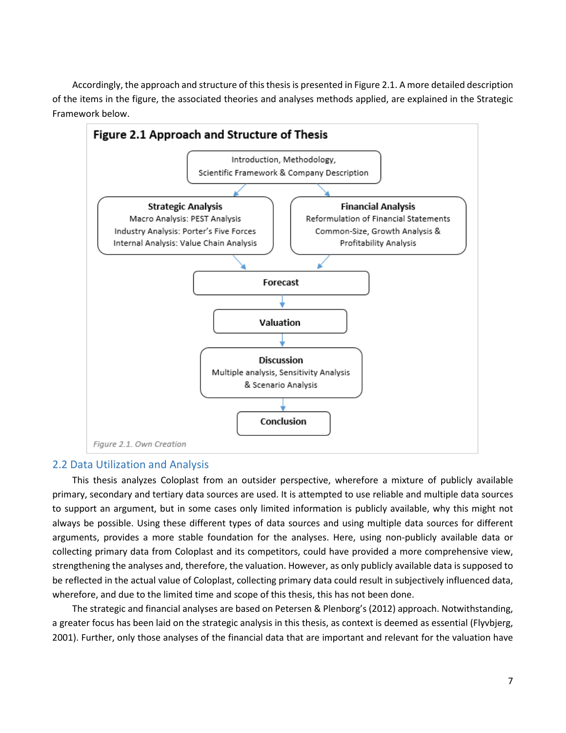Accordingly, the approach and structure of this thesis is presented in Figure 2.1. A more detailed description of the items in the figure, the associated theories and analyses methods applied, are explained in the Strategic Framework below.

**Figure 2.1 Approach and Structure of Thesis**

Introduction, Methodology, Scientific Framework & Company Description

**Strategic Analysis**
Macro Analysis: PEST Analysis
Industry Analysis: Porter's Five Forces
Internal Analysis: Value Chain Analysis

**Financial Analysis**
Reformulation of Financial Statements
Common-Size, Growth Analysis & Profitability Analysis

**Forecast**

**Valuation**

**Discussion**
Multiple analysis, Sensitivity Analysis & Scenario Analysis

**Conclusion**

*Figure 2.1. Own Creation*

## 2.2 Data Utilization and Analysis

This thesis analyzes Coloplast from an outsider perspective, wherefore a mixture of publicly available primary, secondary and tertiary data sources are used. It is attempted to use reliable and multiple data sources to support an argument, but in some cases only limited information is publicly available, why this might not always be possible. Using these different types of data sources and using multiple data sources for different arguments, provides a more stable foundation for the analyses. Here, using non-publicly available data or collecting primary data from Coloplast and its competitors, could have provided a more comprehensive view, strengthening the analyses and, therefore, the valuation. However, as only publicly available data is supposed to be reflected in the actual value of Coloplast, collecting primary data could result in subjectively influenced data, wherefore, and due to the limited time and scope of this thesis, this has not been done.

The strategic and financial analyses are based on Petersen & Plenborg's (2012) approach. Notwithstanding, a greater focus has been laid on the strategic analysis in this thesis, as context is deemed as essential (Flyvbjerg, 2001). Further, only those analyses of the financial data that are important and relevant for the valuation have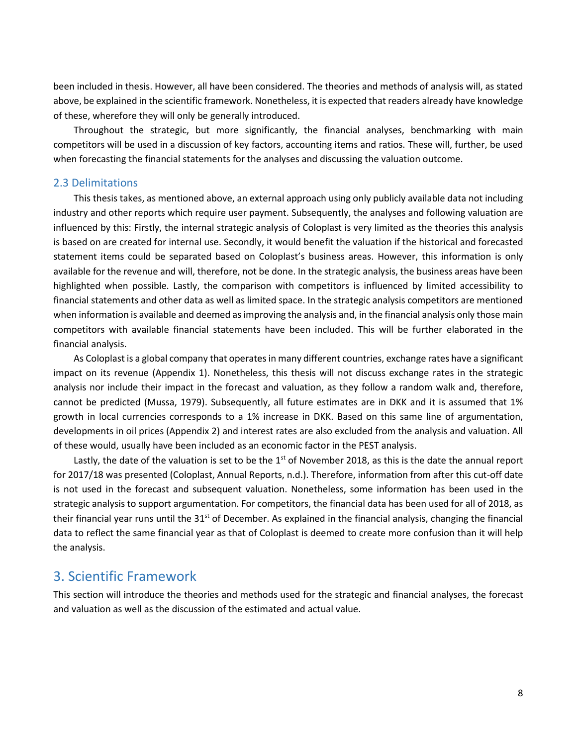been included in thesis. However, all have been considered. The theories and methods of analysis will, as stated above, be explained in the scientific framework. Nonetheless, it is expected that readers already have knowledge of these, wherefore they will only be generally introduced.

Throughout the strategic, but more significantly, the financial analyses, benchmarking with main competitors will be used in a discussion of key factors, accounting items and ratios. These will, further, be used when forecasting the financial statements for the analyses and discussing the valuation outcome.

## 2.3 Delimitations

This thesis takes, as mentioned above, an external approach using only publicly available data not including industry and other reports which require user payment. Subsequently, the analyses and following valuation are influenced by this: Firstly, the internal strategic analysis of Coloplast is very limited as the theories this analysis is based on are created for internal use. Secondly, it would benefit the valuation if the historical and forecasted statement items could be separated based on Coloplast's business areas. However, this information is only available for the revenue and will, therefore, not be done. In the strategic analysis, the business areas have been highlighted when possible. Lastly, the comparison with competitors is influenced by limited accessibility to financial statements and other data as well as limited space. In the strategic analysis competitors are mentioned when information is available and deemed as improving the analysis and, in the financial analysis only those main competitors with available financial statements have been included. This will be further elaborated in the financial analysis.

As Coloplast is a global company that operates in many different countries, exchange rates have a significant impact on its revenue (Appendix 1). Nonetheless, this thesis will not discuss exchange rates in the strategic analysis nor include their impact in the forecast and valuation, as they follow a random walk and, therefore, cannot be predicted (Mussa, 1979). Subsequently, all future estimates are in DKK and it is assumed that 1% growth in local currencies corresponds to a 1% increase in DKK. Based on this same line of argumentation, developments in oil prices (Appendix 2) and interest rates are also excluded from the analysis and valuation. All of these would, usually have been included as an economic factor in the PEST analysis.

Lastly, the date of the valuation is set to be the 1st of November 2018, as this is the date the annual report for 2017/18 was presented (Coloplast, Annual Reports, n.d.). Therefore, information from after this cut-off date is not used in the forecast and subsequent valuation. Nonetheless, some information has been used in the strategic analysis to support argumentation. For competitors, the financial data has been used for all of 2018, as their financial year runs until the 31st of December. As explained in the financial analysis, changing the financial data to reflect the same financial year as that of Coloplast is deemed to create more confusion than it will help the analysis.

# 3. Scientific Framework

This section will introduce the theories and methods used for the strategic and financial analyses, the forecast and valuation as well as the discussion of the estimated and actual value.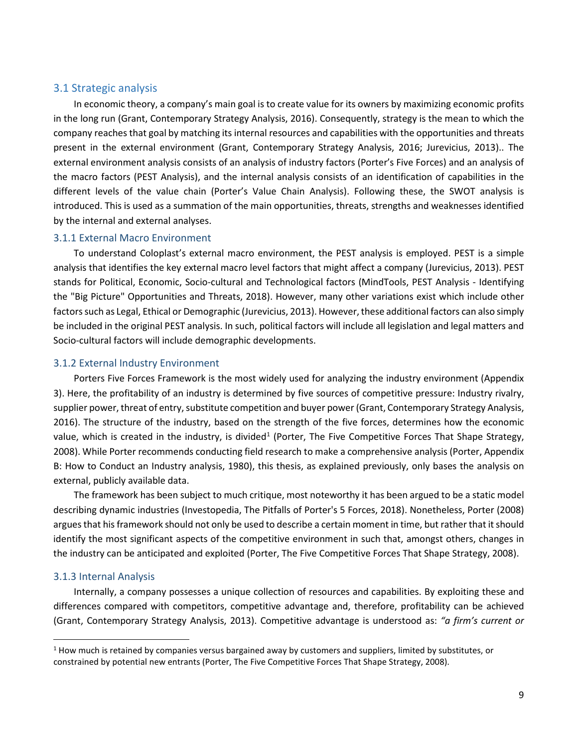## 3.1 Strategic analysis

In economic theory, a company's main goal is to create value for its owners by maximizing economic profits in the long run (Grant, Contemporary Strategy Analysis, 2016). Consequently, strategy is the mean to which the company reaches that goal by matching its internal resources and capabilities with the opportunities and threats present in the external environment (Grant, Contemporary Strategy Analysis, 2016; Jurevicius, 2013).. The external environment analysis consists of an analysis of industry factors (Porter's Five Forces) and an analysis of the macro factors (PEST Analysis), and the internal analysis consists of an identification of capabilities in the different levels of the value chain (Porter's Value Chain Analysis). Following these, the SWOT analysis is introduced. This is used as a summation of the main opportunities, threats, strengths and weaknesses identified by the internal and external analyses.

### 3.1.1 External Macro Environment

To understand Coloplast's external macro environment, the PEST analysis is employed. PEST is a simple analysis that identifies the key external macro level factors that might affect a company (Jurevicius, 2013). PEST stands for Political, Economic, Socio-cultural and Technological factors (MindTools, PEST Analysis - Identifying the "Big Picture" Opportunities and Threats, 2018). However, many other variations exist which include other factors such as Legal, Ethical or Demographic (Jurevicius, 2013). However, these additional factors can also simply be included in the original PEST analysis. In such, political factors will include all legislation and legal matters and Socio-cultural factors will include demographic developments.

### 3.1.2 External Industry Environment

Porters Five Forces Framework is the most widely used for analyzing the industry environment (Appendix 3). Here, the profitability of an industry is determined by five sources of competitive pressure: Industry rivalry, supplier power, threat of entry, substitute competition and buyer power (Grant, Contemporary Strategy Analysis, 2016). The structure of the industry, based on the strength of the five forces, determines how the economic value, which is created in the industry, is divided[1] (Porter, The Five Competitive Forces That Shape Strategy, 2008). While Porter recommends conducting field research to make a comprehensive analysis (Porter, Appendix B: How to Conduct an Industry analysis, 1980), this thesis, as explained previously, only bases the analysis on external, publicly available data.

The framework has been subject to much critique, most noteworthy it has been argued to be a static model describing dynamic industries (Investopedia, The Pitfalls of Porter's 5 Forces, 2018). Nonetheless, Porter (2008) argues that his framework should not only be used to describe a certain moment in time, but rather that it should identify the most significant aspects of the competitive environment in such that, amongst others, changes in the industry can be anticipated and exploited (Porter, The Five Competitive Forces That Shape Strategy, 2008).

### 3.1.3 Internal Analysis

Internally, a company possesses a unique collection of resources and capabilities. By exploiting these and differences compared with competitors, competitive advantage and, therefore, profitability can be achieved (Grant, Contemporary Strategy Analysis, 2013). Competitive advantage is understood as: *"a firm's current or*

---

[1] How much is retained by companies versus bargained away by customers and suppliers, limited by substitutes, or constrained by potential new entrants (Porter, The Five Competitive Forces That Shape Strategy, 2008).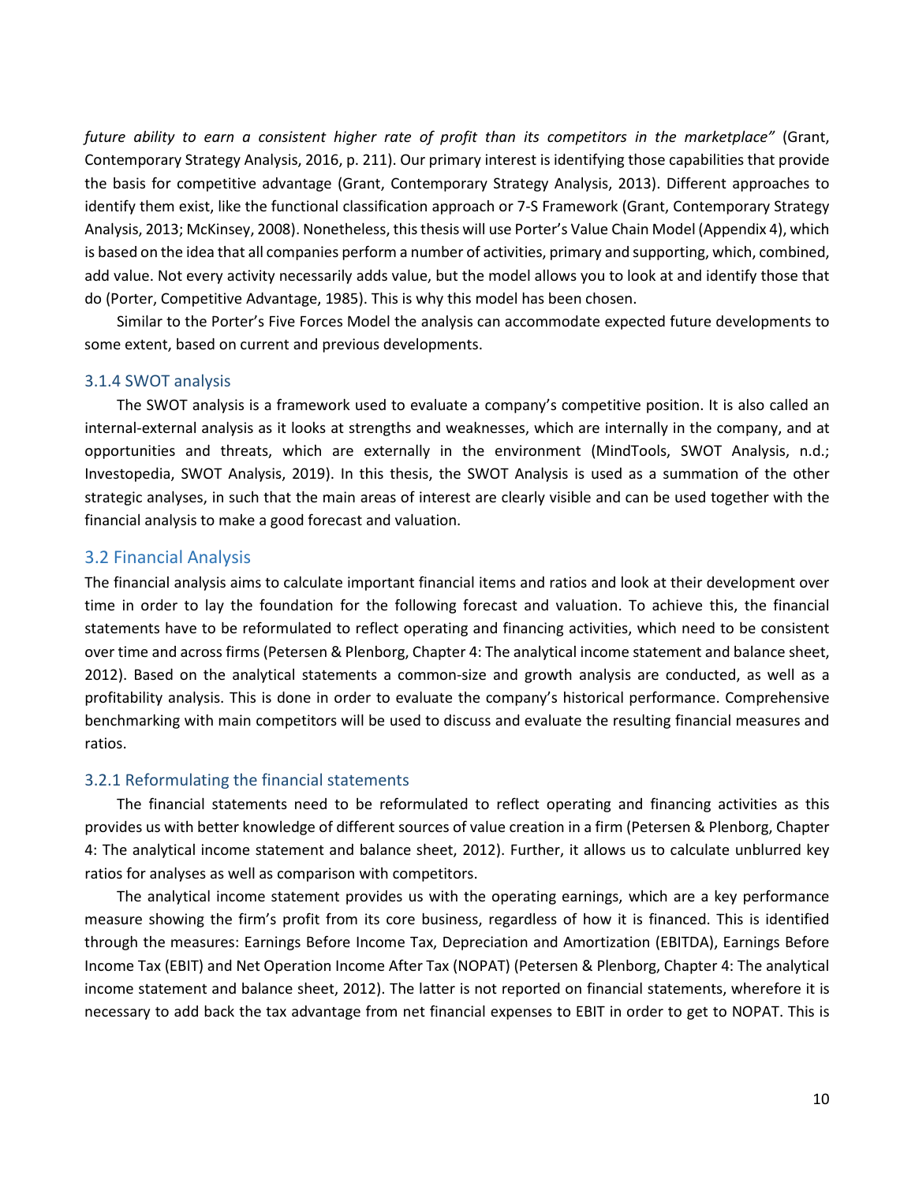*future ability to earn a consistent higher rate of profit than its competitors in the marketplace"* (Grant, Contemporary Strategy Analysis, 2016, p. 211). Our primary interest is identifying those capabilities that provide the basis for competitive advantage (Grant, Contemporary Strategy Analysis, 2013). Different approaches to identify them exist, like the functional classification approach or 7-S Framework (Grant, Contemporary Strategy Analysis, 2013; McKinsey, 2008). Nonetheless, this thesis will use Porter's Value Chain Model (Appendix 4), which is based on the idea that all companies perform a number of activities, primary and supporting, which, combined, add value. Not every activity necessarily adds value, but the model allows you to look at and identify those that do (Porter, Competitive Advantage, 1985). This is why this model has been chosen.

Similar to the Porter's Five Forces Model the analysis can accommodate expected future developments to some extent, based on current and previous developments.

### 3.1.4 SWOT analysis

The SWOT analysis is a framework used to evaluate a company's competitive position. It is also called an internal-external analysis as it looks at strengths and weaknesses, which are internally in the company, and at opportunities and threats, which are externally in the environment (MindTools, SWOT Analysis, n.d.; Investopedia, SWOT Analysis, 2019). In this thesis, the SWOT Analysis is used as a summation of the other strategic analyses, in such that the main areas of interest are clearly visible and can be used together with the financial analysis to make a good forecast and valuation.

## 3.2 Financial Analysis

The financial analysis aims to calculate important financial items and ratios and look at their development over time in order to lay the foundation for the following forecast and valuation. To achieve this, the financial statements have to be reformulated to reflect operating and financing activities, which need to be consistent over time and across firms (Petersen & Plenborg, Chapter 4: The analytical income statement and balance sheet, 2012). Based on the analytical statements a common-size and growth analysis are conducted, as well as a profitability analysis. This is done in order to evaluate the company's historical performance. Comprehensive benchmarking with main competitors will be used to discuss and evaluate the resulting financial measures and ratios.

### 3.2.1 Reformulating the financial statements

The financial statements need to be reformulated to reflect operating and financing activities as this provides us with better knowledge of different sources of value creation in a firm (Petersen & Plenborg, Chapter 4: The analytical income statement and balance sheet, 2012). Further, it allows us to calculate unblurred key ratios for analyses as well as comparison with competitors.

The analytical income statement provides us with the operating earnings, which are a key performance measure showing the firm's profit from its core business, regardless of how it is financed. This is identified through the measures: Earnings Before Income Tax, Depreciation and Amortization (EBITDA), Earnings Before Income Tax (EBIT) and Net Operation Income After Tax (NOPAT) (Petersen & Plenborg, Chapter 4: The analytical income statement and balance sheet, 2012). The latter is not reported on financial statements, wherefore it is necessary to add back the tax advantage from net financial expenses to EBIT in order to get to NOPAT. This is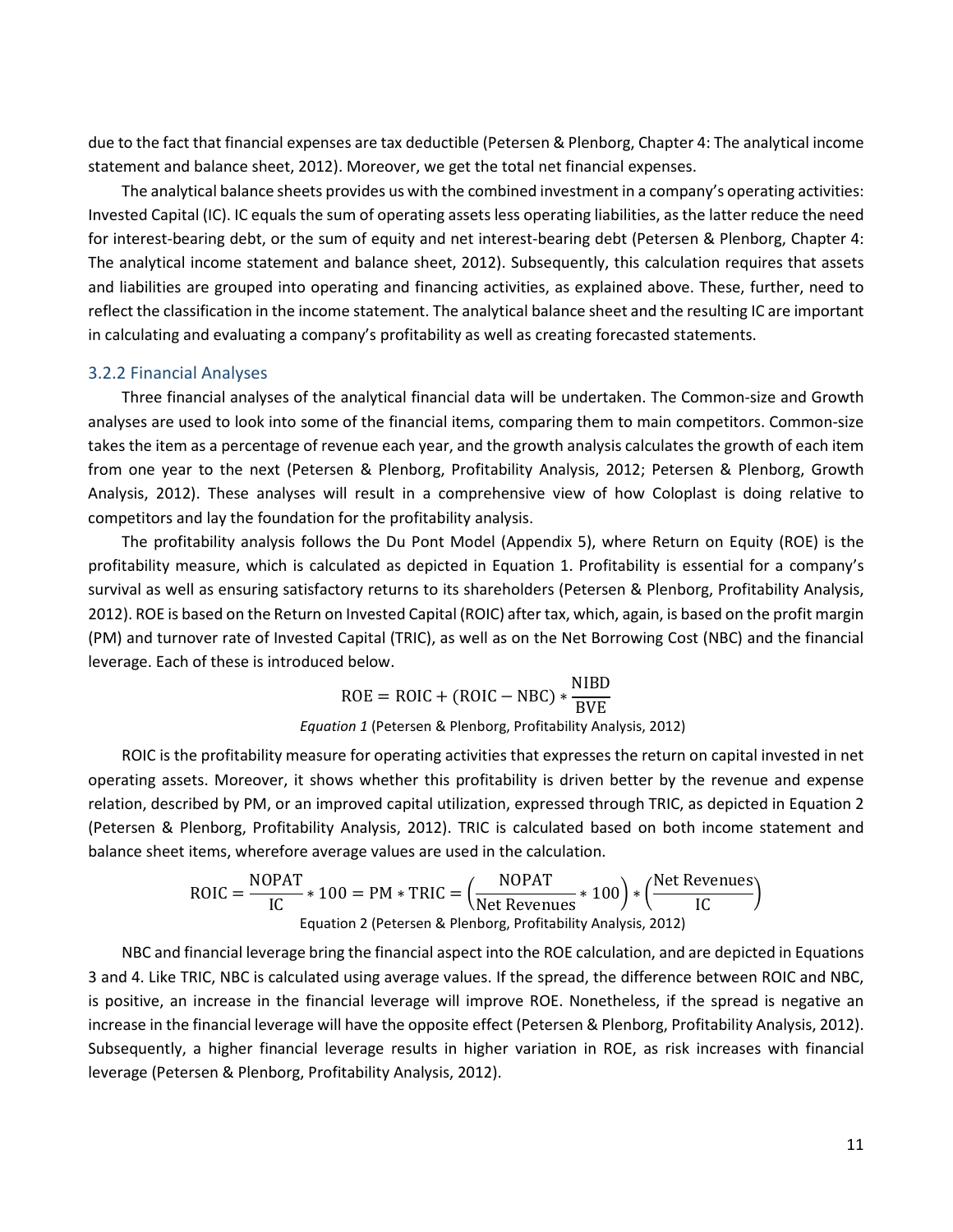due to the fact that financial expenses are tax deductible (Petersen & Plenborg, Chapter 4: The analytical income statement and balance sheet, 2012). Moreover, we get the total net financial expenses.

The analytical balance sheets provides us with the combined investment in a company's operating activities: Invested Capital (IC). IC equals the sum of operating assets less operating liabilities, as the latter reduce the need for interest-bearing debt, or the sum of equity and net interest-bearing debt (Petersen & Plenborg, Chapter 4: The analytical income statement and balance sheet, 2012). Subsequently, this calculation requires that assets and liabilities are grouped into operating and financing activities, as explained above. These, further, need to reflect the classification in the income statement. The analytical balance sheet and the resulting IC are important in calculating and evaluating a company's profitability as well as creating forecasted statements.

### 3.2.2 Financial Analyses

Three financial analyses of the analytical financial data will be undertaken. The Common-size and Growth analyses are used to look into some of the financial items, comparing them to main competitors. Common-size takes the item as a percentage of revenue each year, and the growth analysis calculates the growth of each item from one year to the next (Petersen & Plenborg, Profitability Analysis, 2012; Petersen & Plenborg, Growth Analysis, 2012). These analyses will result in a comprehensive view of how Coloplast is doing relative to competitors and lay the foundation for the profitability analysis.

The profitability analysis follows the Du Pont Model (Appendix 5), where Return on Equity (ROE) is the profitability measure, which is calculated as depicted in Equation 1. Profitability is essential for a company's survival as well as ensuring satisfactory returns to its shareholders (Petersen & Plenborg, Profitability Analysis, 2012). ROE is based on the Return on Invested Capital (ROIC) after tax, which, again, is based on the profit margin (PM) and turnover rate of Invested Capital (TRIC), as well as on the Net Borrowing Cost (NBC) and the financial leverage. Each of these is introduced below.

$$\text{ROE} = \text{ROIC} + (\text{ROIC} - \text{NBC}) * \frac{\text{NIBD}}{\text{BVE}}$$

*Equation 1* (Petersen & Plenborg, Profitability Analysis, 2012)

ROIC is the profitability measure for operating activities that expresses the return on capital invested in net operating assets. Moreover, it shows whether this profitability is driven better by the revenue and expense relation, described by PM, or an improved capital utilization, expressed through TRIC, as depicted in Equation 2 (Petersen & Plenborg, Profitability Analysis, 2012). TRIC is calculated based on both income statement and balance sheet items, wherefore average values are used in the calculation.

$$\text{ROIC} = \frac{\text{NOPAT}}{\text{IC}} * 100 = \text{PM} * \text{TRIC} = \left(\frac{\text{NOPAT}}{\text{Net Revenues}} * 100\right) * \left(\frac{\text{Net Revenues}}{\text{IC}}\right)$$

Equation 2 (Petersen & Plenborg, Profitability Analysis, 2012)

NBC and financial leverage bring the financial aspect into the ROE calculation, and are depicted in Equations 3 and 4. Like TRIC, NBC is calculated using average values. If the spread, the difference between ROIC and NBC, is positive, an increase in the financial leverage will improve ROE. Nonetheless, if the spread is negative an increase in the financial leverage will have the opposite effect (Petersen & Plenborg, Profitability Analysis, 2012). Subsequently, a higher financial leverage results in higher variation in ROE, as risk increases with financial leverage (Petersen & Plenborg, Profitability Analysis, 2012).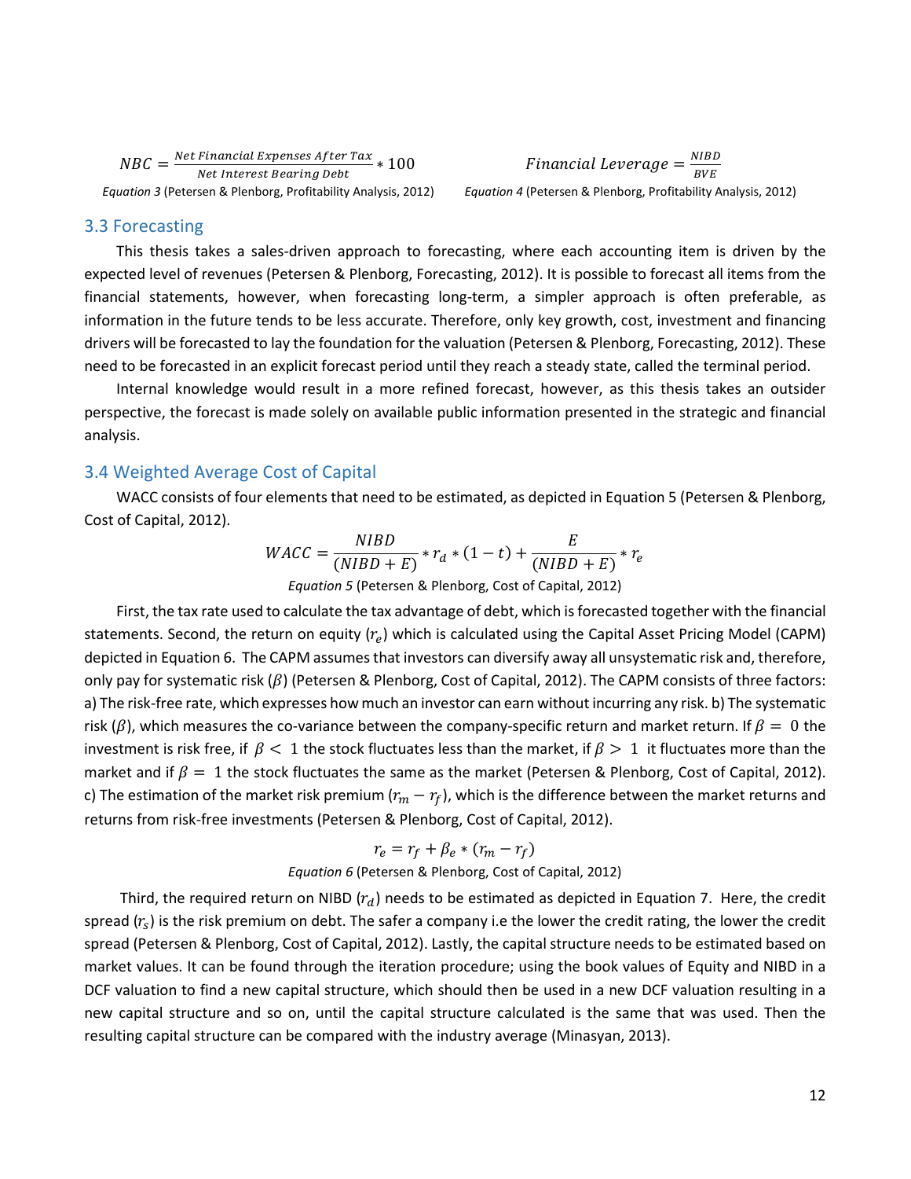$$NBC = \frac{Net\ Financial\ Expenses\ After\ Tax}{Net\ Interest\ Bearing\ Debt} * 100$$

*Equation 3* (Petersen & Plenborg, Profitability Analysis, 2012)

$$Financial\ Leverage = \frac{NIBD}{BVE}$$

*Equation 4* (Petersen & Plenborg, Profitability Analysis, 2012)

## 3.3 Forecasting

This thesis takes a sales-driven approach to forecasting, where each accounting item is driven by the expected level of revenues (Petersen & Plenborg, Forecasting, 2012). It is possible to forecast all items from the financial statements, however, when forecasting long-term, a simpler approach is often preferable, as information in the future tends to be less accurate. Therefore, only key growth, cost, investment and financing drivers will be forecasted to lay the foundation for the valuation (Petersen & Plenborg, Forecasting, 2012). These need to be forecasted in an explicit forecast period until they reach a steady state, called the terminal period.

Internal knowledge would result in a more refined forecast, however, as this thesis takes an outsider perspective, the forecast is made solely on available public information presented in the strategic and financial analysis.

## 3.4 Weighted Average Cost of Capital

WACC consists of four elements that need to be estimated, as depicted in Equation 5 (Petersen & Plenborg, Cost of Capital, 2012).

$$WACC = \frac{NIBD}{(NIBD + E)} * r_d * (1 - t) + \frac{E}{(NIBD + E)} * r_e$$

*Equation 5* (Petersen & Plenborg, Cost of Capital, 2012)

First, the tax rate used to calculate the tax advantage of debt, which is forecasted together with the financial statements. Second, the return on equity ($r_e$) which is calculated using the Capital Asset Pricing Model (CAPM) depicted in Equation 6. The CAPM assumes that investors can diversify away all unsystematic risk and, therefore, only pay for systematic risk ($\beta$) (Petersen & Plenborg, Cost of Capital, 2012). The CAPM consists of three factors: a) The risk-free rate, which expresses how much an investor can earn without incurring any risk. b) The systematic risk ($\beta$), which measures the co-variance between the company-specific return and market return. If $\beta = 0$ the investment is risk free, if $\beta < 1$ the stock fluctuates less than the market, if $\beta > 1$ it fluctuates more than the market and if $\beta = 1$ the stock fluctuates the same as the market (Petersen & Plenborg, Cost of Capital, 2012). c) The estimation of the market risk premium ($r_m - r_f$), which is the difference between the market returns and returns from risk-free investments (Petersen & Plenborg, Cost of Capital, 2012).

$$r_e = r_f + \beta_e * (r_m - r_f)$$

*Equation 6* (Petersen & Plenborg, Cost of Capital, 2012)

Third, the required return on NIBD ($r_d$) needs to be estimated as depicted in Equation 7. Here, the credit spread ($r_s$) is the risk premium on debt. The safer a company i.e the lower the credit rating, the lower the credit spread (Petersen & Plenborg, Cost of Capital, 2012). Lastly, the capital structure needs to be estimated based on market values. It can be found through the iteration procedure; using the book values of Equity and NIBD in a DCF valuation to find a new capital structure, which should then be used in a new DCF valuation resulting in a new capital structure and so on, until the capital structure calculated is the same that was used. Then the resulting capital structure can be compared with the industry average (Minasyan, 2013).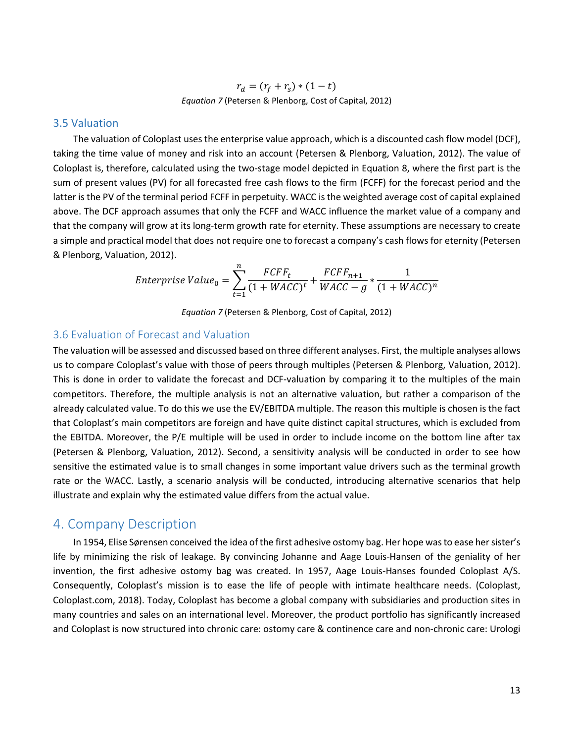$$r_d = (r_f + r_s) * (1 - t)$$

*Equation 7* (Petersen & Plenborg, Cost of Capital, 2012)

## 3.5 Valuation

The valuation of Coloplast uses the enterprise value approach, which is a discounted cash flow model (DCF), taking the time value of money and risk into an account (Petersen & Plenborg, Valuation, 2012). The value of Coloplast is, therefore, calculated using the two-stage model depicted in Equation 8, where the first part is the sum of present values (PV) for all forecasted free cash flows to the firm (FCFF) for the forecast period and the latter is the PV of the terminal period FCFF in perpetuity. WACC is the weighted average cost of capital explained above. The DCF approach assumes that only the FCFF and WACC influence the market value of a company and that the company will grow at its long-term growth rate for eternity. These assumptions are necessary to create a simple and practical model that does not require one to forecast a company's cash flows for eternity (Petersen & Plenborg, Valuation, 2012).

$$Enterprise\ Value_0 = \sum_{t=1}^{n} \frac{FCFF_t}{(1 + WACC)^t} + \frac{FCFF_{n+1}}{WACC - g} * \frac{1}{(1 + WACC)^n}$$

*Equation 7* (Petersen & Plenborg, Cost of Capital, 2012)

## 3.6 Evaluation of Forecast and Valuation

The valuation will be assessed and discussed based on three different analyses. First, the multiple analyses allows us to compare Coloplast's value with those of peers through multiples (Petersen & Plenborg, Valuation, 2012). This is done in order to validate the forecast and DCF-valuation by comparing it to the multiples of the main competitors. Therefore, the multiple analysis is not an alternative valuation, but rather a comparison of the already calculated value. To do this we use the EV/EBITDA multiple. The reason this multiple is chosen is the fact that Coloplast's main competitors are foreign and have quite distinct capital structures, which is excluded from the EBITDA. Moreover, the P/E multiple will be used in order to include income on the bottom line after tax (Petersen & Plenborg, Valuation, 2012). Second, a sensitivity analysis will be conducted in order to see how sensitive the estimated value is to small changes in some important value drivers such as the terminal growth rate or the WACC. Lastly, a scenario analysis will be conducted, introducing alternative scenarios that help illustrate and explain why the estimated value differs from the actual value.

# 4. Company Description

In 1954, Elise Sørensen conceived the idea of the first adhesive ostomy bag. Her hope was to ease her sister's life by minimizing the risk of leakage. By convincing Johanne and Aage Louis-Hansen of the geniality of her invention, the first adhesive ostomy bag was created. In 1957, Aage Louis-Hanses founded Coloplast A/S. Consequently, Coloplast's mission is to ease the life of people with intimate healthcare needs. (Coloplast, Coloplast.com, 2018). Today, Coloplast has become a global company with subsidiaries and production sites in many countries and sales on an international level. Moreover, the product portfolio has significantly increased and Coloplast is now structured into chronic care: ostomy care & continence care and non-chronic care: Urologi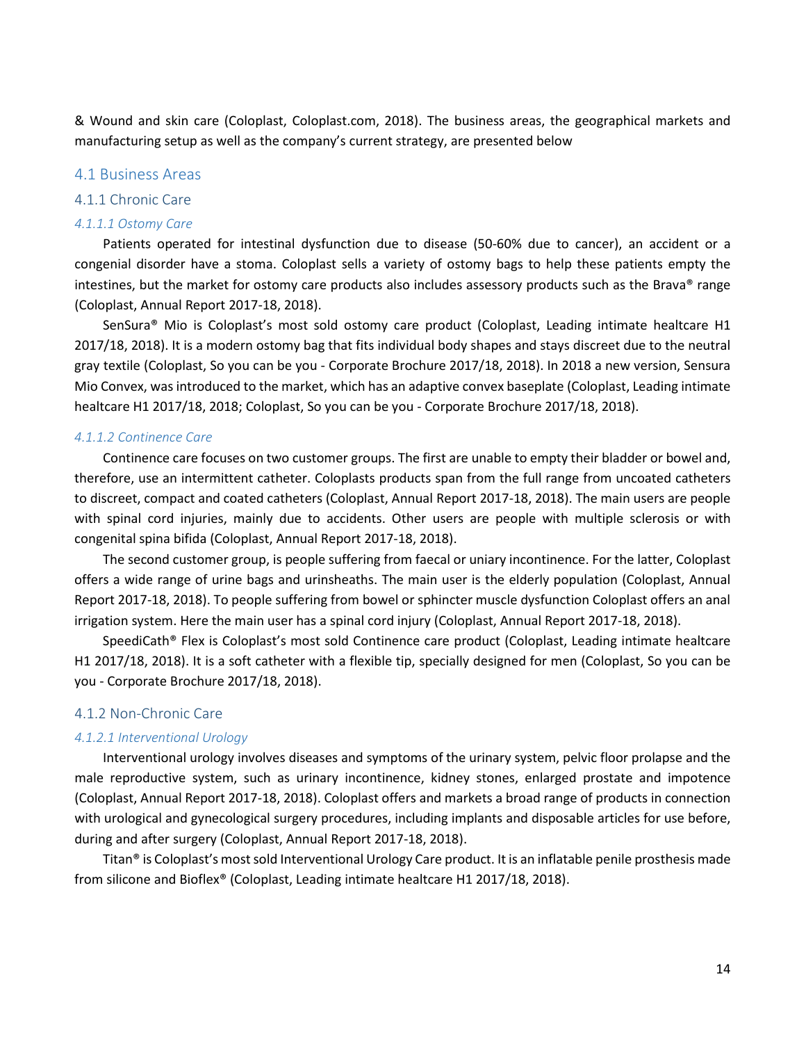& Wound and skin care (Coloplast, Coloplast.com, 2018). The business areas, the geographical markets and manufacturing setup as well as the company's current strategy, are presented below

## 4.1 Business Areas

### 4.1.1 Chronic Care

#### *4.1.1.1 Ostomy Care*

Patients operated for intestinal dysfunction due to disease (50-60% due to cancer), an accident or a congenial disorder have a stoma. Coloplast sells a variety of ostomy bags to help these patients empty the intestines, but the market for ostomy care products also includes assessory products such as the Brava® range (Coloplast, Annual Report 2017-18, 2018).

SenSura® Mio is Coloplast's most sold ostomy care product (Coloplast, Leading intimate healtcare H1 2017/18, 2018). It is a modern ostomy bag that fits individual body shapes and stays discreet due to the neutral gray textile (Coloplast, So you can be you - Corporate Brochure 2017/18, 2018). In 2018 a new version, Sensura Mio Convex, was introduced to the market, which has an adaptive convex baseplate (Coloplast, Leading intimate healtcare H1 2017/18, 2018; Coloplast, So you can be you - Corporate Brochure 2017/18, 2018).

#### *4.1.1.2 Continence Care*

Continence care focuses on two customer groups. The first are unable to empty their bladder or bowel and, therefore, use an intermittent catheter. Coloplasts products span from the full range from uncoated catheters to discreet, compact and coated catheters (Coloplast, Annual Report 2017-18, 2018). The main users are people with spinal cord injuries, mainly due to accidents. Other users are people with multiple sclerosis or with congenital spina bifida (Coloplast, Annual Report 2017-18, 2018).

The second customer group, is people suffering from faecal or uniary incontinence. For the latter, Coloplast offers a wide range of urine bags and urinsheaths. The main user is the elderly population (Coloplast, Annual Report 2017-18, 2018). To people suffering from bowel or sphincter muscle dysfunction Coloplast offers an anal irrigation system. Here the main user has a spinal cord injury (Coloplast, Annual Report 2017-18, 2018).

SpeediCath® Flex is Coloplast's most sold Continence care product (Coloplast, Leading intimate healtcare H1 2017/18, 2018). It is a soft catheter with a flexible tip, specially designed for men (Coloplast, So you can be you - Corporate Brochure 2017/18, 2018).

### 4.1.2 Non-Chronic Care

#### *4.1.2.1 Interventional Urology*

Interventional urology involves diseases and symptoms of the urinary system, pelvic floor prolapse and the male reproductive system, such as urinary incontinence, kidney stones, enlarged prostate and impotence (Coloplast, Annual Report 2017-18, 2018). Coloplast offers and markets a broad range of products in connection with urological and gynecological surgery procedures, including implants and disposable articles for use before, during and after surgery (Coloplast, Annual Report 2017-18, 2018).

Titan® is Coloplast's most sold Interventional Urology Care product. It is an inflatable penile prosthesis made from silicone and Bioflex® (Coloplast, Leading intimate healtcare H1 2017/18, 2018).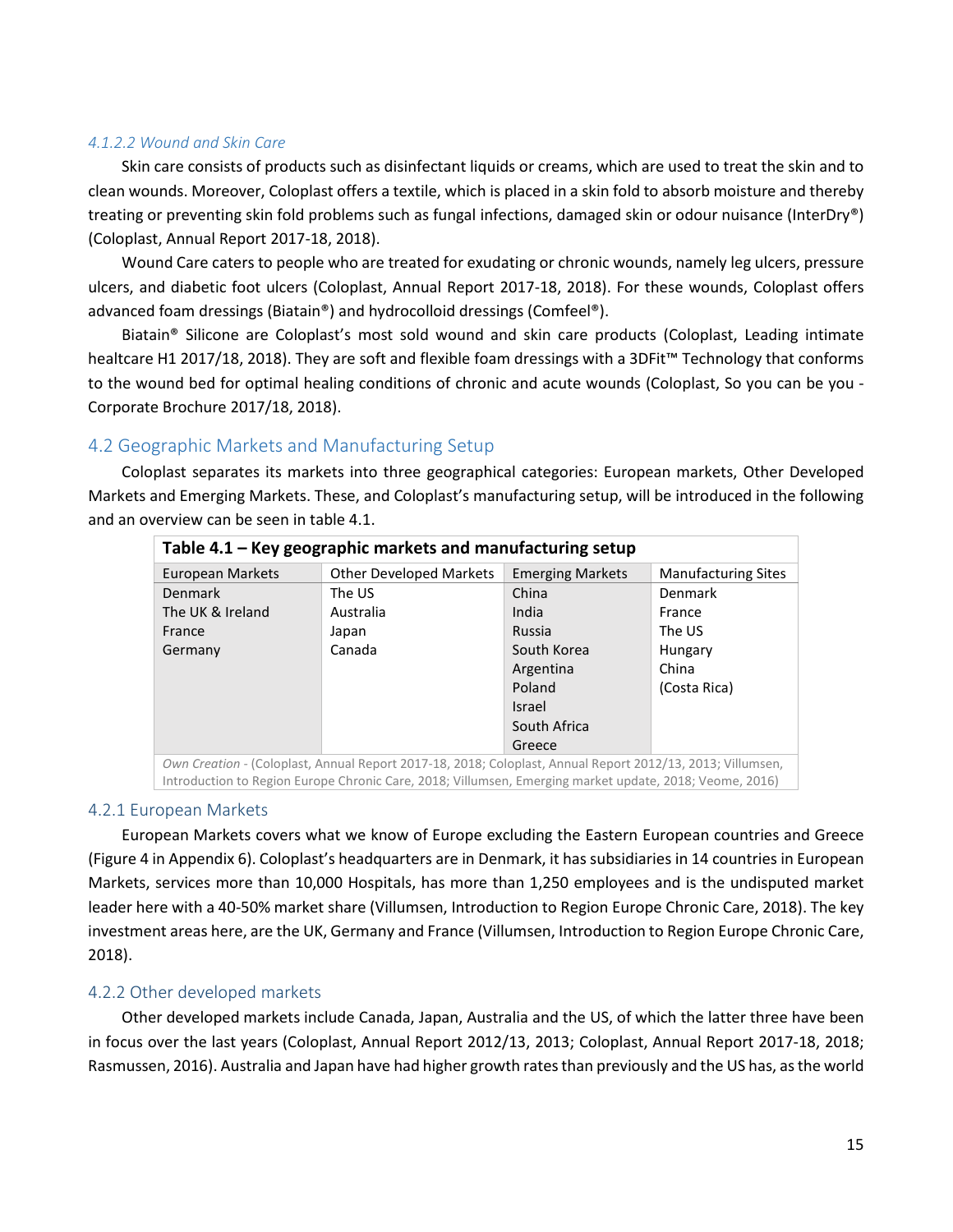#### *4.1.2.2 Wound and Skin Care*

Skin care consists of products such as disinfectant liquids or creams, which are used to treat the skin and to clean wounds. Moreover, Coloplast offers a textile, which is placed in a skin fold to absorb moisture and thereby treating or preventing skin fold problems such as fungal infections, damaged skin or odour nuisance (InterDry®) (Coloplast, Annual Report 2017-18, 2018).

Wound Care caters to people who are treated for exudating or chronic wounds, namely leg ulcers, pressure ulcers, and diabetic foot ulcers (Coloplast, Annual Report 2017-18, 2018). For these wounds, Coloplast offers advanced foam dressings (Biatain®) and hydrocolloid dressings (Comfeel®).

Biatain® Silicone are Coloplast's most sold wound and skin care products (Coloplast, Leading intimate healtcare H1 2017/18, 2018). They are soft and flexible foam dressings with a 3DFit™ Technology that conforms to the wound bed for optimal healing conditions of chronic and acute wounds (Coloplast, So you can be you - Corporate Brochure 2017/18, 2018).

## 4.2 Geographic Markets and Manufacturing Setup

Coloplast separates its markets into three geographical categories: European markets, Other Developed Markets and Emerging Markets. These, and Coloplast's manufacturing setup, will be introduced in the following and an overview can be seen in table 4.1.

**Table 4.1 – Key geographic markets and manufacturing setup**

| European Markets | Other Developed Markets | Emerging Markets | Manufacturing Sites |
|---|---|---|---|
| Denmark | The US | China | Denmark |
| The UK & Ireland | Australia | India | France |
| France | Japan | Russia | The US |
| Germany | Canada | South Korea | Hungary |
| | | Argentina | China |
| | | Poland | (Costa Rica) |
| | | Israel | |
| | | South Africa | |
| | | Greece | |

*Own Creation* - (Coloplast, Annual Report 2017-18, 2018; Coloplast, Annual Report 2012/13, 2013; Villumsen, Introduction to Region Europe Chronic Care, 2018; Villumsen, Emerging market update, 2018; Veome, 2016)

### 4.2.1 European Markets

European Markets covers what we know of Europe excluding the Eastern European countries and Greece (Figure 4 in Appendix 6). Coloplast's headquarters are in Denmark, it has subsidiaries in 14 countries in European Markets, services more than 10,000 Hospitals, has more than 1,250 employees and is the undisputed market leader here with a 40-50% market share (Villumsen, Introduction to Region Europe Chronic Care, 2018). The key investment areas here, are the UK, Germany and France (Villumsen, Introduction to Region Europe Chronic Care, 2018).

### 4.2.2 Other developed markets

Other developed markets include Canada, Japan, Australia and the US, of which the latter three have been in focus over the last years (Coloplast, Annual Report 2012/13, 2013; Coloplast, Annual Report 2017-18, 2018; Rasmussen, 2016). Australia and Japan have had higher growth rates than previously and the US has, as the world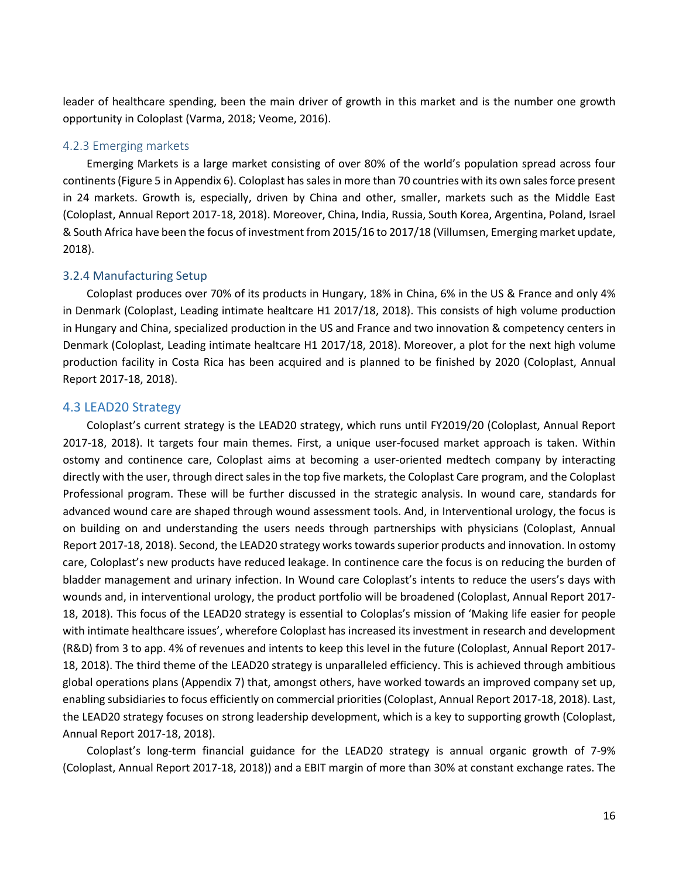leader of healthcare spending, been the main driver of growth in this market and is the number one growth opportunity in Coloplast (Varma, 2018; Veome, 2016).

### 4.2.3 Emerging markets

Emerging Markets is a large market consisting of over 80% of the world's population spread across four continents (Figure 5 in Appendix 6). Coloplast has sales in more than 70 countries with its own sales force present in 24 markets. Growth is, especially, driven by China and other, smaller, markets such as the Middle East (Coloplast, Annual Report 2017-18, 2018). Moreover, China, India, Russia, South Korea, Argentina, Poland, Israel & South Africa have been the focus of investment from 2015/16 to 2017/18 (Villumsen, Emerging market update, 2018).

### 3.2.4 Manufacturing Setup

Coloplast produces over 70% of its products in Hungary, 18% in China, 6% in the US & France and only 4% in Denmark (Coloplast, Leading intimate healtcare H1 2017/18, 2018). This consists of high volume production in Hungary and China, specialized production in the US and France and two innovation & competency centers in Denmark (Coloplast, Leading intimate healtcare H1 2017/18, 2018). Moreover, a plot for the next high volume production facility in Costa Rica has been acquired and is planned to be finished by 2020 (Coloplast, Annual Report 2017-18, 2018).

## 4.3 LEAD20 Strategy

Coloplast's current strategy is the LEAD20 strategy, which runs until FY2019/20 (Coloplast, Annual Report 2017-18, 2018). It targets four main themes. First, a unique user-focused market approach is taken. Within ostomy and continence care, Coloplast aims at becoming a user-oriented medtech company by interacting directly with the user, through direct sales in the top five markets, the Coloplast Care program, and the Coloplast Professional program. These will be further discussed in the strategic analysis. In wound care, standards for advanced wound care are shaped through wound assessment tools. And, in Interventional urology, the focus is on building on and understanding the users needs through partnerships with physicians (Coloplast, Annual Report 2017-18, 2018). Second, the LEAD20 strategy works towards superior products and innovation. In ostomy care, Coloplast's new products have reduced leakage. In continence care the focus is on reducing the burden of bladder management and urinary infection. In Wound care Coloplast's intents to reduce the users's days with wounds and, in interventional urology, the product portfolio will be broadened (Coloplast, Annual Report 2017-18, 2018). This focus of the LEAD20 strategy is essential to Coloplas's mission of 'Making life easier for people with intimate healthcare issues', wherefore Coloplast has increased its investment in research and development (R&D) from 3 to app. 4% of revenues and intents to keep this level in the future (Coloplast, Annual Report 2017-18, 2018). The third theme of the LEAD20 strategy is unparalleled efficiency. This is achieved through ambitious global operations plans (Appendix 7) that, amongst others, have worked towards an improved company set up, enabling subsidiaries to focus efficiently on commercial priorities (Coloplast, Annual Report 2017-18, 2018). Last, the LEAD20 strategy focuses on strong leadership development, which is a key to supporting growth (Coloplast, Annual Report 2017-18, 2018).

Coloplast's long-term financial guidance for the LEAD20 strategy is annual organic growth of 7-9% (Coloplast, Annual Report 2017-18, 2018)) and a EBIT margin of more than 30% at constant exchange rates. The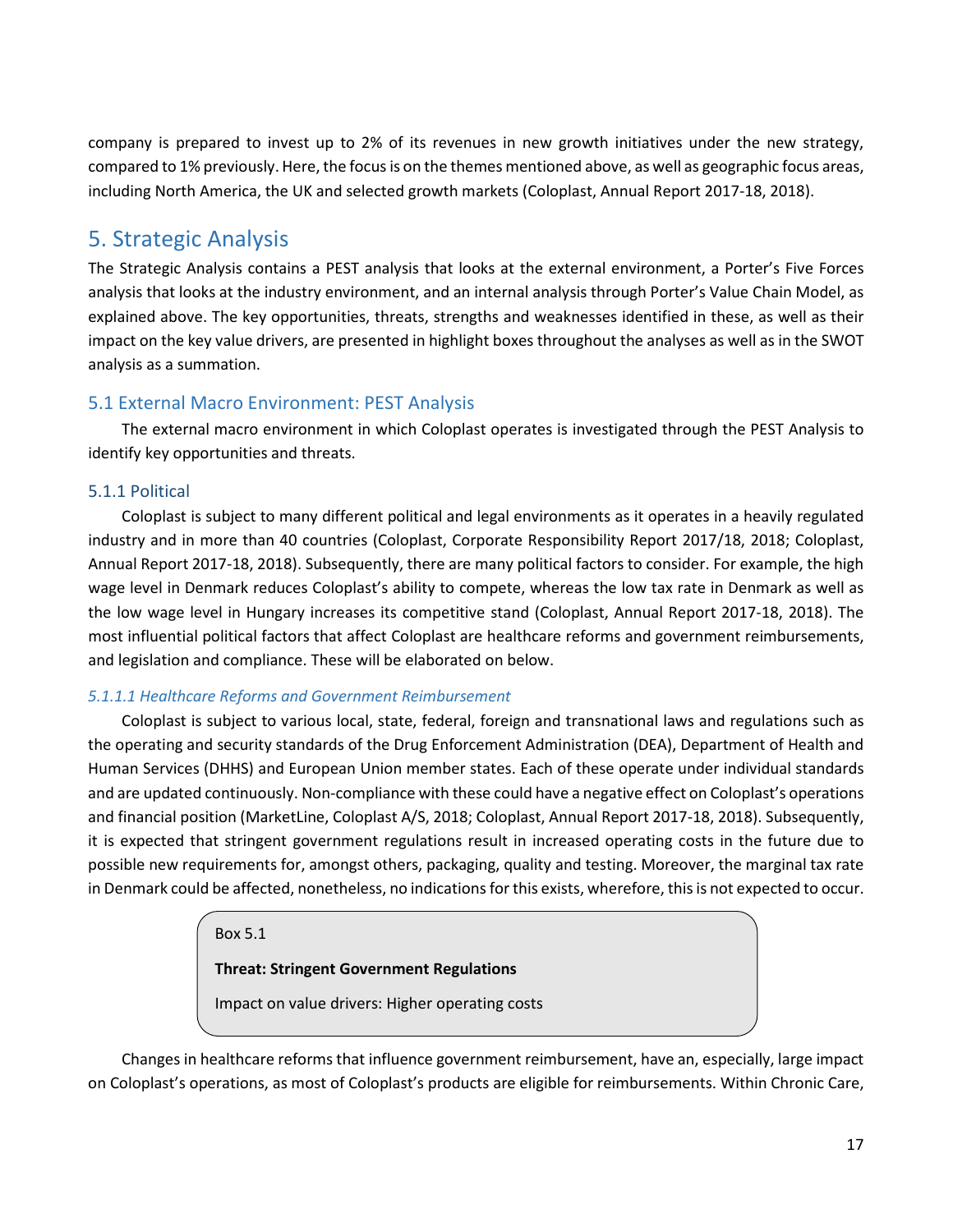company is prepared to invest up to 2% of its revenues in new growth initiatives under the new strategy, compared to 1% previously. Here, the focus is on the themes mentioned above, as well as geographic focus areas, including North America, the UK and selected growth markets (Coloplast, Annual Report 2017-18, 2018).

# 5. Strategic Analysis

The Strategic Analysis contains a PEST analysis that looks at the external environment, a Porter's Five Forces analysis that looks at the industry environment, and an internal analysis through Porter's Value Chain Model, as explained above. The key opportunities, threats, strengths and weaknesses identified in these, as well as their impact on the key value drivers, are presented in highlight boxes throughout the analyses as well as in the SWOT analysis as a summation.

## 5.1 External Macro Environment: PEST Analysis

The external macro environment in which Coloplast operates is investigated through the PEST Analysis to identify key opportunities and threats.

### 5.1.1 Political

Coloplast is subject to many different political and legal environments as it operates in a heavily regulated industry and in more than 40 countries (Coloplast, Corporate Responsibility Report 2017/18, 2018; Coloplast, Annual Report 2017-18, 2018). Subsequently, there are many political factors to consider. For example, the high wage level in Denmark reduces Coloplast's ability to compete, whereas the low tax rate in Denmark as well as the low wage level in Hungary increases its competitive stand (Coloplast, Annual Report 2017-18, 2018). The most influential political factors that affect Coloplast are healthcare reforms and government reimbursements, and legislation and compliance. These will be elaborated on below.

#### *5.1.1.1 Healthcare Reforms and Government Reimbursement*

Coloplast is subject to various local, state, federal, foreign and transnational laws and regulations such as the operating and security standards of the Drug Enforcement Administration (DEA), Department of Health and Human Services (DHHS) and European Union member states. Each of these operate under individual standards and are updated continuously. Non-compliance with these could have a negative effect on Coloplast's operations and financial position (MarketLine, Coloplast A/S, 2018; Coloplast, Annual Report 2017-18, 2018). Subsequently, it is expected that stringent government regulations result in increased operating costs in the future due to possible new requirements for, amongst others, packaging, quality and testing. Moreover, the marginal tax rate in Denmark could be affected, nonetheless, no indications for this exists, wherefore, this is not expected to occur.

> Box 5.1
>
> **Threat: Stringent Government Regulations**
>
> Impact on value drivers: Higher operating costs

Changes in healthcare reforms that influence government reimbursement, have an, especially, large impact on Coloplast's operations, as most of Coloplast's products are eligible for reimbursements. Within Chronic Care,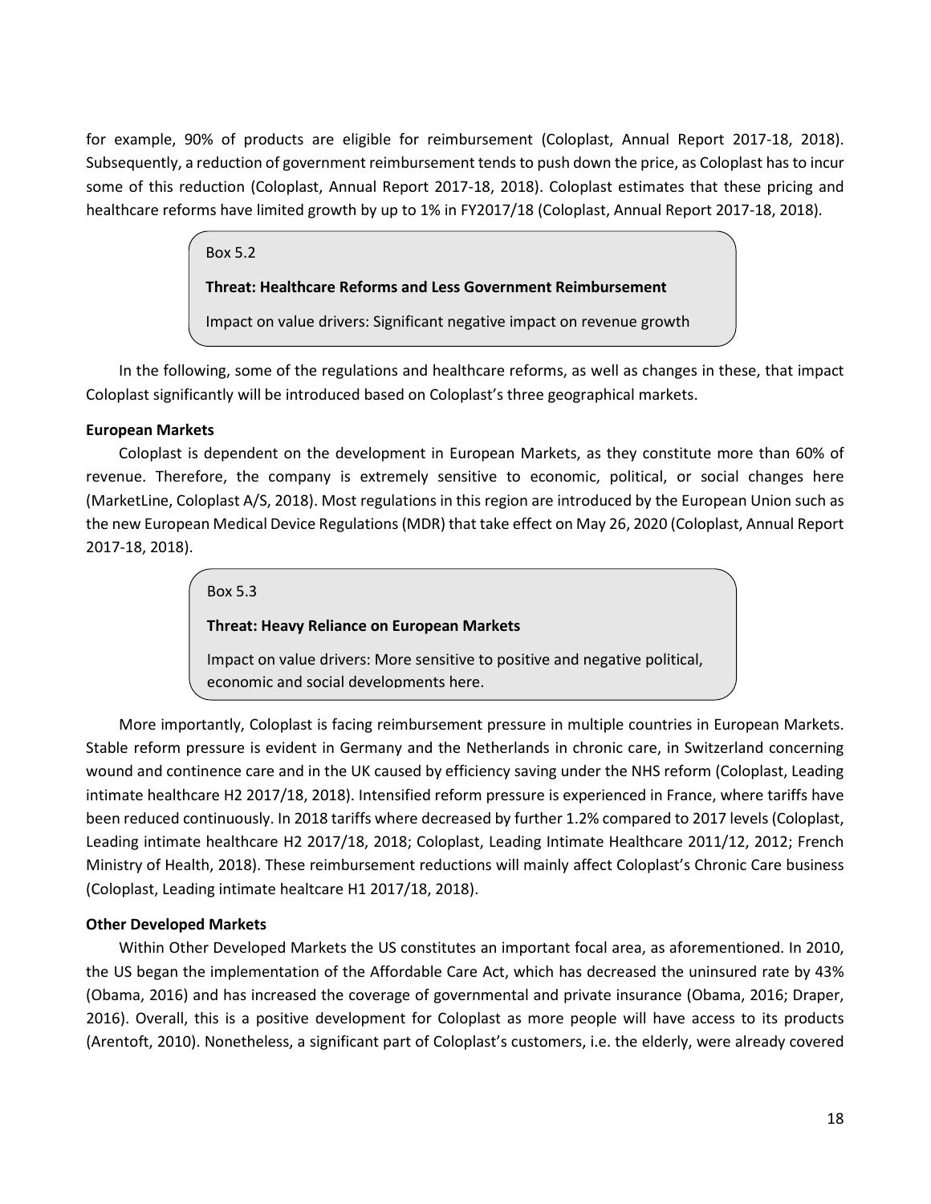for example, 90% of products are eligible for reimbursement (Coloplast, Annual Report 2017-18, 2018). Subsequently, a reduction of government reimbursement tends to push down the price, as Coloplast has to incur some of this reduction (Coloplast, Annual Report 2017-18, 2018). Coloplast estimates that these pricing and healthcare reforms have limited growth by up to 1% in FY2017/18 (Coloplast, Annual Report 2017-18, 2018).

> Box 5.2
>
> **Threat: Healthcare Reforms and Less Government Reimbursement**
>
> Impact on value drivers: Significant negative impact on revenue growth

In the following, some of the regulations and healthcare reforms, as well as changes in these, that impact Coloplast significantly will be introduced based on Coloplast's three geographical markets.

**European Markets**

Coloplast is dependent on the development in European Markets, as they constitute more than 60% of revenue. Therefore, the company is extremely sensitive to economic, political, or social changes here (MarketLine, Coloplast A/S, 2018). Most regulations in this region are introduced by the European Union such as the new European Medical Device Regulations (MDR) that take effect on May 26, 2020 (Coloplast, Annual Report 2017-18, 2018).

> Box 5.3
>
> **Threat: Heavy Reliance on European Markets**
>
> Impact on value drivers: More sensitive to positive and negative political, economic and social developments here.

More importantly, Coloplast is facing reimbursement pressure in multiple countries in European Markets. Stable reform pressure is evident in Germany and the Netherlands in chronic care, in Switzerland concerning wound and continence care and in the UK caused by efficiency saving under the NHS reform (Coloplast, Leading intimate healthcare H2 2017/18, 2018). Intensified reform pressure is experienced in France, where tariffs have been reduced continuously. In 2018 tariffs where decreased by further 1.2% compared to 2017 levels (Coloplast, Leading intimate healthcare H2 2017/18, 2018; Coloplast, Leading Intimate Healthcare 2011/12, 2012; French Ministry of Health, 2018). These reimbursement reductions will mainly affect Coloplast's Chronic Care business (Coloplast, Leading intimate healtcare H1 2017/18, 2018).

**Other Developed Markets**

Within Other Developed Markets the US constitutes an important focal area, as aforementioned. In 2010, the US began the implementation of the Affordable Care Act, which has decreased the uninsured rate by 43% (Obama, 2016) and has increased the coverage of governmental and private insurance (Obama, 2016; Draper, 2016). Overall, this is a positive development for Coloplast as more people will have access to its products (Arentoft, 2010). Nonetheless, a significant part of Coloplast's customers, i.e. the elderly, were already covered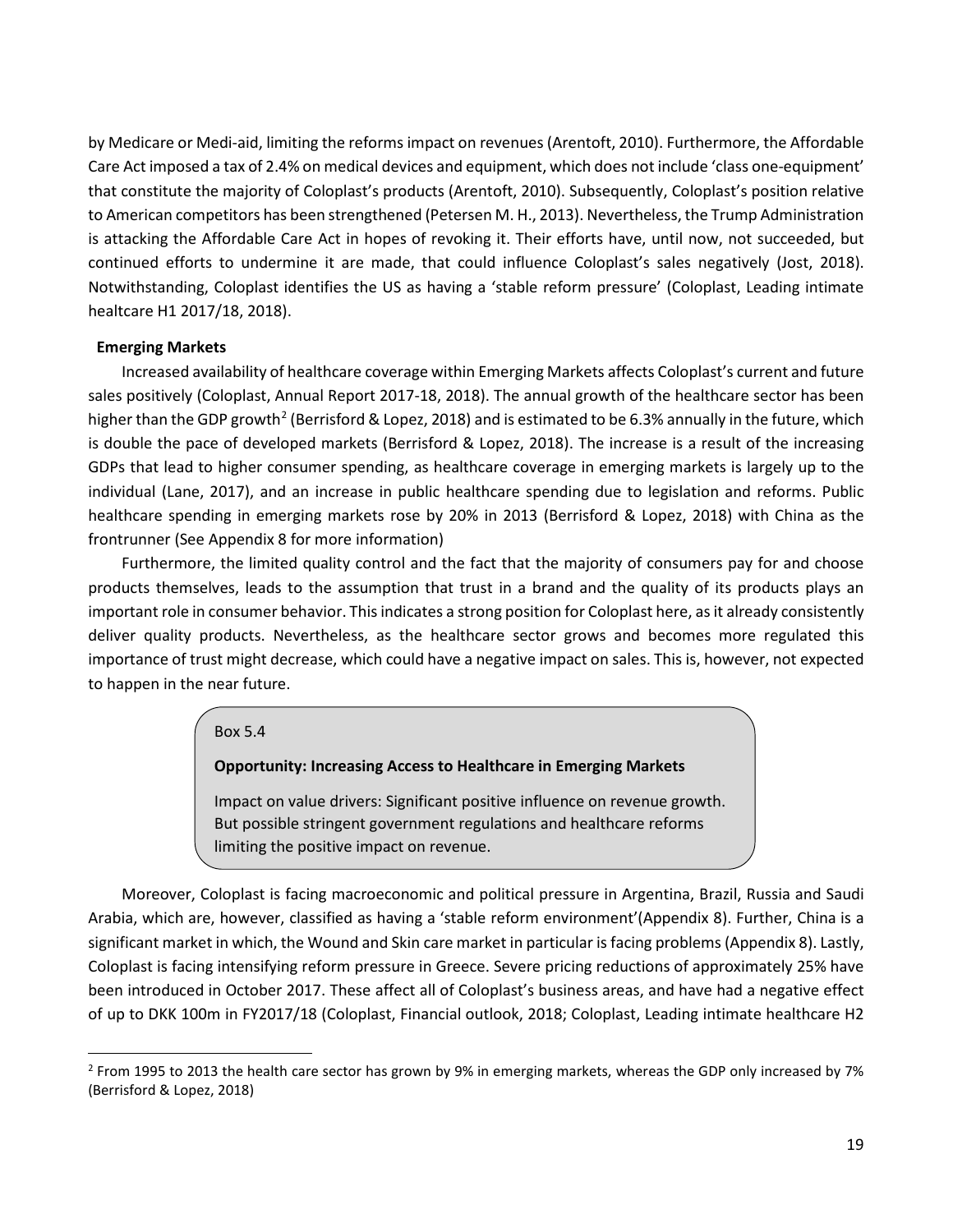by Medicare or Medi-aid, limiting the reforms impact on revenues (Arentoft, 2010). Furthermore, the Affordable Care Act imposed a tax of 2.4% on medical devices and equipment, which does not include 'class one-equipment' that constitute the majority of Coloplast's products (Arentoft, 2010). Subsequently, Coloplast's position relative to American competitors has been strengthened (Petersen M. H., 2013). Nevertheless, the Trump Administration is attacking the Affordable Care Act in hopes of revoking it. Their efforts have, until now, not succeeded, but continued efforts to undermine it are made, that could influence Coloplast's sales negatively (Jost, 2018). Notwithstanding, Coloplast identifies the US as having a 'stable reform pressure' (Coloplast, Leading intimate healtcare H1 2017/18, 2018).

**Emerging Markets**

Increased availability of healthcare coverage within Emerging Markets affects Coloplast's current and future sales positively (Coloplast, Annual Report 2017-18, 2018). The annual growth of the healthcare sector has been higher than the GDP growth[2] (Berrisford & Lopez, 2018) and is estimated to be 6.3% annually in the future, which is double the pace of developed markets (Berrisford & Lopez, 2018). The increase is a result of the increasing GDPs that lead to higher consumer spending, as healthcare coverage in emerging markets is largely up to the individual (Lane, 2017), and an increase in public healthcare spending due to legislation and reforms. Public healthcare spending in emerging markets rose by 20% in 2013 (Berrisford & Lopez, 2018) with China as the frontrunner (See Appendix 8 for more information)

Furthermore, the limited quality control and the fact that the majority of consumers pay for and choose products themselves, leads to the assumption that trust in a brand and the quality of its products plays an important role in consumer behavior. This indicates a strong position for Coloplast here, as it already consistently deliver quality products. Nevertheless, as the healthcare sector grows and becomes more regulated this importance of trust might decrease, which could have a negative impact on sales. This is, however, not expected to happen in the near future.

> Box 5.4
>
> **Opportunity: Increasing Access to Healthcare in Emerging Markets**
>
> Impact on value drivers: Significant positive influence on revenue growth. But possible stringent government regulations and healthcare reforms limiting the positive impact on revenue.

Moreover, Coloplast is facing macroeconomic and political pressure in Argentina, Brazil, Russia and Saudi Arabia, which are, however, classified as having a 'stable reform environment'(Appendix 8). Further, China is a significant market in which, the Wound and Skin care market in particular is facing problems (Appendix 8). Lastly, Coloplast is facing intensifying reform pressure in Greece. Severe pricing reductions of approximately 25% have been introduced in October 2017. These affect all of Coloplast's business areas, and have had a negative effect of up to DKK 100m in FY2017/18 (Coloplast, Financial outlook, 2018; Coloplast, Leading intimate healthcare H2

---

[2] From 1995 to 2013 the health care sector has grown by 9% in emerging markets, whereas the GDP only increased by 7% (Berrisford & Lopez, 2018)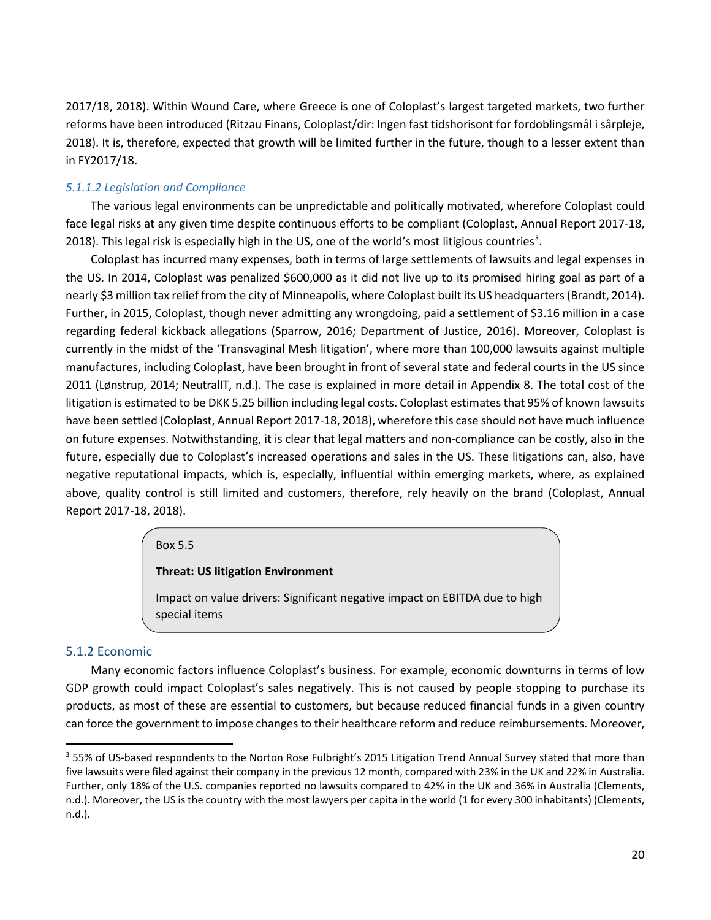2017/18, 2018). Within Wound Care, where Greece is one of Coloplast's largest targeted markets, two further reforms have been introduced (Ritzau Finans, Coloplast/dir: Ingen fast tidshorisont for fordoblingsmål i sårpleje, 2018). It is, therefore, expected that growth will be limited further in the future, though to a lesser extent than in FY2017/18.

#### *5.1.1.2 Legislation and Compliance*

The various legal environments can be unpredictable and politically motivated, wherefore Coloplast could face legal risks at any given time despite continuous efforts to be compliant (Coloplast, Annual Report 2017-18, 2018). This legal risk is especially high in the US, one of the world's most litigious countries[3].

Coloplast has incurred many expenses, both in terms of large settlements of lawsuits and legal expenses in the US. In 2014, Coloplast was penalized $600,000 as it did not live up to its promised hiring goal as part of a nearly $3 million tax relief from the city of Minneapolis, where Coloplast built its US headquarters (Brandt, 2014). Further, in 2015, Coloplast, though never admitting any wrongdoing, paid a settlement of $3.16 million in a case regarding federal kickback allegations (Sparrow, 2016; Department of Justice, 2016). Moreover, Coloplast is currently in the midst of the 'Transvaginal Mesh litigation', where more than 100,000 lawsuits against multiple manufactures, including Coloplast, have been brought in front of several state and federal courts in the US since 2011 (Lønstrup, 2014; NeutralIT, n.d.). The case is explained in more detail in Appendix 8. The total cost of the litigation is estimated to be DKK 5.25 billion including legal costs. Coloplast estimates that 95% of known lawsuits have been settled (Coloplast, Annual Report 2017-18, 2018), wherefore this case should not have much influence on future expenses. Notwithstanding, it is clear that legal matters and non-compliance can be costly, also in the future, especially due to Coloplast's increased operations and sales in the US. These litigations can, also, have negative reputational impacts, which is, especially, influential within emerging markets, where, as explained above, quality control is still limited and customers, therefore, rely heavily on the brand (Coloplast, Annual Report 2017-18, 2018).

> Box 5.5
>
> **Threat: US litigation Environment**
>
> Impact on value drivers: Significant negative impact on EBITDA due to high special items

### 5.1.2 Economic

Many economic factors influence Coloplast's business. For example, economic downturns in terms of low GDP growth could impact Coloplast's sales negatively. This is not caused by people stopping to purchase its products, as most of these are essential to customers, but because reduced financial funds in a given country can force the government to impose changes to their healthcare reform and reduce reimbursements. Moreover,

---

[3] 55% of US-based respondents to the Norton Rose Fulbright's 2015 Litigation Trend Annual Survey stated that more than five lawsuits were filed against their company in the previous 12 month, compared with 23% in the UK and 22% in Australia. Further, only 18% of the U.S. companies reported no lawsuits compared to 42% in the UK and 36% in Australia (Clements, n.d.). Moreover, the US is the country with the most lawyers per capita in the world (1 for every 300 inhabitants) (Clements, n.d.).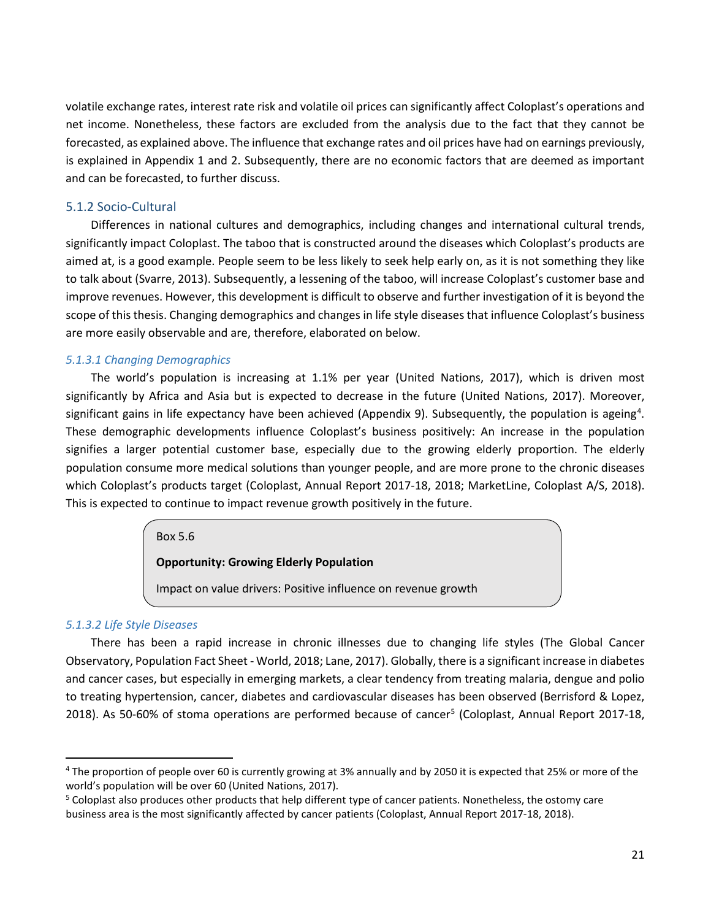volatile exchange rates, interest rate risk and volatile oil prices can significantly affect Coloplast's operations and net income. Nonetheless, these factors are excluded from the analysis due to the fact that they cannot be forecasted, as explained above. The influence that exchange rates and oil prices have had on earnings previously, is explained in Appendix 1 and 2. Subsequently, there are no economic factors that are deemed as important and can be forecasted, to further discuss.

## 5.1.2 Socio-Cultural

Differences in national cultures and demographics, including changes and international cultural trends, significantly impact Coloplast. The taboo that is constructed around the diseases which Coloplast's products are aimed at, is a good example. People seem to be less likely to seek help early on, as it is not something they like to talk about (Svarre, 2013). Subsequently, a lessening of the taboo, will increase Coloplast's customer base and improve revenues. However, this development is difficult to observe and further investigation of it is beyond the scope of this thesis. Changing demographics and changes in life style diseases that influence Coloplast's business are more easily observable and are, therefore, elaborated on below.

### *5.1.3.1 Changing Demographics*

The world's population is increasing at 1.1% per year (United Nations, 2017), which is driven most significantly by Africa and Asia but is expected to decrease in the future (United Nations, 2017). Moreover, significant gains in life expectancy have been achieved (Appendix 9). Subsequently, the population is ageing[4]. These demographic developments influence Coloplast's business positively: An increase in the population signifies a larger potential customer base, especially due to the growing elderly proportion. The elderly population consume more medical solutions than younger people, and are more prone to the chronic diseases which Coloplast's products target (Coloplast, Annual Report 2017-18, 2018; MarketLine, Coloplast A/S, 2018). This is expected to continue to impact revenue growth positively in the future.

> Box 5.6
>
> **Opportunity: Growing Elderly Population**
>
> Impact on value drivers: Positive influence on revenue growth

### *5.1.3.2 Life Style Diseases*

There has been a rapid increase in chronic illnesses due to changing life styles (The Global Cancer Observatory, Population Fact Sheet - World, 2018; Lane, 2017). Globally, there is a significant increase in diabetes and cancer cases, but especially in emerging markets, a clear tendency from treating malaria, dengue and polio to treating hypertension, cancer, diabetes and cardiovascular diseases has been observed (Berrisford & Lopez, 2018). As 50-60% of stoma operations are performed because of cancer[5] (Coloplast, Annual Report 2017-18,

---

[4] The proportion of people over 60 is currently growing at 3% annually and by 2050 it is expected that 25% or more of the world's population will be over 60 (United Nations, 2017).

[5] Coloplast also produces other products that help different type of cancer patients. Nonetheless, the ostomy care business area is the most significantly affected by cancer patients (Coloplast, Annual Report 2017-18, 2018).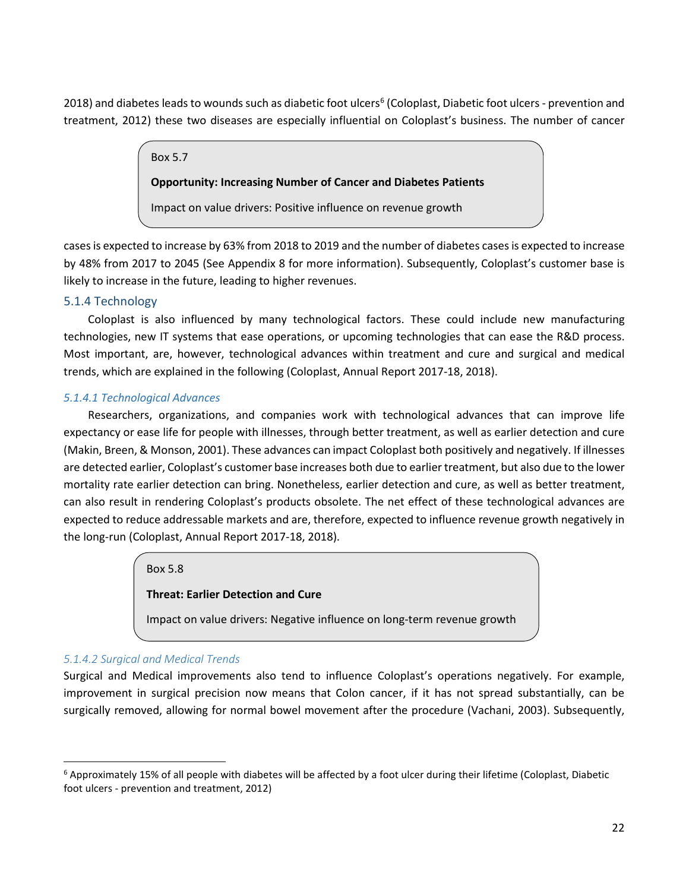2018) and diabetes leads to wounds such as diabetic foot ulcers[6] (Coloplast, Diabetic foot ulcers - prevention and treatment, 2012) these two diseases are especially influential on Coloplast's business. The number of cancer cases is expected to increase by 63% from 2018 to 2019 and the number of diabetes cases is expected to increase by 48% from 2017 to 2045 (See Appendix 8 for more information). Subsequently, Coloplast's customer base is likely to increase in the future, leading to higher revenues.

> Box 5.7
>
> **Opportunity: Increasing Number of Cancer and Diabetes Patients**
>
> Impact on value drivers: Positive influence on revenue growth

### 5.1.4 Technology

Coloplast is also influenced by many technological factors. These could include new manufacturing technologies, new IT systems that ease operations, or upcoming technologies that can ease the R&D process. Most important, are, however, technological advances within treatment and cure and surgical and medical trends, which are explained in the following (Coloplast, Annual Report 2017-18, 2018).

#### *5.1.4.1 Technological Advances*

Researchers, organizations, and companies work with technological advances that can improve life expectancy or ease life for people with illnesses, through better treatment, as well as earlier detection and cure (Makin, Breen, & Monson, 2001). These advances can impact Coloplast both positively and negatively. If illnesses are detected earlier, Coloplast's customer base increases both due to earlier treatment, but also due to the lower mortality rate earlier detection can bring. Nonetheless, earlier detection and cure, as well as better treatment, can also result in rendering Coloplast's products obsolete. The net effect of these technological advances are expected to reduce addressable markets and are, therefore, expected to influence revenue growth negatively in the long-run (Coloplast, Annual Report 2017-18, 2018).

> Box 5.8
>
> **Threat: Earlier Detection and Cure**
>
> Impact on value drivers: Negative influence on long-term revenue growth

#### *5.1.4.2 Surgical and Medical Trends*

Surgical and Medical improvements also tend to influence Coloplast's operations negatively. For example, improvement in surgical precision now means that Colon cancer, if it has not spread substantially, can be surgically removed, allowing for normal bowel movement after the procedure (Vachani, 2003). Subsequently,

---

[6] Approximately 15% of all people with diabetes will be affected by a foot ulcer during their lifetime (Coloplast, Diabetic foot ulcers - prevention and treatment, 2012)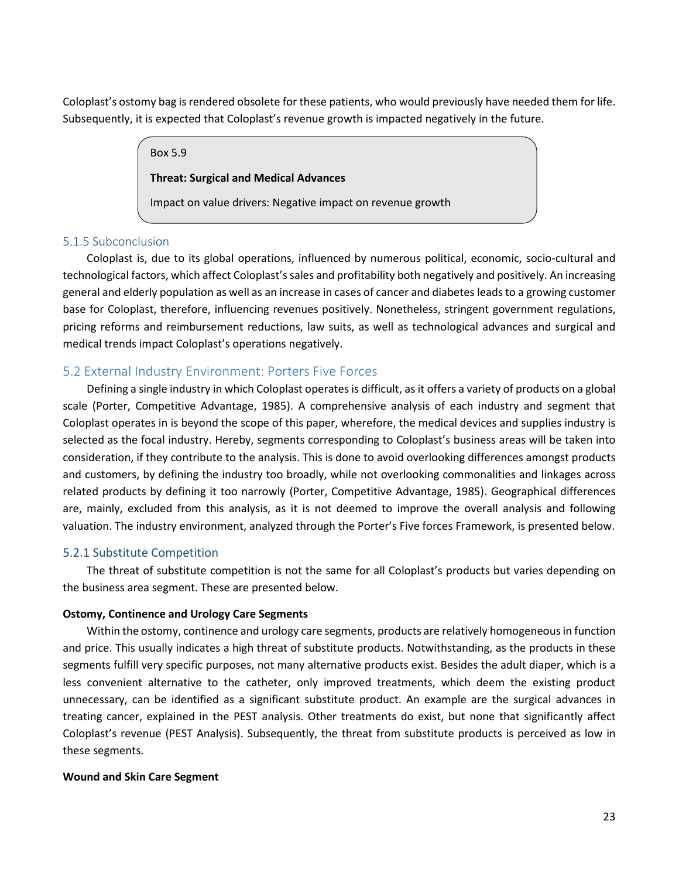Coloplast's ostomy bag is rendered obsolete for these patients, who would previously have needed them for life. Subsequently, it is expected that Coloplast's revenue growth is impacted negatively in the future.

> Box 5.9
>
> **Threat: Surgical and Medical Advances**
>
> Impact on value drivers: Negative impact on revenue growth

### 5.1.5 Subconclusion

Coloplast is, due to its global operations, influenced by numerous political, economic, socio-cultural and technological factors, which affect Coloplast's sales and profitability both negatively and positively. An increasing general and elderly population as well as an increase in cases of cancer and diabetes leads to a growing customer base for Coloplast, therefore, influencing revenues positively. Nonetheless, stringent government regulations, pricing reforms and reimbursement reductions, law suits, as well as technological advances and surgical and medical trends impact Coloplast's operations negatively.

## 5.2 External Industry Environment: Porters Five Forces

Defining a single industry in which Coloplast operates is difficult, as it offers a variety of products on a global scale (Porter, Competitive Advantage, 1985). A comprehensive analysis of each industry and segment that Coloplast operates in is beyond the scope of this paper, wherefore, the medical devices and supplies industry is selected as the focal industry. Hereby, segments corresponding to Coloplast's business areas will be taken into consideration, if they contribute to the analysis. This is done to avoid overlooking differences amongst products and customers, by defining the industry too broadly, while not overlooking commonalities and linkages across related products by defining it too narrowly (Porter, Competitive Advantage, 1985). Geographical differences are, mainly, excluded from this analysis, as it is not deemed to improve the overall analysis and following valuation. The industry environment, analyzed through the Porter's Five forces Framework, is presented below.

### 5.2.1 Substitute Competition

The threat of substitute competition is not the same for all Coloplast's products but varies depending on the business area segment. These are presented below.

**Ostomy, Continence and Urology Care Segments**

Within the ostomy, continence and urology care segments, products are relatively homogeneous in function and price. This usually indicates a high threat of substitute products. Notwithstanding, as the products in these segments fulfill very specific purposes, not many alternative products exist. Besides the adult diaper, which is a less convenient alternative to the catheter, only improved treatments, which deem the existing product unnecessary, can be identified as a significant substitute product. An example are the surgical advances in treating cancer, explained in the PEST analysis. Other treatments do exist, but none that significantly affect Coloplast's revenue (PEST Analysis). Subsequently, the threat from substitute products is perceived as low in these segments.

**Wound and Skin Care Segment**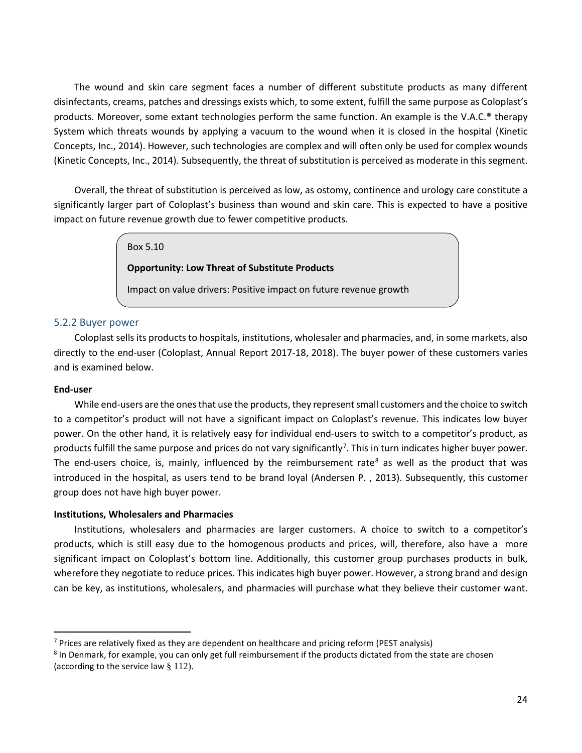The wound and skin care segment faces a number of different substitute products as many different disinfectants, creams, patches and dressings exists which, to some extent, fulfill the same purpose as Coloplast's products. Moreover, some extant technologies perform the same function. An example is the V.A.C.® therapy System which threats wounds by applying a vacuum to the wound when it is closed in the hospital (Kinetic Concepts, Inc., 2014). However, such technologies are complex and will often only be used for complex wounds (Kinetic Concepts, Inc., 2014). Subsequently, the threat of substitution is perceived as moderate in this segment.

Overall, the threat of substitution is perceived as low, as ostomy, continence and urology care constitute a significantly larger part of Coloplast's business than wound and skin care. This is expected to have a positive impact on future revenue growth due to fewer competitive products.

> Box 5.10
>
> **Opportunity: Low Threat of Substitute Products**
>
> Impact on value drivers: Positive impact on future revenue growth

### 5.2.2 Buyer power

Coloplast sells its products to hospitals, institutions, wholesaler and pharmacies, and, in some markets, also directly to the end-user (Coloplast, Annual Report 2017-18, 2018). The buyer power of these customers varies and is examined below.

**End-user**

While end-users are the ones that use the products, they represent small customers and the choice to switch to a competitor's product will not have a significant impact on Coloplast's revenue. This indicates low buyer power. On the other hand, it is relatively easy for individual end-users to switch to a competitor's product, as products fulfill the same purpose and prices do not vary significantly[7]. This in turn indicates higher buyer power. The end-users choice, is, mainly, influenced by the reimbursement rate[8] as well as the product that was introduced in the hospital, as users tend to be brand loyal (Andersen P. , 2013). Subsequently, this customer group does not have high buyer power.

**Institutions, Wholesalers and Pharmacies**

Institutions, wholesalers and pharmacies are larger customers. A choice to switch to a competitor's products, which is still easy due to the homogenous products and prices, will, therefore, also have a more significant impact on Coloplast's bottom line. Additionally, this customer group purchases products in bulk, wherefore they negotiate to reduce prices. This indicates high buyer power. However, a strong brand and design can be key, as institutions, wholesalers, and pharmacies will purchase what they believe their customer want.

---

[7] Prices are relatively fixed as they are dependent on healthcare and pricing reform (PEST analysis)

[8] In Denmark, for example, you can only get full reimbursement if the products dictated from the state are chosen (according to the service law § 112).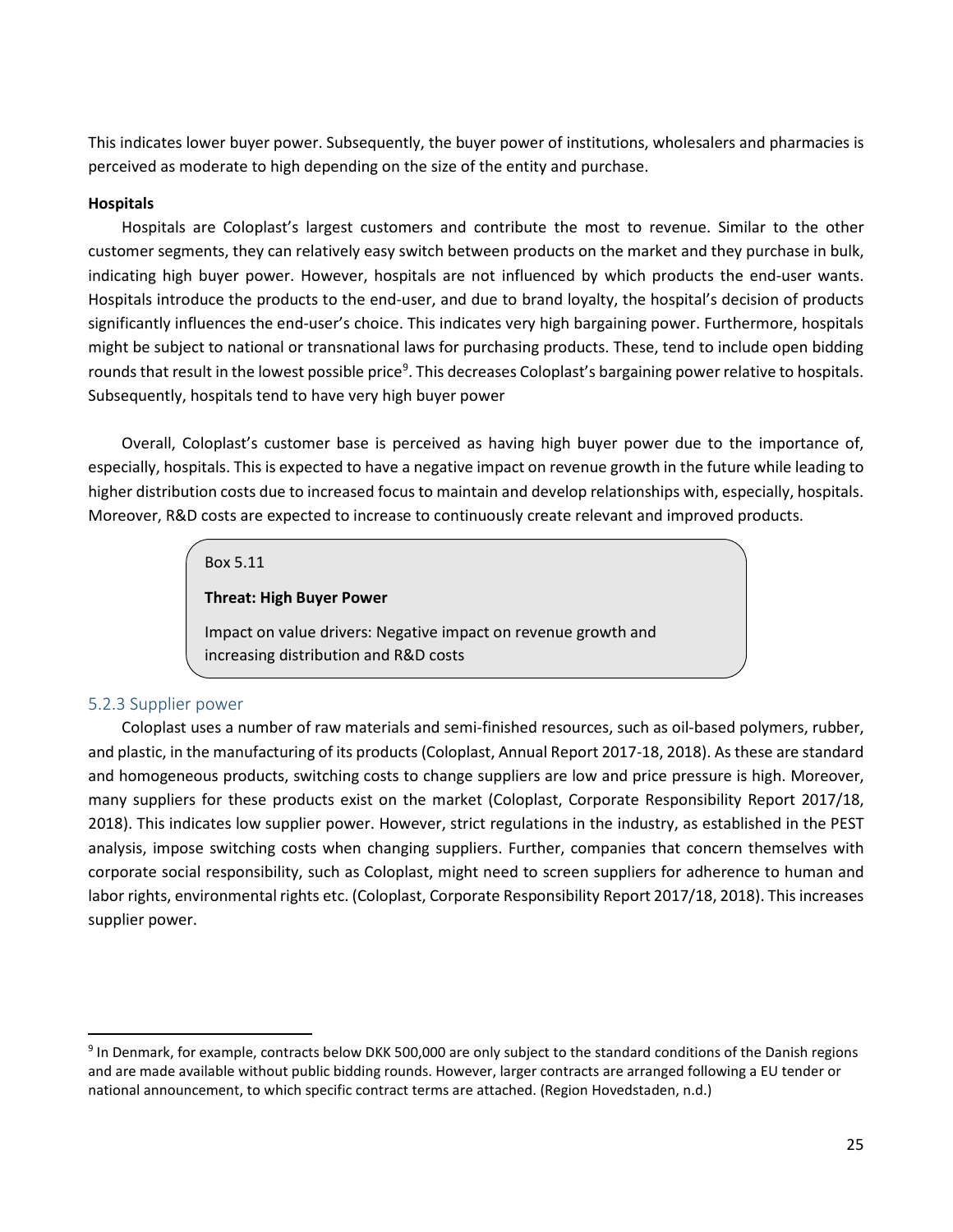This indicates lower buyer power. Subsequently, the buyer power of institutions, wholesalers and pharmacies is perceived as moderate to high depending on the size of the entity and purchase.

**Hospitals**

Hospitals are Coloplast's largest customers and contribute the most to revenue. Similar to the other customer segments, they can relatively easy switch between products on the market and they purchase in bulk, indicating high buyer power. However, hospitals are not influenced by which products the end-user wants. Hospitals introduce the products to the end-user, and due to brand loyalty, the hospital's decision of products significantly influences the end-user's choice. This indicates very high bargaining power. Furthermore, hospitals might be subject to national or transnational laws for purchasing products. These, tend to include open bidding rounds that result in the lowest possible price[9]. This decreases Coloplast's bargaining power relative to hospitals. Subsequently, hospitals tend to have very high buyer power

Overall, Coloplast's customer base is perceived as having high buyer power due to the importance of, especially, hospitals. This is expected to have a negative impact on revenue growth in the future while leading to higher distribution costs due to increased focus to maintain and develop relationships with, especially, hospitals. Moreover, R&D costs are expected to increase to continuously create relevant and improved products.

> Box 5.11
>
> **Threat: High Buyer Power**
>
> Impact on value drivers: Negative impact on revenue growth and increasing distribution and R&D costs

### 5.2.3 Supplier power

Coloplast uses a number of raw materials and semi-finished resources, such as oil-based polymers, rubber, and plastic, in the manufacturing of its products (Coloplast, Annual Report 2017-18, 2018). As these are standard and homogeneous products, switching costs to change suppliers are low and price pressure is high. Moreover, many suppliers for these products exist on the market (Coloplast, Corporate Responsibility Report 2017/18, 2018). This indicates low supplier power. However, strict regulations in the industry, as established in the PEST analysis, impose switching costs when changing suppliers. Further, companies that concern themselves with corporate social responsibility, such as Coloplast, might need to screen suppliers for adherence to human and labor rights, environmental rights etc. (Coloplast, Corporate Responsibility Report 2017/18, 2018). This increases supplier power.

---

[9] In Denmark, for example, contracts below DKK 500,000 are only subject to the standard conditions of the Danish regions and are made available without public bidding rounds. However, larger contracts are arranged following a EU tender or national announcement, to which specific contract terms are attached. (Region Hovedstaden, n.d.)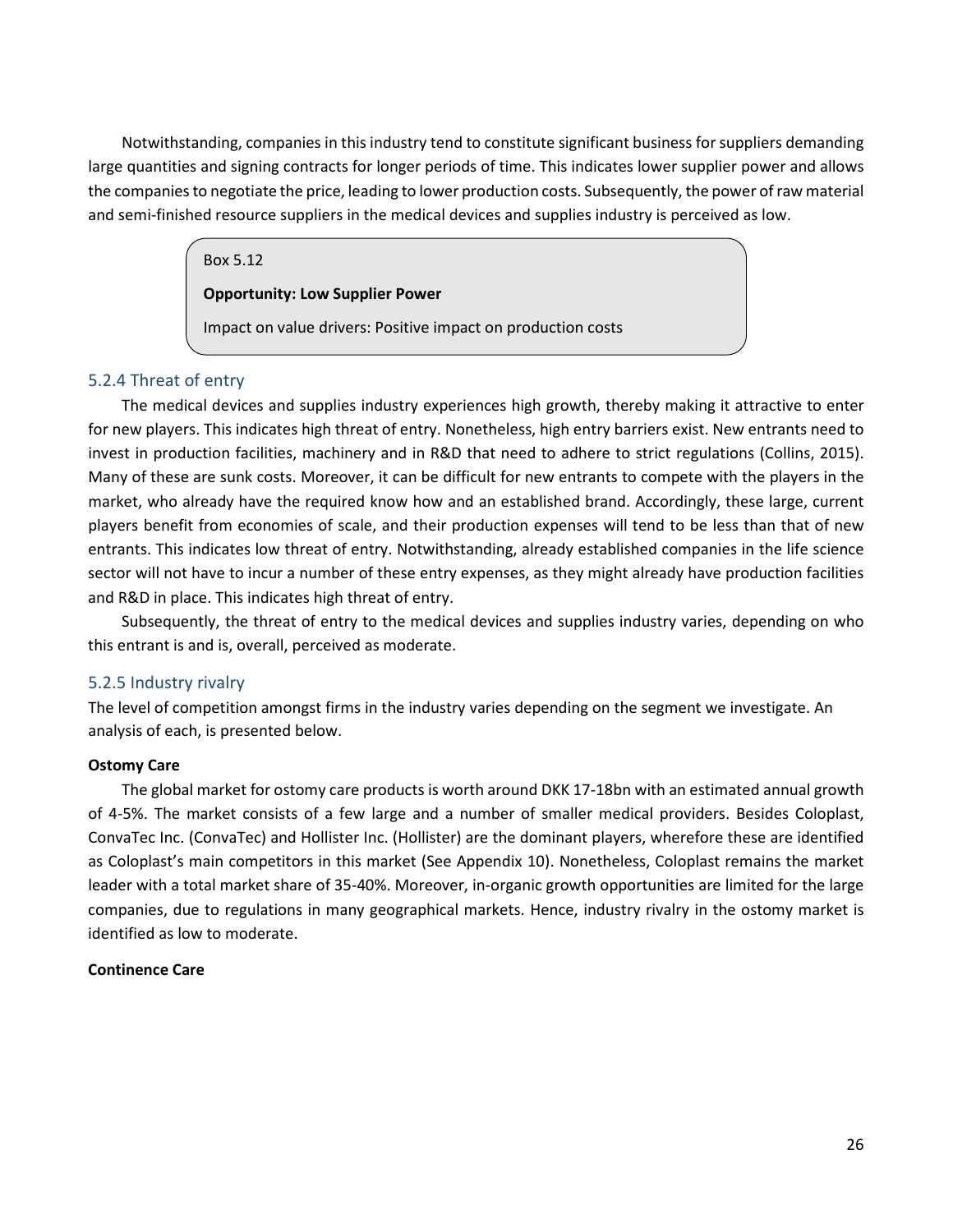Notwithstanding, companies in this industry tend to constitute significant business for suppliers demanding large quantities and signing contracts for longer periods of time. This indicates lower supplier power and allows the companies to negotiate the price, leading to lower production costs. Subsequently, the power of raw material and semi-finished resource suppliers in the medical devices and supplies industry is perceived as low.

> Box 5.12
>
> **Opportunity: Low Supplier Power**
>
> Impact on value drivers: Positive impact on production costs

### 5.2.4 Threat of entry

The medical devices and supplies industry experiences high growth, thereby making it attractive to enter for new players. This indicates high threat of entry. Nonetheless, high entry barriers exist. New entrants need to invest in production facilities, machinery and in R&D that need to adhere to strict regulations (Collins, 2015). Many of these are sunk costs. Moreover, it can be difficult for new entrants to compete with the players in the market, who already have the required know how and an established brand. Accordingly, these large, current players benefit from economies of scale, and their production expenses will tend to be less than that of new entrants. This indicates low threat of entry. Notwithstanding, already established companies in the life science sector will not have to incur a number of these entry expenses, as they might already have production facilities and R&D in place. This indicates high threat of entry.

Subsequently, the threat of entry to the medical devices and supplies industry varies, depending on who this entrant is and is, overall, perceived as moderate.

### 5.2.5 Industry rivalry

The level of competition amongst firms in the industry varies depending on the segment we investigate. An analysis of each, is presented below.

**Ostomy Care**

The global market for ostomy care products is worth around DKK 17-18bn with an estimated annual growth of 4-5%. The market consists of a few large and a number of smaller medical providers. Besides Coloplast, ConvaTec Inc. (ConvaTec) and Hollister Inc. (Hollister) are the dominant players, wherefore these are identified as Coloplast's main competitors in this market (See Appendix 10). Nonetheless, Coloplast remains the market leader with a total market share of 35-40%. Moreover, in-organic growth opportunities are limited for the large companies, due to regulations in many geographical markets. Hence, industry rivalry in the ostomy market is identified as low to moderate.

**Continence Care**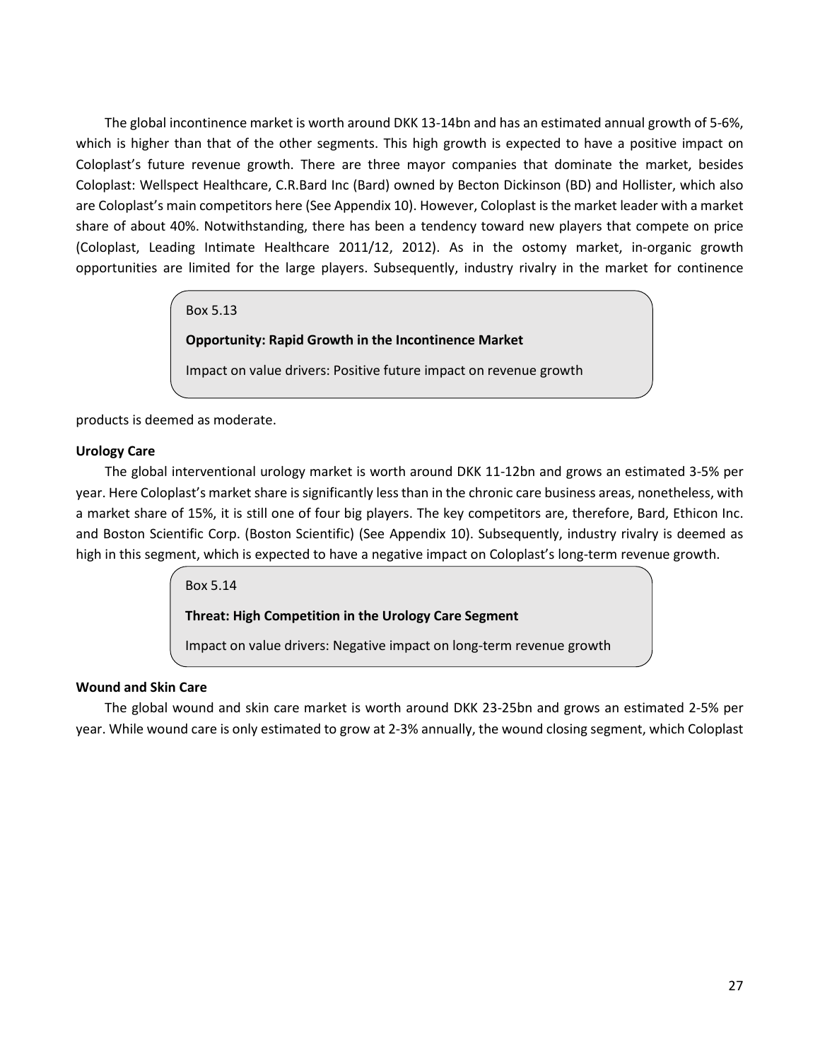The global incontinence market is worth around DKK 13-14bn and has an estimated annual growth of 5-6%, which is higher than that of the other segments. This high growth is expected to have a positive impact on Coloplast's future revenue growth. There are three mayor companies that dominate the market, besides Coloplast: Wellspect Healthcare, C.R.Bard Inc (Bard) owned by Becton Dickinson (BD) and Hollister, which also are Coloplast's main competitors here (See Appendix 10). However, Coloplast is the market leader with a market share of about 40%. Notwithstanding, there has been a tendency toward new players that compete on price (Coloplast, Leading Intimate Healthcare 2011/12, 2012). As in the ostomy market, in-organic growth opportunities are limited for the large players. Subsequently, industry rivalry in the market for continence products is deemed as moderate.

> Box 5.13
>
> **Opportunity: Rapid Growth in the Incontinence Market**
>
> Impact on value drivers: Positive future impact on revenue growth

**Urology Care**

The global interventional urology market is worth around DKK 11-12bn and grows an estimated 3-5% per year. Here Coloplast's market share is significantly less than in the chronic care business areas, nonetheless, with a market share of 15%, it is still one of four big players. The key competitors are, therefore, Bard, Ethicon Inc. and Boston Scientific Corp. (Boston Scientific) (See Appendix 10). Subsequently, industry rivalry is deemed as high in this segment, which is expected to have a negative impact on Coloplast's long-term revenue growth.

> Box 5.14
>
> **Threat: High Competition in the Urology Care Segment**
>
> Impact on value drivers: Negative impact on long-term revenue growth

**Wound and Skin Care**

The global wound and skin care market is worth around DKK 23-25bn and grows an estimated 2-5% per year. While wound care is only estimated to grow at 2-3% annually, the wound closing segment, which Coloplast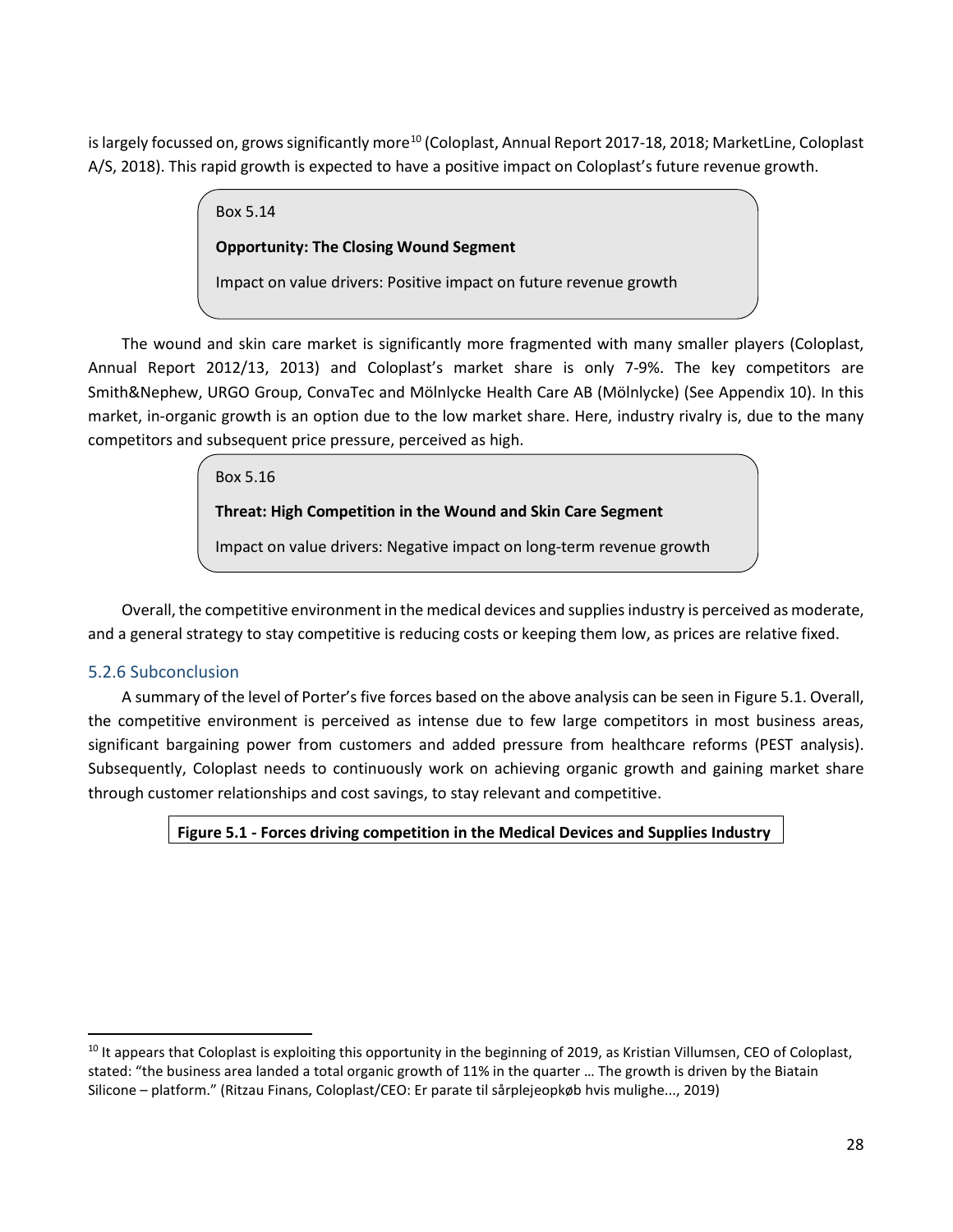is largely focussed on, grows significantly more[10] (Coloplast, Annual Report 2017-18, 2018; MarketLine, Coloplast A/S, 2018). This rapid growth is expected to have a positive impact on Coloplast's future revenue growth.

> Box 5.14
>
> **Opportunity: The Closing Wound Segment**
>
> Impact on value drivers: Positive impact on future revenue growth

The wound and skin care market is significantly more fragmented with many smaller players (Coloplast, Annual Report 2012/13, 2013) and Coloplast's market share is only 7-9%. The key competitors are Smith&Nephew, URGO Group, ConvaTec and Mölnlycke Health Care AB (Mölnlycke) (See Appendix 10). In this market, in-organic growth is an option due to the low market share. Here, industry rivalry is, due to the many competitors and subsequent price pressure, perceived as high.

> Box 5.16
>
> **Threat: High Competition in the Wound and Skin Care Segment**
>
> Impact on value drivers: Negative impact on long-term revenue growth

Overall, the competitive environment in the medical devices and supplies industry is perceived as moderate, and a general strategy to stay competitive is reducing costs or keeping them low, as prices are relative fixed.

### 5.2.6 Subconclusion

A summary of the level of Porter's five forces based on the above analysis can be seen in Figure 5.1. Overall, the competitive environment is perceived as intense due to few large competitors in most business areas, significant bargaining power from customers and added pressure from healthcare reforms (PEST analysis). Subsequently, Coloplast needs to continuously work on achieving organic growth and gaining market share through customer relationships and cost savings, to stay relevant and competitive.

**Figure 5.1 - Forces driving competition in the Medical Devices and Supplies Industry**

[10] It appears that Coloplast is exploiting this opportunity in the beginning of 2019, as Kristian Villumsen, CEO of Coloplast, stated: "the business area landed a total organic growth of 11% in the quarter … The growth is driven by the Biatain Silicone – platform." (Ritzau Finans, Coloplast/CEO: Er parate til sårplejeopkøb hvis mulighe..., 2019)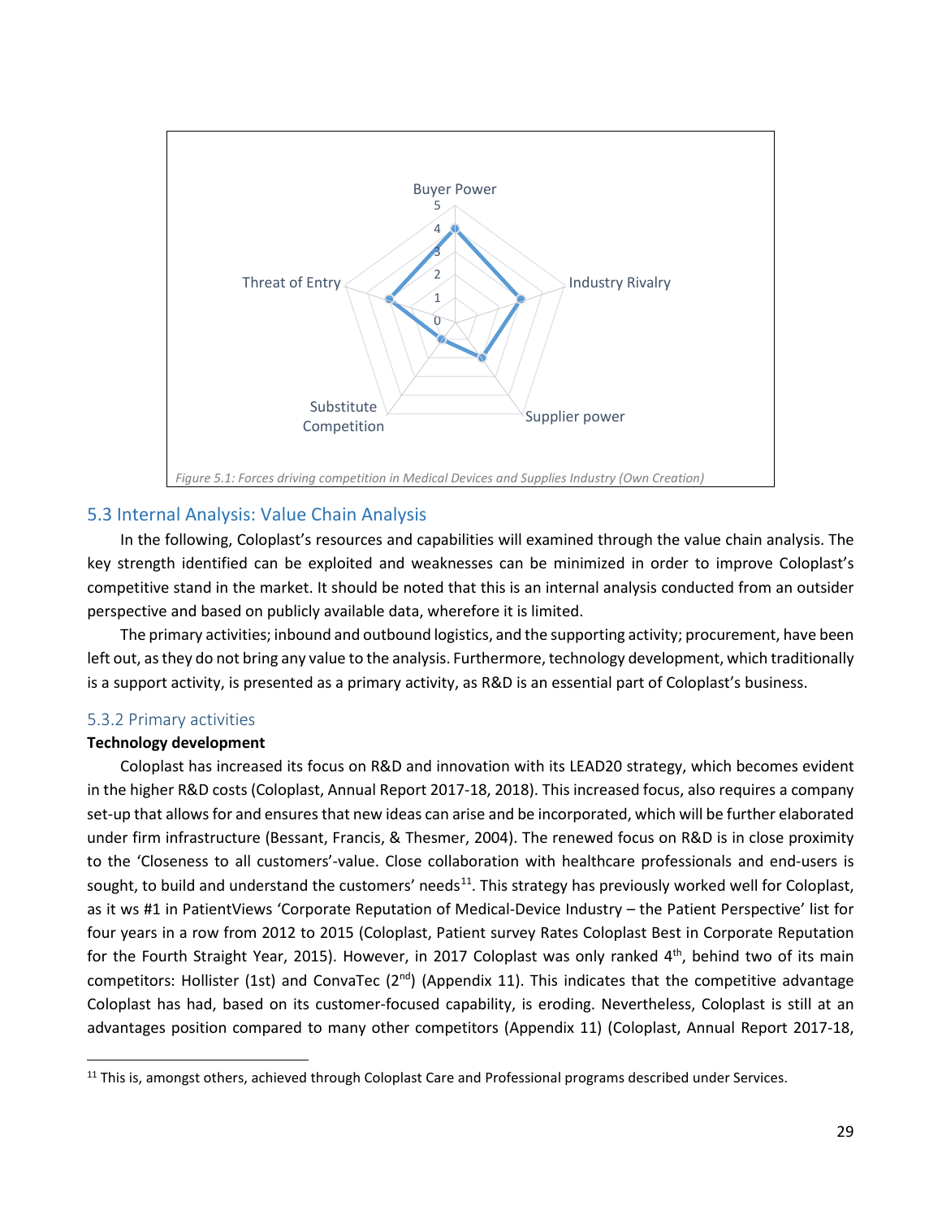Figure 5.1: Forces driving competition in Medical Devices and Supplies Industry (Own Creation)

## 5.3 Internal Analysis: Value Chain Analysis

In the following, Coloplast's resources and capabilities will examined through the value chain analysis. The key strength identified can be exploited and weaknesses can be minimized in order to improve Coloplast's competitive stand in the market. It should be noted that this is an internal analysis conducted from an outsider perspective and based on publicly available data, wherefore it is limited.

The primary activities; inbound and outbound logistics, and the supporting activity; procurement, have been left out, as they do not bring any value to the analysis. Furthermore, technology development, which traditionally is a support activity, is presented as a primary activity, as R&D is an essential part of Coloplast's business.

### 5.3.2 Primary activities

**Technology development**

Coloplast has increased its focus on R&D and innovation with its LEAD20 strategy, which becomes evident in the higher R&D costs (Coloplast, Annual Report 2017-18, 2018). This increased focus, also requires a company set-up that allows for and ensures that new ideas can arise and be incorporated, which will be further elaborated under firm infrastructure (Bessant, Francis, & Thesmer, 2004). The renewed focus on R&D is in close proximity to the 'Closeness to all customers'-value. Close collaboration with healthcare professionals and end-users is sought, to build and understand the customers' needs[11]. This strategy has previously worked well for Coloplast, as it ws #1 in PatientViews 'Corporate Reputation of Medical-Device Industry – the Patient Perspective' list for four years in a row from 2012 to 2015 (Coloplast, Patient survey Rates Coloplast Best in Corporate Reputation for the Fourth Straight Year, 2015). However, in 2017 Coloplast was only ranked 4th, behind two of its main competitors: Hollister (1st) and ConvaTec (2nd) (Appendix 11). This indicates that the competitive advantage Coloplast has had, based on its customer-focused capability, is eroding. Nevertheless, Coloplast is still at an advantages position compared to many other competitors (Appendix 11) (Coloplast, Annual Report 2017-18,

[11] This is, amongst others, achieved through Coloplast Care and Professional programs described under Services.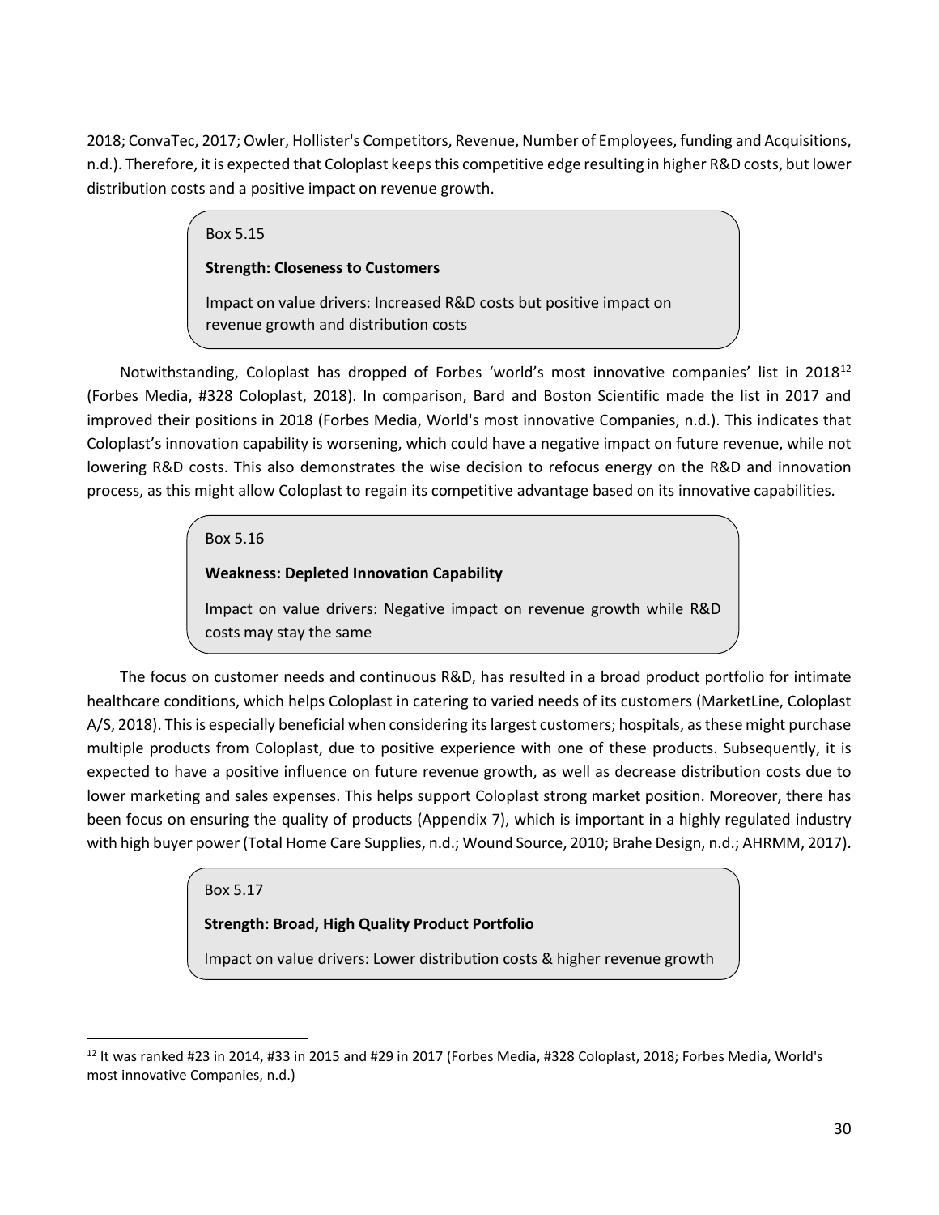2018; ConvaTec, 2017; Owler, Hollister's Competitors, Revenue, Number of Employees, funding and Acquisitions, n.d.). Therefore, it is expected that Coloplast keeps this competitive edge resulting in higher R&D costs, but lower distribution costs and a positive impact on revenue growth.

> Box 5.15
>
> **Strength: Closeness to Customers**
>
> Impact on value drivers: Increased R&D costs but positive impact on revenue growth and distribution costs

Notwithstanding, Coloplast has dropped of Forbes 'world's most innovative companies' list in 2018[12] (Forbes Media, #328 Coloplast, 2018). In comparison, Bard and Boston Scientific made the list in 2017 and improved their positions in 2018 (Forbes Media, World's most innovative Companies, n.d.). This indicates that Coloplast's innovation capability is worsening, which could have a negative impact on future revenue, while not lowering R&D costs. This also demonstrates the wise decision to refocus energy on the R&D and innovation process, as this might allow Coloplast to regain its competitive advantage based on its innovative capabilities.

> Box 5.16
>
> **Weakness: Depleted Innovation Capability**
>
> Impact on value drivers: Negative impact on revenue growth while R&D costs may stay the same

The focus on customer needs and continuous R&D, has resulted in a broad product portfolio for intimate healthcare conditions, which helps Coloplast in catering to varied needs of its customers (MarketLine, Coloplast A/S, 2018). This is especially beneficial when considering its largest customers; hospitals, as these might purchase multiple products from Coloplast, due to positive experience with one of these products. Subsequently, it is expected to have a positive influence on future revenue growth, as well as decrease distribution costs due to lower marketing and sales expenses. This helps support Coloplast strong market position. Moreover, there has been focus on ensuring the quality of products (Appendix 7), which is important in a highly regulated industry with high buyer power (Total Home Care Supplies, n.d.; Wound Source, 2010; Brahe Design, n.d.; AHRMM, 2017).

> Box 5.17
>
> **Strength: Broad, High Quality Product Portfolio**
>
> Impact on value drivers: Lower distribution costs & higher revenue growth

---

[12] It was ranked #23 in 2014, #33 in 2015 and #29 in 2017 (Forbes Media, #328 Coloplast, 2018; Forbes Media, World's most innovative Companies, n.d.)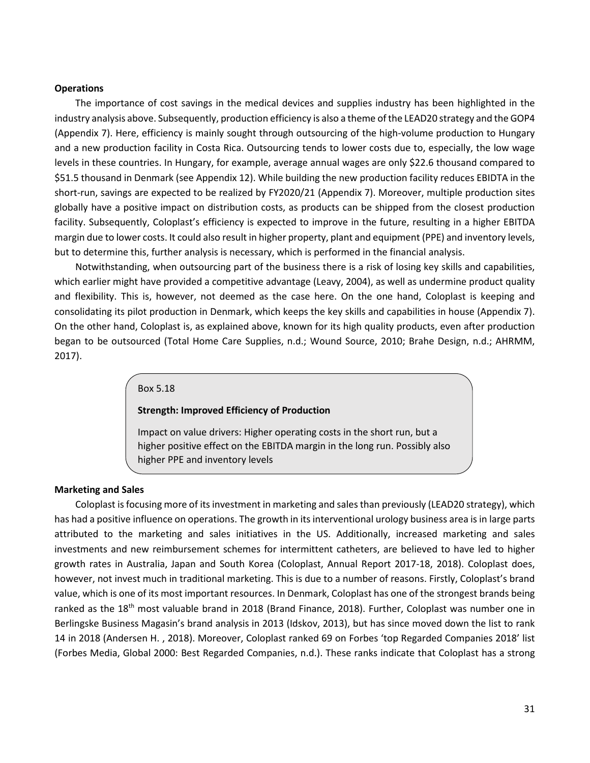**Operations**

The importance of cost savings in the medical devices and supplies industry has been highlighted in the industry analysis above. Subsequently, production efficiency is also a theme of the LEAD20 strategy and the GOP4 (Appendix 7). Here, efficiency is mainly sought through outsourcing of the high-volume production to Hungary and a new production facility in Costa Rica. Outsourcing tends to lower costs due to, especially, the low wage levels in these countries. In Hungary, for example, average annual wages are only $22.6 thousand compared to $51.5 thousand in Denmark (see Appendix 12). While building the new production facility reduces EBIDTA in the short-run, savings are expected to be realized by FY2020/21 (Appendix 7). Moreover, multiple production sites globally have a positive impact on distribution costs, as products can be shipped from the closest production facility. Subsequently, Coloplast's efficiency is expected to improve in the future, resulting in a higher EBITDA margin due to lower costs. It could also result in higher property, plant and equipment (PPE) and inventory levels, but to determine this, further analysis is necessary, which is performed in the financial analysis.

Notwithstanding, when outsourcing part of the business there is a risk of losing key skills and capabilities, which earlier might have provided a competitive advantage (Leavy, 2004), as well as undermine product quality and flexibility. This is, however, not deemed as the case here. On the one hand, Coloplast is keeping and consolidating its pilot production in Denmark, which keeps the key skills and capabilities in house (Appendix 7). On the other hand, Coloplast is, as explained above, known for its high quality products, even after production began to be outsourced (Total Home Care Supplies, n.d.; Wound Source, 2010; Brahe Design, n.d.; AHRMM, 2017).

> Box 5.18
>
> **Strength: Improved Efficiency of Production**
>
> Impact on value drivers: Higher operating costs in the short run, but a higher positive effect on the EBITDA margin in the long run. Possibly also higher PPE and inventory levels

**Marketing and Sales**

Coloplast is focusing more of its investment in marketing and sales than previously (LEAD20 strategy), which has had a positive influence on operations. The growth in its interventional urology business area is in large parts attributed to the marketing and sales initiatives in the US. Additionally, increased marketing and sales investments and new reimbursement schemes for intermittent catheters, are believed to have led to higher growth rates in Australia, Japan and South Korea (Coloplast, Annual Report 2017-18, 2018). Coloplast does, however, not invest much in traditional marketing. This is due to a number of reasons. Firstly, Coloplast's brand value, which is one of its most important resources. In Denmark, Coloplast has one of the strongest brands being ranked as the 18th most valuable brand in 2018 (Brand Finance, 2018). Further, Coloplast was number one in Berlingske Business Magasin's brand analysis in 2013 (Idskov, 2013), but has since moved down the list to rank 14 in 2018 (Andersen H. , 2018). Moreover, Coloplast ranked 69 on Forbes 'top Regarded Companies 2018' list (Forbes Media, Global 2000: Best Regarded Companies, n.d.). These ranks indicate that Coloplast has a strong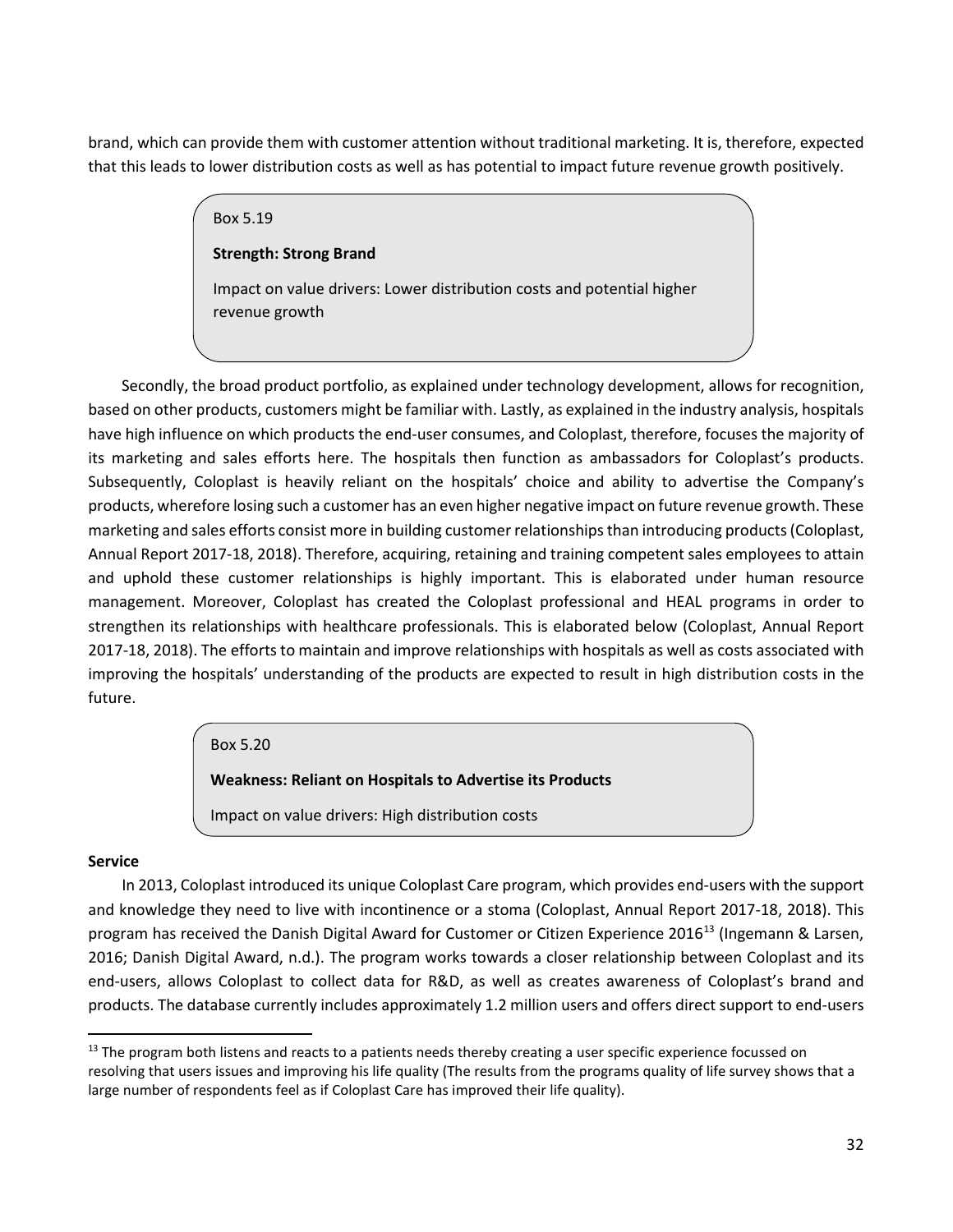brand, which can provide them with customer attention without traditional marketing. It is, therefore, expected that this leads to lower distribution costs as well as has potential to impact future revenue growth positively.

> Box 5.19
>
> **Strength: Strong Brand**
>
> Impact on value drivers: Lower distribution costs and potential higher revenue growth

Secondly, the broad product portfolio, as explained under technology development, allows for recognition, based on other products, customers might be familiar with. Lastly, as explained in the industry analysis, hospitals have high influence on which products the end-user consumes, and Coloplast, therefore, focuses the majority of its marketing and sales efforts here. The hospitals then function as ambassadors for Coloplast's products. Subsequently, Coloplast is heavily reliant on the hospitals' choice and ability to advertise the Company's products, wherefore losing such a customer has an even higher negative impact on future revenue growth. These marketing and sales efforts consist more in building customer relationships than introducing products (Coloplast, Annual Report 2017-18, 2018). Therefore, acquiring, retaining and training competent sales employees to attain and uphold these customer relationships is highly important. This is elaborated under human resource management. Moreover, Coloplast has created the Coloplast professional and HEAL programs in order to strengthen its relationships with healthcare professionals. This is elaborated below (Coloplast, Annual Report 2017-18, 2018). The efforts to maintain and improve relationships with hospitals as well as costs associated with improving the hospitals' understanding of the products are expected to result in high distribution costs in the future.

> Box 5.20
>
> **Weakness: Reliant on Hospitals to Advertise its Products**
>
> Impact on value drivers: High distribution costs

**Service**

In 2013, Coloplast introduced its unique Coloplast Care program, which provides end-users with the support and knowledge they need to live with incontinence or a stoma (Coloplast, Annual Report 2017-18, 2018). This program has received the Danish Digital Award for Customer or Citizen Experience 2016[13] (Ingemann & Larsen, 2016; Danish Digital Award, n.d.). The program works towards a closer relationship between Coloplast and its end-users, allows Coloplast to collect data for R&D, as well as creates awareness of Coloplast's brand and products. The database currently includes approximately 1.2 million users and offers direct support to end-users

[13] The program both listens and reacts to a patients needs thereby creating a user specific experience focussed on resolving that users issues and improving his life quality (The results from the programs quality of life survey shows that a large number of respondents feel as if Coloplast Care has improved their life quality).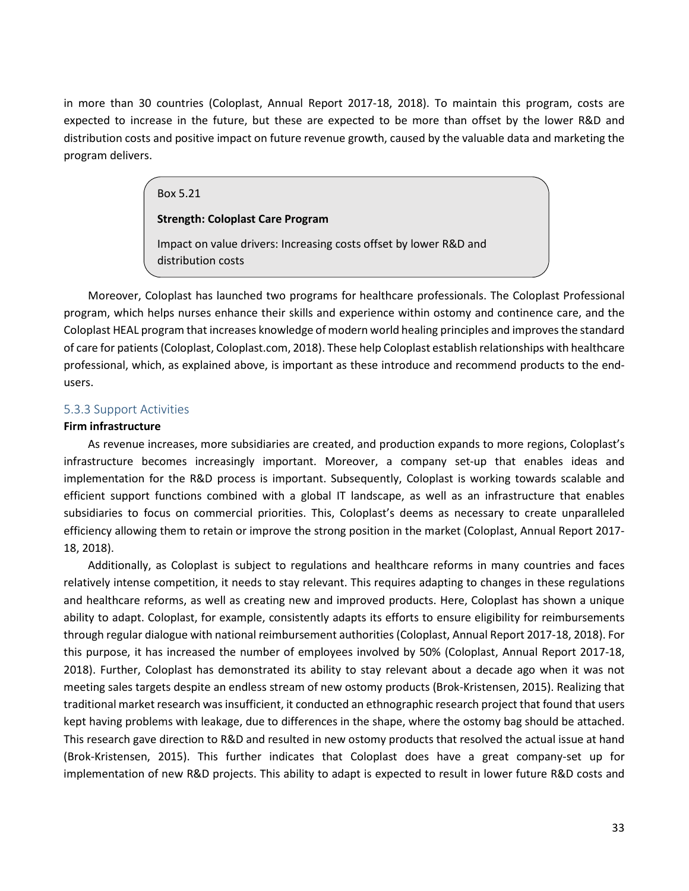in more than 30 countries (Coloplast, Annual Report 2017-18, 2018). To maintain this program, costs are expected to increase in the future, but these are expected to be more than offset by the lower R&D and distribution costs and positive impact on future revenue growth, caused by the valuable data and marketing the program delivers.

> Box 5.21
>
> **Strength: Coloplast Care Program**
>
> Impact on value drivers: Increasing costs offset by lower R&D and distribution costs

Moreover, Coloplast has launched two programs for healthcare professionals. The Coloplast Professional program, which helps nurses enhance their skills and experience within ostomy and continence care, and the Coloplast HEAL program that increases knowledge of modern world healing principles and improves the standard of care for patients (Coloplast, Coloplast.com, 2018). These help Coloplast establish relationships with healthcare professional, which, as explained above, is important as these introduce and recommend products to the end-users.

### 5.3.3 Support Activities

**Firm infrastructure**

As revenue increases, more subsidiaries are created, and production expands to more regions, Coloplast's infrastructure becomes increasingly important. Moreover, a company set-up that enables ideas and implementation for the R&D process is important. Subsequently, Coloplast is working towards scalable and efficient support functions combined with a global IT landscape, as well as an infrastructure that enables subsidiaries to focus on commercial priorities. This, Coloplast's deems as necessary to create unparalleled efficiency allowing them to retain or improve the strong position in the market (Coloplast, Annual Report 2017-18, 2018).

Additionally, as Coloplast is subject to regulations and healthcare reforms in many countries and faces relatively intense competition, it needs to stay relevant. This requires adapting to changes in these regulations and healthcare reforms, as well as creating new and improved products. Here, Coloplast has shown a unique ability to adapt. Coloplast, for example, consistently adapts its efforts to ensure eligibility for reimbursements through regular dialogue with national reimbursement authorities (Coloplast, Annual Report 2017-18, 2018). For this purpose, it has increased the number of employees involved by 50% (Coloplast, Annual Report 2017-18, 2018). Further, Coloplast has demonstrated its ability to stay relevant about a decade ago when it was not meeting sales targets despite an endless stream of new ostomy products (Brok-Kristensen, 2015). Realizing that traditional market research was insufficient, it conducted an ethnographic research project that found that users kept having problems with leakage, due to differences in the shape, where the ostomy bag should be attached. This research gave direction to R&D and resulted in new ostomy products that resolved the actual issue at hand (Brok-Kristensen, 2015). This further indicates that Coloplast does have a great company-set up for implementation of new R&D projects. This ability to adapt is expected to result in lower future R&D costs and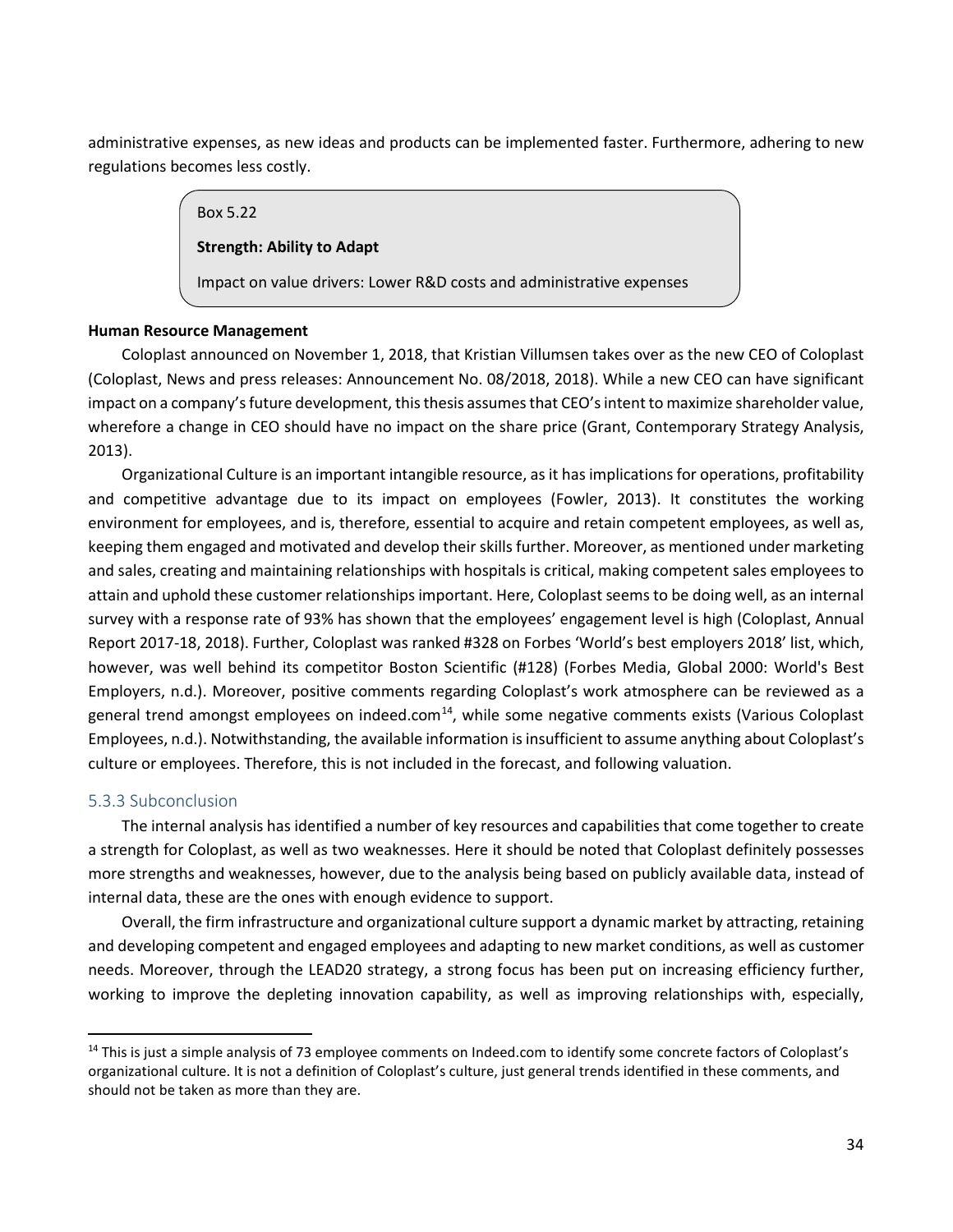administrative expenses, as new ideas and products can be implemented faster. Furthermore, adhering to new regulations becomes less costly.

> Box 5.22
>
> **Strength: Ability to Adapt**
>
> Impact on value drivers: Lower R&D costs and administrative expenses

**Human Resource Management**

Coloplast announced on November 1, 2018, that Kristian Villumsen takes over as the new CEO of Coloplast (Coloplast, News and press releases: Announcement No. 08/2018, 2018). While a new CEO can have significant impact on a company's future development, this thesis assumes that CEO's intent to maximize shareholder value, wherefore a change in CEO should have no impact on the share price (Grant, Contemporary Strategy Analysis, 2013).

Organizational Culture is an important intangible resource, as it has implications for operations, profitability and competitive advantage due to its impact on employees (Fowler, 2013). It constitutes the working environment for employees, and is, therefore, essential to acquire and retain competent employees, as well as, keeping them engaged and motivated and develop their skills further. Moreover, as mentioned under marketing and sales, creating and maintaining relationships with hospitals is critical, making competent sales employees to attain and uphold these customer relationships important. Here, Coloplast seems to be doing well, as an internal survey with a response rate of 93% has shown that the employees' engagement level is high (Coloplast, Annual Report 2017-18, 2018). Further, Coloplast was ranked #328 on Forbes 'World's best employers 2018' list, which, however, was well behind its competitor Boston Scientific (#128) (Forbes Media, Global 2000: World's Best Employers, n.d.). Moreover, positive comments regarding Coloplast's work atmosphere can be reviewed as a general trend amongst employees on indeed.com[14], while some negative comments exists (Various Coloplast Employees, n.d.). Notwithstanding, the available information is insufficient to assume anything about Coloplast's culture or employees. Therefore, this is not included in the forecast, and following valuation.

### 5.3.3 Subconclusion

The internal analysis has identified a number of key resources and capabilities that come together to create a strength for Coloplast, as well as two weaknesses. Here it should be noted that Coloplast definitely possesses more strengths and weaknesses, however, due to the analysis being based on publicly available data, instead of internal data, these are the ones with enough evidence to support.

Overall, the firm infrastructure and organizational culture support a dynamic market by attracting, retaining and developing competent and engaged employees and adapting to new market conditions, as well as customer needs. Moreover, through the LEAD20 strategy, a strong focus has been put on increasing efficiency further, working to improve the depleting innovation capability, as well as improving relationships with, especially,

---

[14] This is just a simple analysis of 73 employee comments on Indeed.com to identify some concrete factors of Coloplast's organizational culture. It is not a definition of Coloplast's culture, just general trends identified in these comments, and should not be taken as more than they are.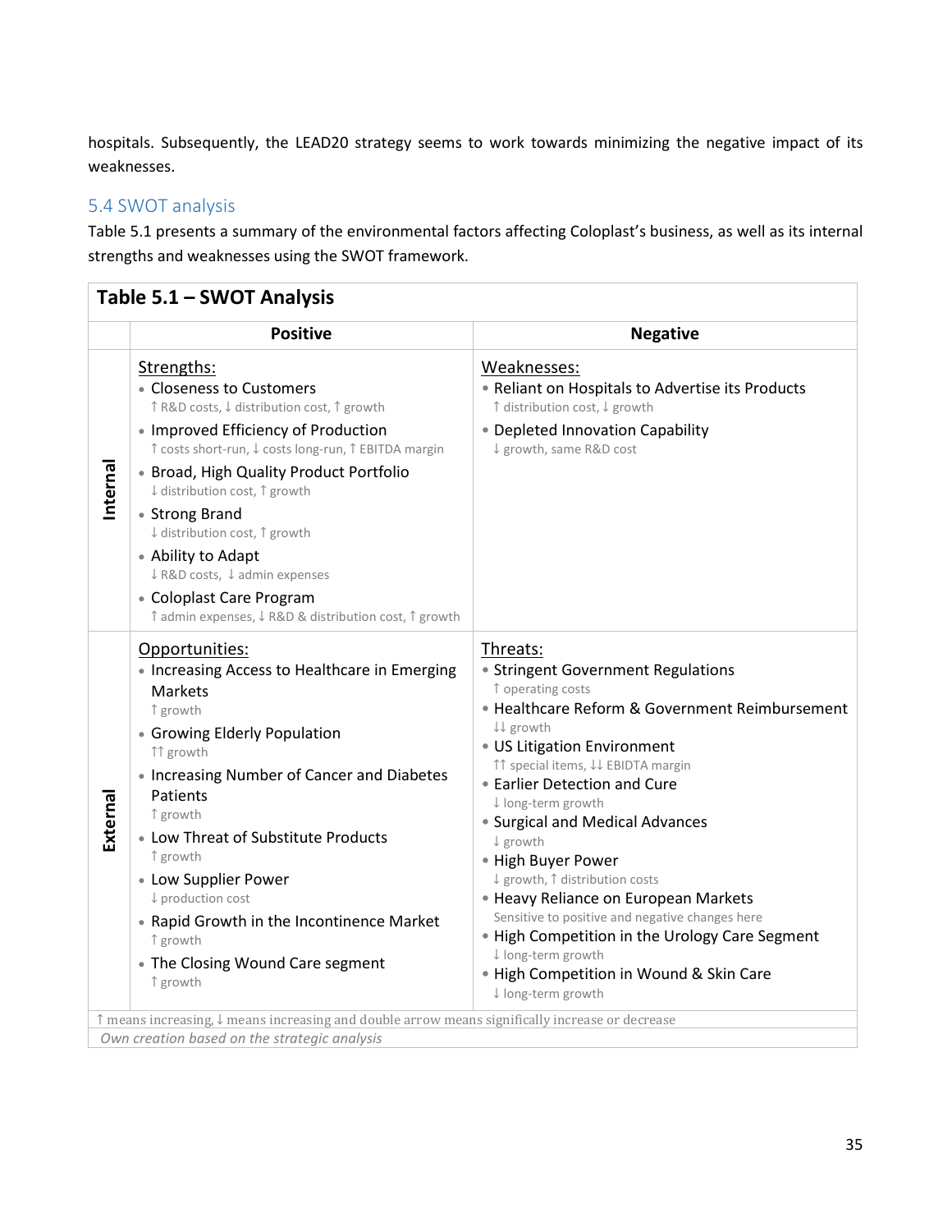hospitals. Subsequently, the LEAD20 strategy seems to work towards minimizing the negative impact of its weaknesses.

## 5.4 SWOT analysis

Table 5.1 presents a summary of the environmental factors affecting Coloplast's business, as well as its internal strengths and weaknesses using the SWOT framework.

**Table 5.1 – SWOT Analysis**

| | Positive | Negative |
|---|---|---|
| **Internal** | <u>Strengths:</u><br>• Closeness to Customers<br>↑ R&D costs, ↓ distribution cost, ↑ growth<br>• Improved Efficiency of Production<br>↑ costs short-run, ↓ costs long-run, ↑ EBITDA margin<br>• Broad, High Quality Product Portfolio<br>↓ distribution cost, ↑ growth<br>• Strong Brand<br>↓ distribution cost, ↑ growth<br>• Ability to Adapt<br>↓ R&D costs, ↓ admin expenses<br>• Coloplast Care Program<br>↑ admin expenses, ↓ R&D & distribution cost, ↑ growth | <u>Weaknesses:</u><br>• Reliant on Hospitals to Advertise its Products<br>↑ distribution cost, ↓ growth<br>• Depleted Innovation Capability<br>↓ growth, same R&D cost |
| **External** | <u>Opportunities:</u><br>• Increasing Access to Healthcare in Emerging Markets<br>↑ growth<br>• Growing Elderly Population<br>↑↑ growth<br>• Increasing Number of Cancer and Diabetes Patients<br>↑ growth<br>• Low Threat of Substitute Products<br>↑ growth<br>• Low Supplier Power<br>↓ production cost<br>• Rapid Growth in the Incontinence Market<br>↑ growth<br>• The Closing Wound Care segment<br>↑ growth | <u>Threats:</u><br>• Stringent Government Regulations<br>↑ operating costs<br>• Healthcare Reform & Government Reimbursement<br>↓↓ growth<br>• US Litigation Environment<br>↑↑ special items, ↓↓ EBIDTA margin<br>• Earlier Detection and Cure<br>↓ long-term growth<br>• Surgical and Medical Advances<br>↓ growth<br>• High Buyer Power<br>↓ growth, ↑ distribution costs<br>• Heavy Reliance on European Markets<br>Sensitive to positive and negative changes here<br>• High Competition in the Urology Care Segment<br>↓ long-term growth<br>• High Competition in Wound & Skin Care<br>↓ long-term growth |

↑ means increasing, ↓ means increasing and double arrow means significally increase or decrease

*Own creation based on the strategic analysis*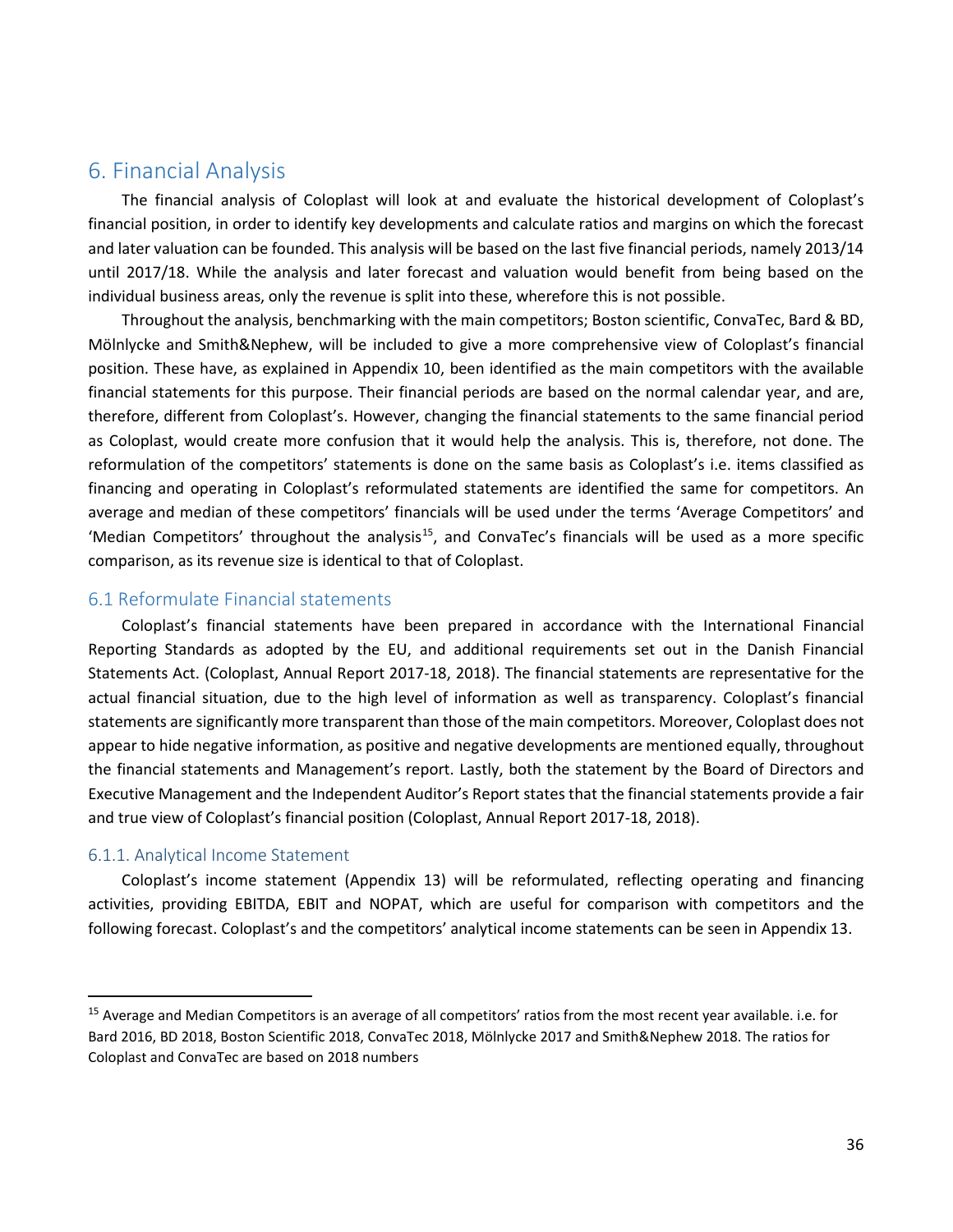# 6. Financial Analysis

The financial analysis of Coloplast will look at and evaluate the historical development of Coloplast's financial position, in order to identify key developments and calculate ratios and margins on which the forecast and later valuation can be founded. This analysis will be based on the last five financial periods, namely 2013/14 until 2017/18. While the analysis and later forecast and valuation would benefit from being based on the individual business areas, only the revenue is split into these, wherefore this is not possible.

Throughout the analysis, benchmarking with the main competitors; Boston scientific, ConvaTec, Bard & BD, Mölnlycke and Smith&Nephew, will be included to give a more comprehensive view of Coloplast's financial position. These have, as explained in Appendix 10, been identified as the main competitors with the available financial statements for this purpose. Their financial periods are based on the normal calendar year, and are, therefore, different from Coloplast's. However, changing the financial statements to the same financial period as Coloplast, would create more confusion that it would help the analysis. This is, therefore, not done. The reformulation of the competitors' statements is done on the same basis as Coloplast's i.e. items classified as financing and operating in Coloplast's reformulated statements are identified the same for competitors. An average and median of these competitors' financials will be used under the terms 'Average Competitors' and 'Median Competitors' throughout the analysis[15], and ConvaTec's financials will be used as a more specific comparison, as its revenue size is identical to that of Coloplast.

## 6.1 Reformulate Financial statements

Coloplast's financial statements have been prepared in accordance with the International Financial Reporting Standards as adopted by the EU, and additional requirements set out in the Danish Financial Statements Act. (Coloplast, Annual Report 2017-18, 2018). The financial statements are representative for the actual financial situation, due to the high level of information as well as transparency. Coloplast's financial statements are significantly more transparent than those of the main competitors. Moreover, Coloplast does not appear to hide negative information, as positive and negative developments are mentioned equally, throughout the financial statements and Management's report. Lastly, both the statement by the Board of Directors and Executive Management and the Independent Auditor's Report states that the financial statements provide a fair and true view of Coloplast's financial position (Coloplast, Annual Report 2017-18, 2018).

### 6.1.1. Analytical Income Statement

Coloplast's income statement (Appendix 13) will be reformulated, reflecting operating and financing activities, providing EBITDA, EBIT and NOPAT, which are useful for comparison with competitors and the following forecast. Coloplast's and the competitors' analytical income statements can be seen in Appendix 13.

---

[15] Average and Median Competitors is an average of all competitors' ratios from the most recent year available. i.e. for Bard 2016, BD 2018, Boston Scientific 2018, ConvaTec 2018, Mölnlycke 2017 and Smith&Nephew 2018. The ratios for Coloplast and ConvaTec are based on 2018 numbers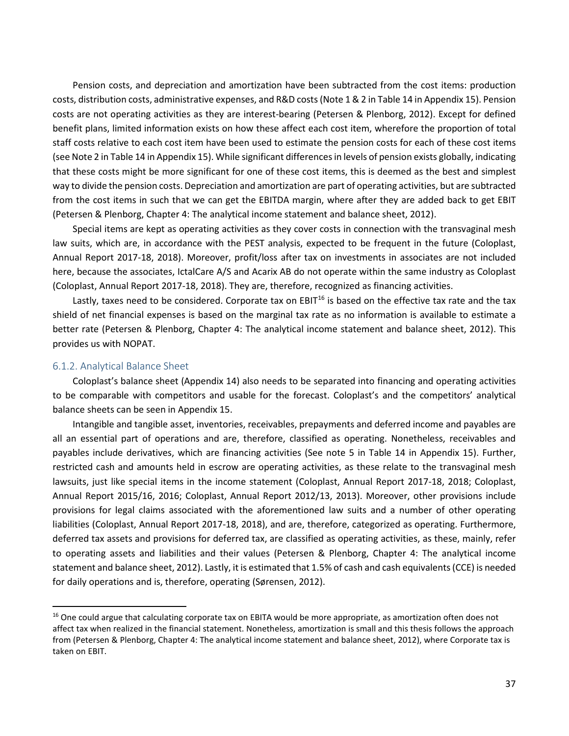Pension costs, and depreciation and amortization have been subtracted from the cost items: production costs, distribution costs, administrative expenses, and R&D costs (Note 1 & 2 in Table 14 in Appendix 15). Pension costs are not operating activities as they are interest-bearing (Petersen & Plenborg, 2012). Except for defined benefit plans, limited information exists on how these affect each cost item, wherefore the proportion of total staff costs relative to each cost item have been used to estimate the pension costs for each of these cost items (see Note 2 in Table 14 in Appendix 15). While significant differences in levels of pension exists globally, indicating that these costs might be more significant for one of these cost items, this is deemed as the best and simplest way to divide the pension costs. Depreciation and amortization are part of operating activities, but are subtracted from the cost items in such that we can get the EBITDA margin, where after they are added back to get EBIT (Petersen & Plenborg, Chapter 4: The analytical income statement and balance sheet, 2012).

Special items are kept as operating activities as they cover costs in connection with the transvaginal mesh law suits, which are, in accordance with the PEST analysis, expected to be frequent in the future (Coloplast, Annual Report 2017-18, 2018). Moreover, profit/loss after tax on investments in associates are not included here, because the associates, IctalCare A/S and Acarix AB do not operate within the same industry as Coloplast (Coloplast, Annual Report 2017-18, 2018). They are, therefore, recognized as financing activities.

Lastly, taxes need to be considered. Corporate tax on EBIT[16] is based on the effective tax rate and the tax shield of net financial expenses is based on the marginal tax rate as no information is available to estimate a better rate (Petersen & Plenborg, Chapter 4: The analytical income statement and balance sheet, 2012). This provides us with NOPAT.

### 6.1.2. Analytical Balance Sheet

Coloplast's balance sheet (Appendix 14) also needs to be separated into financing and operating activities to be comparable with competitors and usable for the forecast. Coloplast's and the competitors' analytical balance sheets can be seen in Appendix 15.

Intangible and tangible asset, inventories, receivables, prepayments and deferred income and payables are all an essential part of operations and are, therefore, classified as operating. Nonetheless, receivables and payables include derivatives, which are financing activities (See note 5 in Table 14 in Appendix 15). Further, restricted cash and amounts held in escrow are operating activities, as these relate to the transvaginal mesh lawsuits, just like special items in the income statement (Coloplast, Annual Report 2017-18, 2018; Coloplast, Annual Report 2015/16, 2016; Coloplast, Annual Report 2012/13, 2013). Moreover, other provisions include provisions for legal claims associated with the aforementioned law suits and a number of other operating liabilities (Coloplast, Annual Report 2017-18, 2018), and are, therefore, categorized as operating. Furthermore, deferred tax assets and provisions for deferred tax, are classified as operating activities, as these, mainly, refer to operating assets and liabilities and their values (Petersen & Plenborg, Chapter 4: The analytical income statement and balance sheet, 2012). Lastly, it is estimated that 1.5% of cash and cash equivalents (CCE) is needed for daily operations and is, therefore, operating (Sørensen, 2012).

---

[16] One could argue that calculating corporate tax on EBITA would be more appropriate, as amortization often does not affect tax when realized in the financial statement. Nonetheless, amortization is small and this thesis follows the approach from (Petersen & Plenborg, Chapter 4: The analytical income statement and balance sheet, 2012), where Corporate tax is taken on EBIT.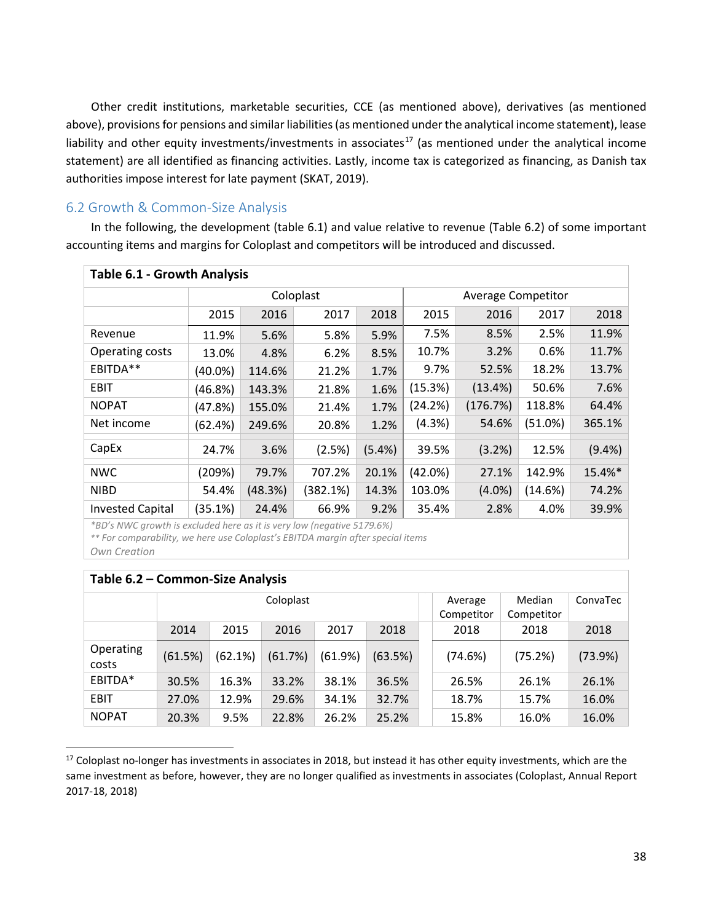Other credit institutions, marketable securities, CCE (as mentioned above), derivatives (as mentioned above), provisions for pensions and similar liabilities (as mentioned under the analytical income statement), lease liability and other equity investments/investments in associates[17] (as mentioned under the analytical income statement) are all identified as financing activities. Lastly, income tax is categorized as financing, as Danish tax authorities impose interest for late payment (SKAT, 2019).

## 6.2 Growth & Common-Size Analysis

In the following, the development (table 6.1) and value relative to revenue (Table 6.2) of some important accounting items and margins for Coloplast and competitors will be introduced and discussed.

**Table 6.1 - Growth Analysis**

| | Coloplast | | | | Average Competitor | | | |
|---|---|---|---|---|---|---|---|---|
| | 2015 | 2016 | 2017 | 2018 | 2015 | 2016 | 2017 | 2018 |
| Revenue | 11.9% | 5.6% | 5.8% | 5.9% | 7.5% | 8.5% | 2.5% | 11.9% |
| Operating costs | 13.0% | 4.8% | 6.2% | 8.5% | 10.7% | 3.2% | 0.6% | 11.7% |
| EBITDA** | (40.0%) | 114.6% | 21.2% | 1.7% | 9.7% | 52.5% | 18.2% | 13.7% |
| EBIT | (46.8%) | 143.3% | 21.8% | 1.6% | (15.3%) | (13.4%) | 50.6% | 7.6% |
| NOPAT | (47.8%) | 155.0% | 21.4% | 1.7% | (24.2%) | (176.7%) | 118.8% | 64.4% |
| Net income | (62.4%) | 249.6% | 20.8% | 1.2% | (4.3%) | 54.6% | (51.0%) | 365.1% |
| CapEx | 24.7% | 3.6% | (2.5%) | (5.4%) | 39.5% | (3.2%) | 12.5% | (9.4%) |
| NWC | (209%) | 79.7% | 707.2% | 20.1% | (42.0%) | 27.1% | 142.9% | 15.4%* |
| NIBD | 54.4% | (48.3%) | (382.1%) | 14.3% | 103.0% | (4.0%) | (14.6%) | 74.2% |
| Invested Capital | (35.1%) | 24.4% | 66.9% | 9.2% | 35.4% | 2.8% | 4.0% | 39.9% |

*\*BD's NWC growth is excluded here as it is very low (negative 5179.6%)*
*\*\* For comparability, we here use Coloplast's EBITDA margin after special items*
*Own Creation*

**Table 6.2 – Common-Size Analysis**

| | Coloplast | | | | | Average Competitor | Median Competitor | ConvaTec |
|---|---|---|---|---|---|---|---|---|
| | 2014 | 2015 | 2016 | 2017 | 2018 | 2018 | 2018 | 2018 |
| Operating costs | (61.5%) | (62.1%) | (61.7%) | (61.9%) | (63.5%) | (74.6%) | (75.2%) | (73.9%) |
| EBITDA* | 30.5% | 16.3% | 33.2% | 38.1% | 36.5% | 26.5% | 26.1% | 26.1% |
| EBIT | 27.0% | 12.9% | 29.6% | 34.1% | 32.7% | 18.7% | 15.7% | 16.0% |
| NOPAT | 20.3% | 9.5% | 22.8% | 26.2% | 25.2% | 15.8% | 16.0% | 16.0% |

[17] Coloplast no-longer has investments in associates in 2018, but instead it has other equity investments, which are the same investment as before, however, they are no longer qualified as investments in associates (Coloplast, Annual Report 2017-18, 2018)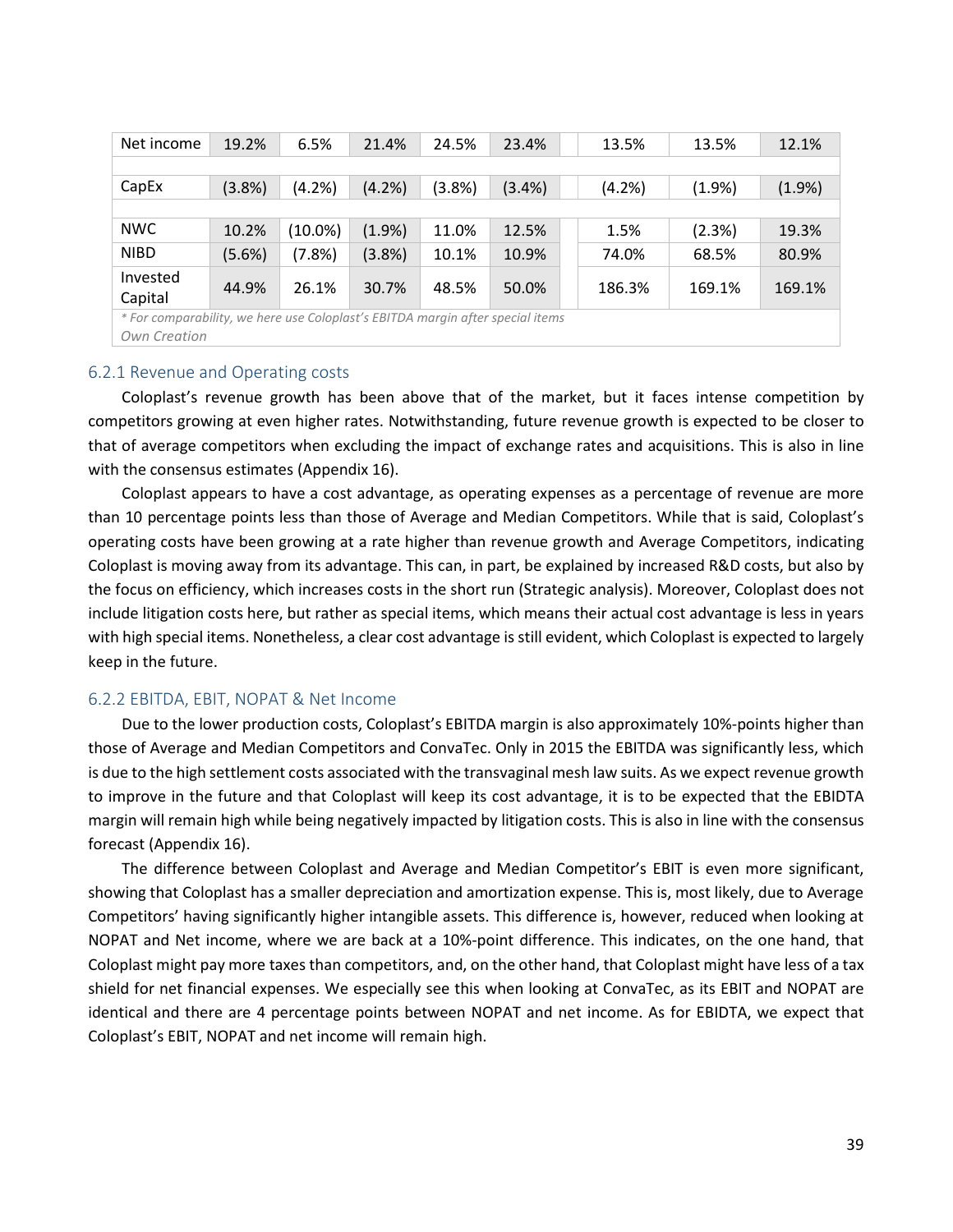| Net income | 19.2% | 6.5% | 21.4% | 24.5% | 23.4% | | 13.5% | 13.5% | 12.1% |
|---|---|---|---|---|---|---|---|---|---|
| | | | | | | | | | |
| CapEx | (3.8%) | (4.2%) | (4.2%) | (3.8%) | (3.4%) | | (4.2%) | (1.9%) | (1.9%) |
| | | | | | | | | | |
| NWC | 10.2% | (10.0%) | (1.9%) | 11.0% | 12.5% | | 1.5% | (2.3%) | 19.3% |
| NIBD | (5.6%) | (7.8%) | (3.8%) | 10.1% | 10.9% | | 74.0% | 68.5% | 80.9% |
| Invested Capital | 44.9% | 26.1% | 30.7% | 48.5% | 50.0% | | 186.3% | 169.1% | 169.1% |

*\* For comparability, we here use Coloplast's EBITDA margin after special items*
*Own Creation*

### 6.2.1 Revenue and Operating costs

Coloplast's revenue growth has been above that of the market, but it faces intense competition by competitors growing at even higher rates. Notwithstanding, future revenue growth is expected to be closer to that of average competitors when excluding the impact of exchange rates and acquisitions. This is also in line with the consensus estimates (Appendix 16).

Coloplast appears to have a cost advantage, as operating expenses as a percentage of revenue are more than 10 percentage points less than those of Average and Median Competitors. While that is said, Coloplast's operating costs have been growing at a rate higher than revenue growth and Average Competitors, indicating Coloplast is moving away from its advantage. This can, in part, be explained by increased R&D costs, but also by the focus on efficiency, which increases costs in the short run (Strategic analysis). Moreover, Coloplast does not include litigation costs here, but rather as special items, which means their actual cost advantage is less in years with high special items. Nonetheless, a clear cost advantage is still evident, which Coloplast is expected to largely keep in the future.

### 6.2.2 EBITDA, EBIT, NOPAT & Net Income

Due to the lower production costs, Coloplast's EBITDA margin is also approximately 10%-points higher than those of Average and Median Competitors and ConvaTec. Only in 2015 the EBITDA was significantly less, which is due to the high settlement costs associated with the transvaginal mesh law suits. As we expect revenue growth to improve in the future and that Coloplast will keep its cost advantage, it is to be expected that the EBIDTA margin will remain high while being negatively impacted by litigation costs. This is also in line with the consensus forecast (Appendix 16).

The difference between Coloplast and Average and Median Competitor's EBIT is even more significant, showing that Coloplast has a smaller depreciation and amortization expense. This is, most likely, due to Average Competitors' having significantly higher intangible assets. This difference is, however, reduced when looking at NOPAT and Net income, where we are back at a 10%-point difference. This indicates, on the one hand, that Coloplast might pay more taxes than competitors, and, on the other hand, that Coloplast might have less of a tax shield for net financial expenses. We especially see this when looking at ConvaTec, as its EBIT and NOPAT are identical and there are 4 percentage points between NOPAT and net income. As for EBIDTA, we expect that Coloplast's EBIT, NOPAT and net income will remain high.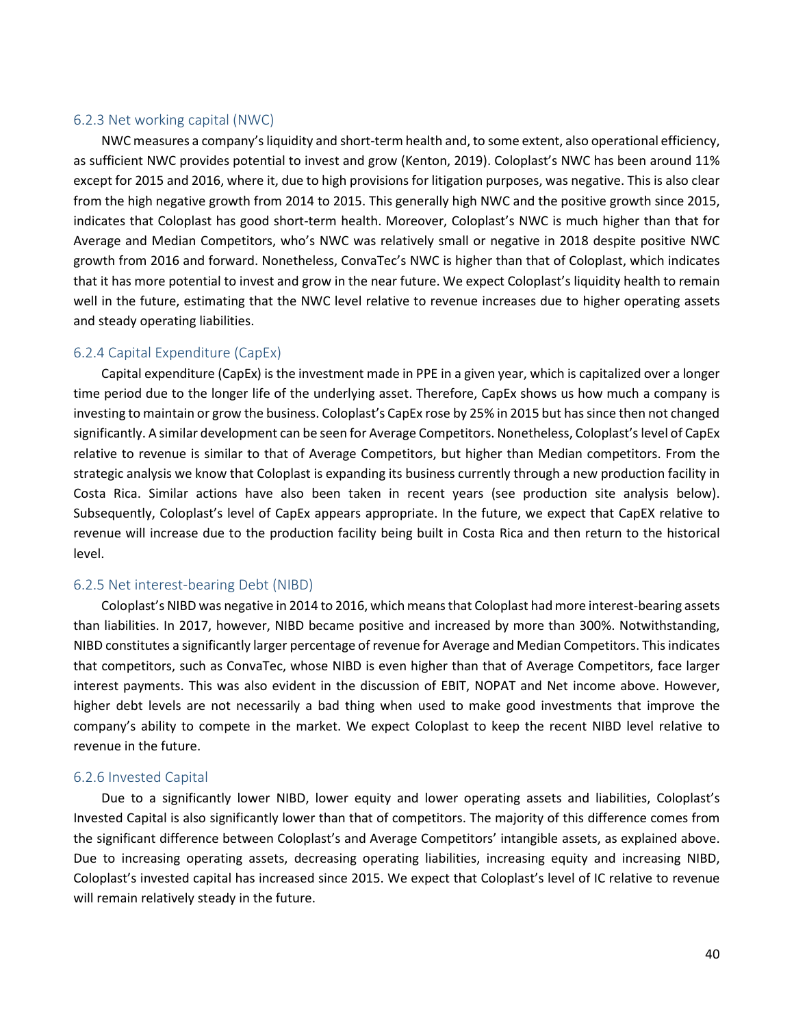### 6.2.3 Net working capital (NWC)

NWC measures a company's liquidity and short-term health and, to some extent, also operational efficiency, as sufficient NWC provides potential to invest and grow (Kenton, 2019). Coloplast's NWC has been around 11% except for 2015 and 2016, where it, due to high provisions for litigation purposes, was negative. This is also clear from the high negative growth from 2014 to 2015. This generally high NWC and the positive growth since 2015, indicates that Coloplast has good short-term health. Moreover, Coloplast's NWC is much higher than that for Average and Median Competitors, who's NWC was relatively small or negative in 2018 despite positive NWC growth from 2016 and forward. Nonetheless, ConvaTec's NWC is higher than that of Coloplast, which indicates that it has more potential to invest and grow in the near future. We expect Coloplast's liquidity health to remain well in the future, estimating that the NWC level relative to revenue increases due to higher operating assets and steady operating liabilities.

### 6.2.4 Capital Expenditure (CapEx)

Capital expenditure (CapEx) is the investment made in PPE in a given year, which is capitalized over a longer time period due to the longer life of the underlying asset. Therefore, CapEx shows us how much a company is investing to maintain or grow the business. Coloplast's CapEx rose by 25% in 2015 but has since then not changed significantly. A similar development can be seen for Average Competitors. Nonetheless, Coloplast's level of CapEx relative to revenue is similar to that of Average Competitors, but higher than Median competitors. From the strategic analysis we know that Coloplast is expanding its business currently through a new production facility in Costa Rica. Similar actions have also been taken in recent years (see production site analysis below). Subsequently, Coloplast's level of CapEx appears appropriate. In the future, we expect that CapEX relative to revenue will increase due to the production facility being built in Costa Rica and then return to the historical level.

### 6.2.5 Net interest-bearing Debt (NIBD)

Coloplast's NIBD was negative in 2014 to 2016, which means that Coloplast had more interest-bearing assets than liabilities. In 2017, however, NIBD became positive and increased by more than 300%. Notwithstanding, NIBD constitutes a significantly larger percentage of revenue for Average and Median Competitors. This indicates that competitors, such as ConvaTec, whose NIBD is even higher than that of Average Competitors, face larger interest payments. This was also evident in the discussion of EBIT, NOPAT and Net income above. However, higher debt levels are not necessarily a bad thing when used to make good investments that improve the company's ability to compete in the market. We expect Coloplast to keep the recent NIBD level relative to revenue in the future.

### 6.2.6 Invested Capital

Due to a significantly lower NIBD, lower equity and lower operating assets and liabilities, Coloplast's Invested Capital is also significantly lower than that of competitors. The majority of this difference comes from the significant difference between Coloplast's and Average Competitors' intangible assets, as explained above. Due to increasing operating assets, decreasing operating liabilities, increasing equity and increasing NIBD, Coloplast's invested capital has increased since 2015. We expect that Coloplast's level of IC relative to revenue will remain relatively steady in the future.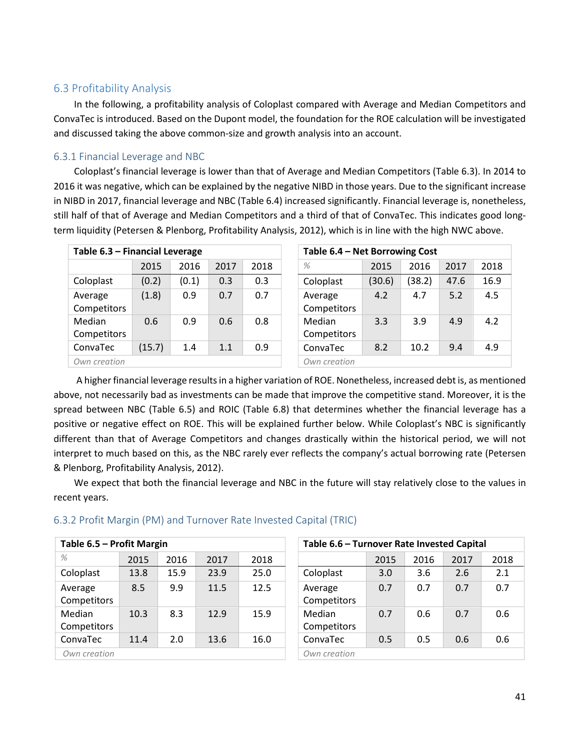## 6.3 Profitability Analysis

In the following, a profitability analysis of Coloplast compared with Average and Median Competitors and ConvaTec is introduced. Based on the Dupont model, the foundation for the ROE calculation will be investigated and discussed taking the above common-size and growth analysis into an account.

### 6.3.1 Financial Leverage and NBC

Coloplast's financial leverage is lower than that of Average and Median Competitors (Table 6.3). In 2014 to 2016 it was negative, which can be explained by the negative NIBD in those years. Due to the significant increase in NIBD in 2017, financial leverage and NBC (Table 6.4) increased significantly. Financial leverage is, nonetheless, still half of that of Average and Median Competitors and a third of that of ConvaTec. This indicates good long-term liquidity (Petersen & Plenborg, Profitability Analysis, 2012), which is in line with the high NWC above.

**Table 6.3 – Financial Leverage**

| | 2015 | 2016 | 2017 | 2018 |
|---|---|---|---|---|
| Coloplast | (0.2) | (0.1) | 0.3 | 0.3 |
| Average Competitors | (1.8) | 0.9 | 0.7 | 0.7 |
| Median Competitors | 0.6 | 0.9 | 0.6 | 0.8 |
| ConvaTec | (15.7) | 1.4 | 1.1 | 0.9 |

*Own creation*

**Table 6.4 – Net Borrowing Cost**

| % | 2015 | 2016 | 2017 | 2018 |
|---|---|---|---|---|
| Coloplast | (30.6) | (38.2) | 47.6 | 16.9 |
| Average Competitors | 4.2 | 4.7 | 5.2 | 4.5 |
| Median Competitors | 3.3 | 3.9 | 4.9 | 4.2 |
| ConvaTec | 8.2 | 10.2 | 9.4 | 4.9 |

*Own creation*

A higher financial leverage results in a higher variation of ROE. Nonetheless, increased debt is, as mentioned above, not necessarily bad as investments can be made that improve the competitive stand. Moreover, it is the spread between NBC (Table 6.5) and ROIC (Table 6.8) that determines whether the financial leverage has a positive or negative effect on ROE. This will be explained further below. While Coloplast's NBC is significantly different than that of Average Competitors and changes drastically within the historical period, we will not interpret to much based on this, as the NBC rarely ever reflects the company's actual borrowing rate (Petersen & Plenborg, Profitability Analysis, 2012).

We expect that both the financial leverage and NBC in the future will stay relatively close to the values in recent years.

### 6.3.2 Profit Margin (PM) and Turnover Rate Invested Capital (TRIC)

**Table 6.5 – Profit Margin**

| % | 2015 | 2016 | 2017 | 2018 |
|---|---|---|---|---|
| Coloplast | 13.8 | 15.9 | 23.9 | 25.0 |
| Average Competitors | 8.5 | 9.9 | 11.5 | 12.5 |
| Median Competitors | 10.3 | 8.3 | 12.9 | 15.9 |
| ConvaTec | 11.4 | 2.0 | 13.6 | 16.0 |

*Own creation*

**Table 6.6 – Turnover Rate Invested Capital**

| | 2015 | 2016 | 2017 | 2018 |
|---|---|---|---|---|
| Coloplast | 3.0 | 3.6 | 2.6 | 2.1 |
| Average Competitors | 0.7 | 0.7 | 0.7 | 0.7 |
| Median Competitors | 0.7 | 0.6 | 0.7 | 0.6 |
| ConvaTec | 0.5 | 0.5 | 0.6 | 0.6 |

*Own creation*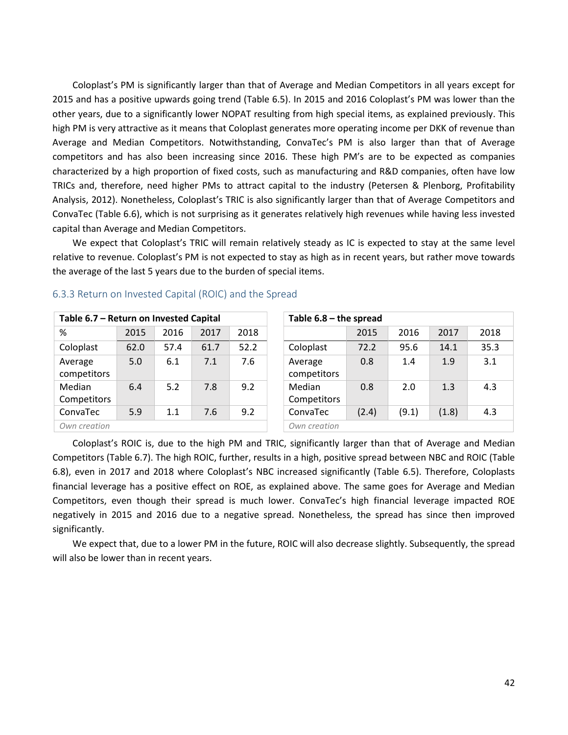Coloplast's PM is significantly larger than that of Average and Median Competitors in all years except for 2015 and has a positive upwards going trend (Table 6.5). In 2015 and 2016 Coloplast's PM was lower than the other years, due to a significantly lower NOPAT resulting from high special items, as explained previously. This high PM is very attractive as it means that Coloplast generates more operating income per DKK of revenue than Average and Median Competitors. Notwithstanding, ConvaTec's PM is also larger than that of Average competitors and has also been increasing since 2016. These high PM's are to be expected as companies characterized by a high proportion of fixed costs, such as manufacturing and R&D companies, often have low TRICs and, therefore, need higher PMs to attract capital to the industry (Petersen & Plenborg, Profitability Analysis, 2012). Nonetheless, Coloplast's TRIC is also significantly larger than that of Average Competitors and ConvaTec (Table 6.6), which is not surprising as it generates relatively high revenues while having less invested capital than Average and Median Competitors.

We expect that Coloplast's TRIC will remain relatively steady as IC is expected to stay at the same level relative to revenue. Coloplast's PM is not expected to stay as high as in recent years, but rather move towards the average of the last 5 years due to the burden of special items.

### 6.3.3 Return on Invested Capital (ROIC) and the Spread

**Table 6.7 – Return on Invested Capital**

| % | 2015 | 2016 | 2017 | 2018 |
|---|---|---|---|---|
| Coloplast | 62.0 | 57.4 | 61.7 | 52.2 |
| Average competitors | 5.0 | 6.1 | 7.1 | 7.6 |
| Median Competitors | 6.4 | 5.2 | 7.8 | 9.2 |
| ConvaTec | 5.9 | 1.1 | 7.6 | 9.2 |

*Own creation*

**Table 6.8 – the spread**

| | 2015 | 2016 | 2017 | 2018 |
|---|---|---|---|---|
| Coloplast | 72.2 | 95.6 | 14.1 | 35.3 |
| Average competitors | 0.8 | 1.4 | 1.9 | 3.1 |
| Median Competitors | 0.8 | 2.0 | 1.3 | 4.3 |
| ConvaTec | (2.4) | (9.1) | (1.8) | 4.3 |

*Own creation*

Coloplast's ROIC is, due to the high PM and TRIC, significantly larger than that of Average and Median Competitors (Table 6.7). The high ROIC, further, results in a high, positive spread between NBC and ROIC (Table 6.8), even in 2017 and 2018 where Coloplast's NBC increased significantly (Table 6.5). Therefore, Coloplasts financial leverage has a positive effect on ROE, as explained above. The same goes for Average and Median Competitors, even though their spread is much lower. ConvaTec's high financial leverage impacted ROE negatively in 2015 and 2016 due to a negative spread. Nonetheless, the spread has since then improved significantly.

We expect that, due to a lower PM in the future, ROIC will also decrease slightly. Subsequently, the spread will also be lower than in recent years.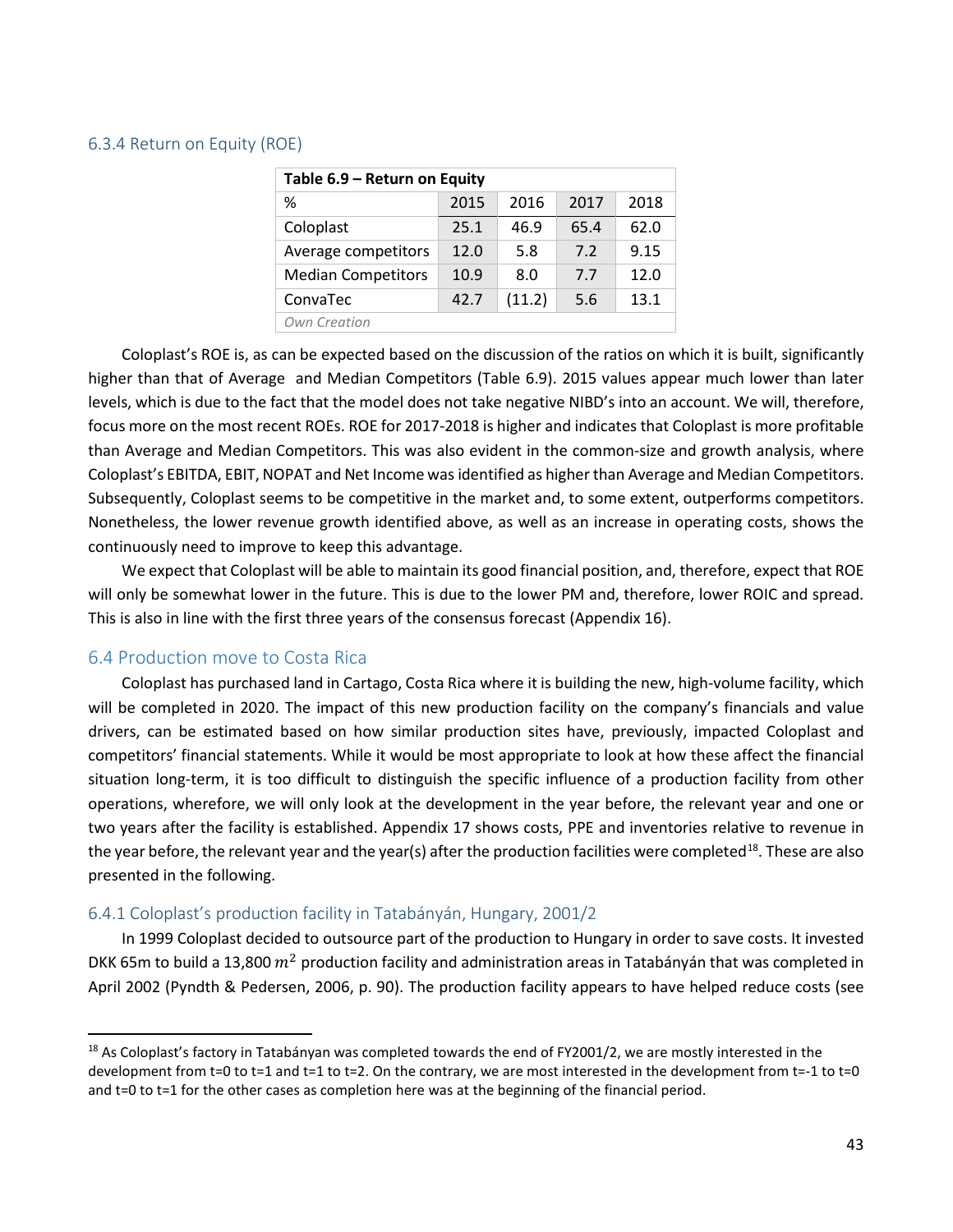### 6.3.4 Return on Equity (ROE)

| Table 6.9 – Return on Equity | | | | |
|---|---|---|---|---|
| % | 2015 | 2016 | 2017 | 2018 |
| Coloplast | 25.1 | 46.9 | 65.4 | 62.0 |
| Average competitors | 12.0 | 5.8 | 7.2 | 9.15 |
| Median Competitors | 10.9 | 8.0 | 7.7 | 12.0 |
| ConvaTec | 42.7 | (11.2) | 5.6 | 13.1 |
| *Own Creation* | | | | |

Coloplast's ROE is, as can be expected based on the discussion of the ratios on which it is built, significantly higher than that of Average and Median Competitors (Table 6.9). 2015 values appear much lower than later levels, which is due to the fact that the model does not take negative NIBD's into an account. We will, therefore, focus more on the most recent ROEs. ROE for 2017-2018 is higher and indicates that Coloplast is more profitable than Average and Median Competitors. This was also evident in the common-size and growth analysis, where Coloplast's EBITDA, EBIT, NOPAT and Net Income was identified as higher than Average and Median Competitors. Subsequently, Coloplast seems to be competitive in the market and, to some extent, outperforms competitors. Nonetheless, the lower revenue growth identified above, as well as an increase in operating costs, shows the continuously need to improve to keep this advantage.

We expect that Coloplast will be able to maintain its good financial position, and, therefore, expect that ROE will only be somewhat lower in the future. This is due to the lower PM and, therefore, lower ROIC and spread. This is also in line with the first three years of the consensus forecast (Appendix 16).

## 6.4 Production move to Costa Rica

Coloplast has purchased land in Cartago, Costa Rica where it is building the new, high-volume facility, which will be completed in 2020. The impact of this new production facility on the company's financials and value drivers, can be estimated based on how similar production sites have, previously, impacted Coloplast and competitors' financial statements. While it would be most appropriate to look at how these affect the financial situation long-term, it is too difficult to distinguish the specific influence of a production facility from other operations, wherefore, we will only look at the development in the year before, the relevant year and one or two years after the facility is established. Appendix 17 shows costs, PPE and inventories relative to revenue in the year before, the relevant year and the year(s) after the production facilities were completed[18]. These are also presented in the following.

### 6.4.1 Coloplast's production facility in Tatabányán, Hungary, 2001/2

In 1999 Coloplast decided to outsource part of the production to Hungary in order to save costs. It invested DKK 65m to build a 13,800 $m^2$ production facility and administration areas in Tatabányán that was completed in April 2002 (Pyndth & Pedersen, 2006, p. 90). The production facility appears to have helped reduce costs (see

[18] As Coloplast's factory in Tatabányan was completed towards the end of FY2001/2, we are mostly interested in the development from t=0 to t=1 and t=1 to t=2. On the contrary, we are most interested in the development from t=-1 to t=0 and t=0 to t=1 for the other cases as completion here was at the beginning of the financial period.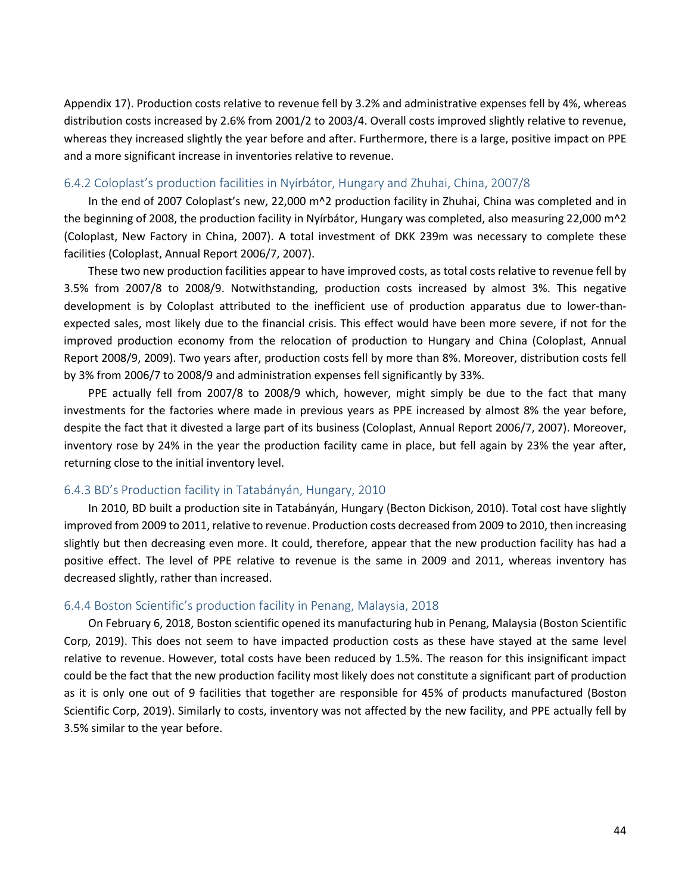Appendix 17). Production costs relative to revenue fell by 3.2% and administrative expenses fell by 4%, whereas distribution costs increased by 2.6% from 2001/2 to 2003/4. Overall costs improved slightly relative to revenue, whereas they increased slightly the year before and after. Furthermore, there is a large, positive impact on PPE and a more significant increase in inventories relative to revenue.

### 6.4.2 Coloplast's production facilities in Nyírbátor, Hungary and Zhuhai, China, 2007/8

In the end of 2007 Coloplast's new, 22,000 m^2 production facility in Zhuhai, China was completed and in the beginning of 2008, the production facility in Nyírbátor, Hungary was completed, also measuring 22,000 m^2 (Coloplast, New Factory in China, 2007). A total investment of DKK 239m was necessary to complete these facilities (Coloplast, Annual Report 2006/7, 2007).

These two new production facilities appear to have improved costs, as total costs relative to revenue fell by 3.5% from 2007/8 to 2008/9. Notwithstanding, production costs increased by almost 3%. This negative development is by Coloplast attributed to the inefficient use of production apparatus due to lower-than-expected sales, most likely due to the financial crisis. This effect would have been more severe, if not for the improved production economy from the relocation of production to Hungary and China (Coloplast, Annual Report 2008/9, 2009). Two years after, production costs fell by more than 8%. Moreover, distribution costs fell by 3% from 2006/7 to 2008/9 and administration expenses fell significantly by 33%.

PPE actually fell from 2007/8 to 2008/9 which, however, might simply be due to the fact that many investments for the factories where made in previous years as PPE increased by almost 8% the year before, despite the fact that it divested a large part of its business (Coloplast, Annual Report 2006/7, 2007). Moreover, inventory rose by 24% in the year the production facility came in place, but fell again by 23% the year after, returning close to the initial inventory level.

### 6.4.3 BD's Production facility in Tatabányán, Hungary, 2010

In 2010, BD built a production site in Tatabányán, Hungary (Becton Dickison, 2010). Total cost have slightly improved from 2009 to 2011, relative to revenue. Production costs decreased from 2009 to 2010, then increasing slightly but then decreasing even more. It could, therefore, appear that the new production facility has had a positive effect. The level of PPE relative to revenue is the same in 2009 and 2011, whereas inventory has decreased slightly, rather than increased.

### 6.4.4 Boston Scientific's production facility in Penang, Malaysia, 2018

On February 6, 2018, Boston scientific opened its manufacturing hub in Penang, Malaysia (Boston Scientific Corp, 2019). This does not seem to have impacted production costs as these have stayed at the same level relative to revenue. However, total costs have been reduced by 1.5%. The reason for this insignificant impact could be the fact that the new production facility most likely does not constitute a significant part of production as it is only one out of 9 facilities that together are responsible for 45% of products manufactured (Boston Scientific Corp, 2019). Similarly to costs, inventory was not affected by the new facility, and PPE actually fell by 3.5% similar to the year before.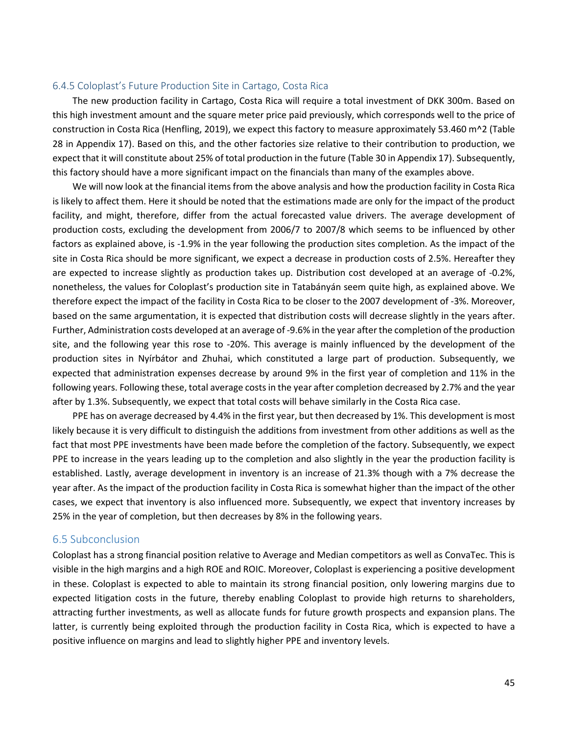### 6.4.5 Coloplast's Future Production Site in Cartago, Costa Rica

The new production facility in Cartago, Costa Rica will require a total investment of DKK 300m. Based on this high investment amount and the square meter price paid previously, which corresponds well to the price of construction in Costa Rica (Henfling, 2019), we expect this factory to measure approximately 53.460 m^2 (Table 28 in Appendix 17). Based on this, and the other factories size relative to their contribution to production, we expect that it will constitute about 25% of total production in the future (Table 30 in Appendix 17). Subsequently, this factory should have a more significant impact on the financials than many of the examples above.

We will now look at the financial items from the above analysis and how the production facility in Costa Rica is likely to affect them. Here it should be noted that the estimations made are only for the impact of the product facility, and might, therefore, differ from the actual forecasted value drivers. The average development of production costs, excluding the development from 2006/7 to 2007/8 which seems to be influenced by other factors as explained above, is -1.9% in the year following the production sites completion. As the impact of the site in Costa Rica should be more significant, we expect a decrease in production costs of 2.5%. Hereafter they are expected to increase slightly as production takes up. Distribution cost developed at an average of -0.2%, nonetheless, the values for Coloplast's production site in Tatabányán seem quite high, as explained above. We therefore expect the impact of the facility in Costa Rica to be closer to the 2007 development of -3%. Moreover, based on the same argumentation, it is expected that distribution costs will decrease slightly in the years after. Further, Administration costs developed at an average of -9.6% in the year after the completion of the production site, and the following year this rose to -20%. This average is mainly influenced by the development of the production sites in Nyírbátor and Zhuhai, which constituted a large part of production. Subsequently, we expected that administration expenses decrease by around 9% in the first year of completion and 11% in the following years. Following these, total average costs in the year after completion decreased by 2.7% and the year after by 1.3%. Subsequently, we expect that total costs will behave similarly in the Costa Rica case.

PPE has on average decreased by 4.4% in the first year, but then decreased by 1%. This development is most likely because it is very difficult to distinguish the additions from investment from other additions as well as the fact that most PPE investments have been made before the completion of the factory. Subsequently, we expect PPE to increase in the years leading up to the completion and also slightly in the year the production facility is established. Lastly, average development in inventory is an increase of 21.3% though with a 7% decrease the year after. As the impact of the production facility in Costa Rica is somewhat higher than the impact of the other cases, we expect that inventory is also influenced more. Subsequently, we expect that inventory increases by 25% in the year of completion, but then decreases by 8% in the following years.

## 6.5 Subconclusion

Coloplast has a strong financial position relative to Average and Median competitors as well as ConvaTec. This is visible in the high margins and a high ROE and ROIC. Moreover, Coloplast is experiencing a positive development in these. Coloplast is expected to able to maintain its strong financial position, only lowering margins due to expected litigation costs in the future, thereby enabling Coloplast to provide high returns to shareholders, attracting further investments, as well as allocate funds for future growth prospects and expansion plans. The latter, is currently being exploited through the production facility in Costa Rica, which is expected to have a positive influence on margins and lead to slightly higher PPE and inventory levels.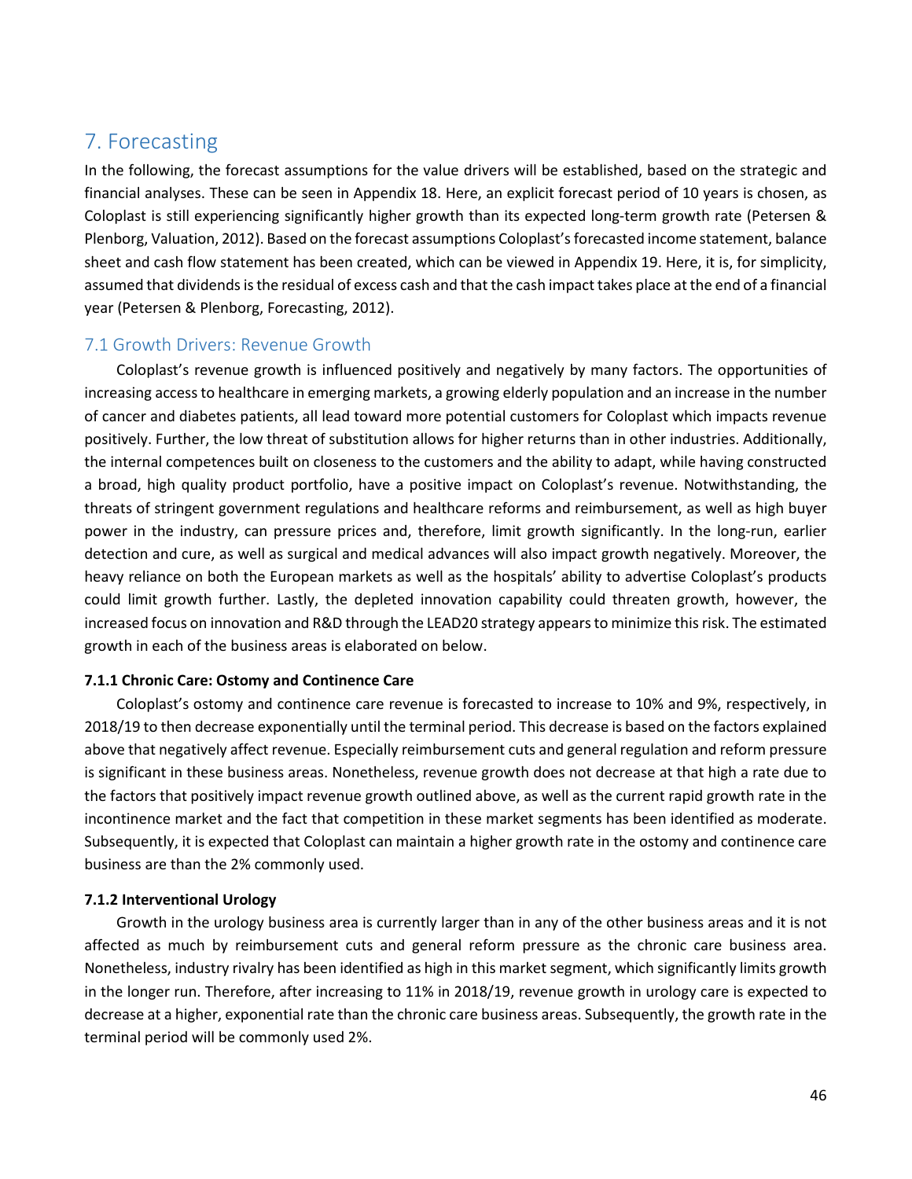## 7. Forecasting

In the following, the forecast assumptions for the value drivers will be established, based on the strategic and financial analyses. These can be seen in Appendix 18. Here, an explicit forecast period of 10 years is chosen, as Coloplast is still experiencing significantly higher growth than its expected long-term growth rate (Petersen & Plenborg, Valuation, 2012). Based on the forecast assumptions Coloplast's forecasted income statement, balance sheet and cash flow statement has been created, which can be viewed in Appendix 19. Here, it is, for simplicity, assumed that dividends is the residual of excess cash and that the cash impact takes place at the end of a financial year (Petersen & Plenborg, Forecasting, 2012).

### 7.1 Growth Drivers: Revenue Growth

Coloplast's revenue growth is influenced positively and negatively by many factors. The opportunities of increasing access to healthcare in emerging markets, a growing elderly population and an increase in the number of cancer and diabetes patients, all lead toward more potential customers for Coloplast which impacts revenue positively. Further, the low threat of substitution allows for higher returns than in other industries. Additionally, the internal competences built on closeness to the customers and the ability to adapt, while having constructed a broad, high quality product portfolio, have a positive impact on Coloplast's revenue. Notwithstanding, the threats of stringent government regulations and healthcare reforms and reimbursement, as well as high buyer power in the industry, can pressure prices and, therefore, limit growth significantly. In the long-run, earlier detection and cure, as well as surgical and medical advances will also impact growth negatively. Moreover, the heavy reliance on both the European markets as well as the hospitals' ability to advertise Coloplast's products could limit growth further. Lastly, the depleted innovation capability could threaten growth, however, the increased focus on innovation and R&D through the LEAD20 strategy appears to minimize this risk. The estimated growth in each of the business areas is elaborated on below.

#### 7.1.1 Chronic Care: Ostomy and Continence Care

Coloplast's ostomy and continence care revenue is forecasted to increase to 10% and 9%, respectively, in 2018/19 to then decrease exponentially until the terminal period. This decrease is based on the factors explained above that negatively affect revenue. Especially reimbursement cuts and general regulation and reform pressure is significant in these business areas. Nonetheless, revenue growth does not decrease at that high a rate due to the factors that positively impact revenue growth outlined above, as well as the current rapid growth rate in the incontinence market and the fact that competition in these market segments has been identified as moderate. Subsequently, it is expected that Coloplast can maintain a higher growth rate in the ostomy and continence care business are than the 2% commonly used.

#### 7.1.2 Interventional Urology

Growth in the urology business area is currently larger than in any of the other business areas and it is not affected as much by reimbursement cuts and general reform pressure as the chronic care business area. Nonetheless, industry rivalry has been identified as high in this market segment, which significantly limits growth in the longer run. Therefore, after increasing to 11% in 2018/19, revenue growth in urology care is expected to decrease at a higher, exponential rate than the chronic care business areas. Subsequently, the growth rate in the terminal period will be commonly used 2%.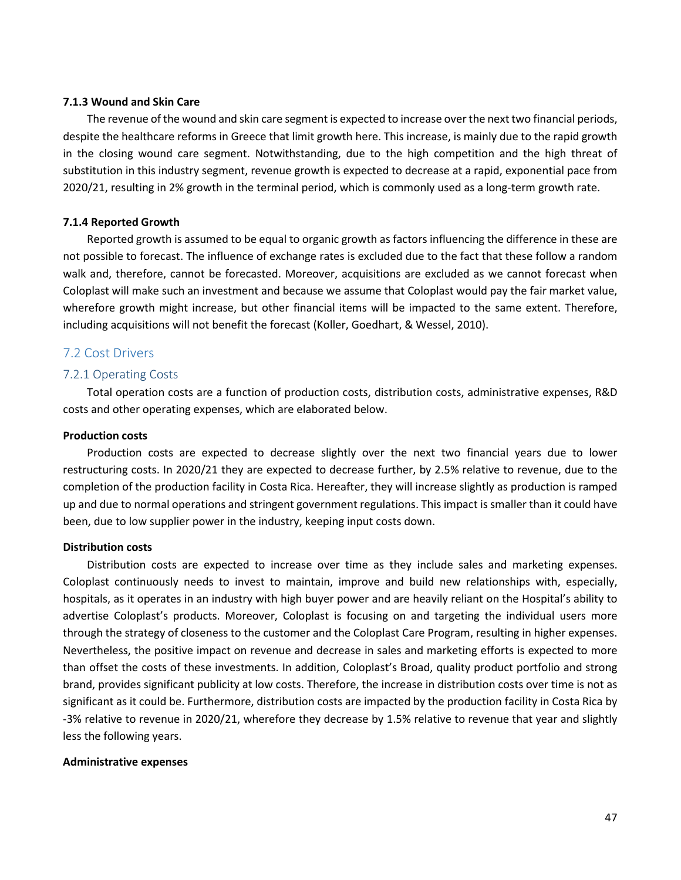#### 7.1.3 Wound and Skin Care

The revenue of the wound and skin care segment is expected to increase over the next two financial periods, despite the healthcare reforms in Greece that limit growth here. This increase, is mainly due to the rapid growth in the closing wound care segment. Notwithstanding, due to the high competition and the high threat of substitution in this industry segment, revenue growth is expected to decrease at a rapid, exponential pace from 2020/21, resulting in 2% growth in the terminal period, which is commonly used as a long-term growth rate.

#### 7.1.4 Reported Growth

Reported growth is assumed to be equal to organic growth as factors influencing the difference in these are not possible to forecast. The influence of exchange rates is excluded due to the fact that these follow a random walk and, therefore, cannot be forecasted. Moreover, acquisitions are excluded as we cannot forecast when Coloplast will make such an investment and because we assume that Coloplast would pay the fair market value, wherefore growth might increase, but other financial items will be impacted to the same extent. Therefore, including acquisitions will not benefit the forecast (Koller, Goedhart, & Wessel, 2010).

## 7.2 Cost Drivers

### 7.2.1 Operating Costs

Total operation costs are a function of production costs, distribution costs, administrative expenses, R&D costs and other operating expenses, which are elaborated below.

**Production costs**

Production costs are expected to decrease slightly over the next two financial years due to lower restructuring costs. In 2020/21 they are expected to decrease further, by 2.5% relative to revenue, due to the completion of the production facility in Costa Rica. Hereafter, they will increase slightly as production is ramped up and due to normal operations and stringent government regulations. This impact is smaller than it could have been, due to low supplier power in the industry, keeping input costs down.

**Distribution costs**

Distribution costs are expected to increase over time as they include sales and marketing expenses. Coloplast continuously needs to invest to maintain, improve and build new relationships with, especially, hospitals, as it operates in an industry with high buyer power and are heavily reliant on the Hospital's ability to advertise Coloplast's products. Moreover, Coloplast is focusing on and targeting the individual users more through the strategy of closeness to the customer and the Coloplast Care Program, resulting in higher expenses. Nevertheless, the positive impact on revenue and decrease in sales and marketing efforts is expected to more than offset the costs of these investments. In addition, Coloplast's Broad, quality product portfolio and strong brand, provides significant publicity at low costs. Therefore, the increase in distribution costs over time is not as significant as it could be. Furthermore, distribution costs are impacted by the production facility in Costa Rica by -3% relative to revenue in 2020/21, wherefore they decrease by 1.5% relative to revenue that year and slightly less the following years.

**Administrative expenses**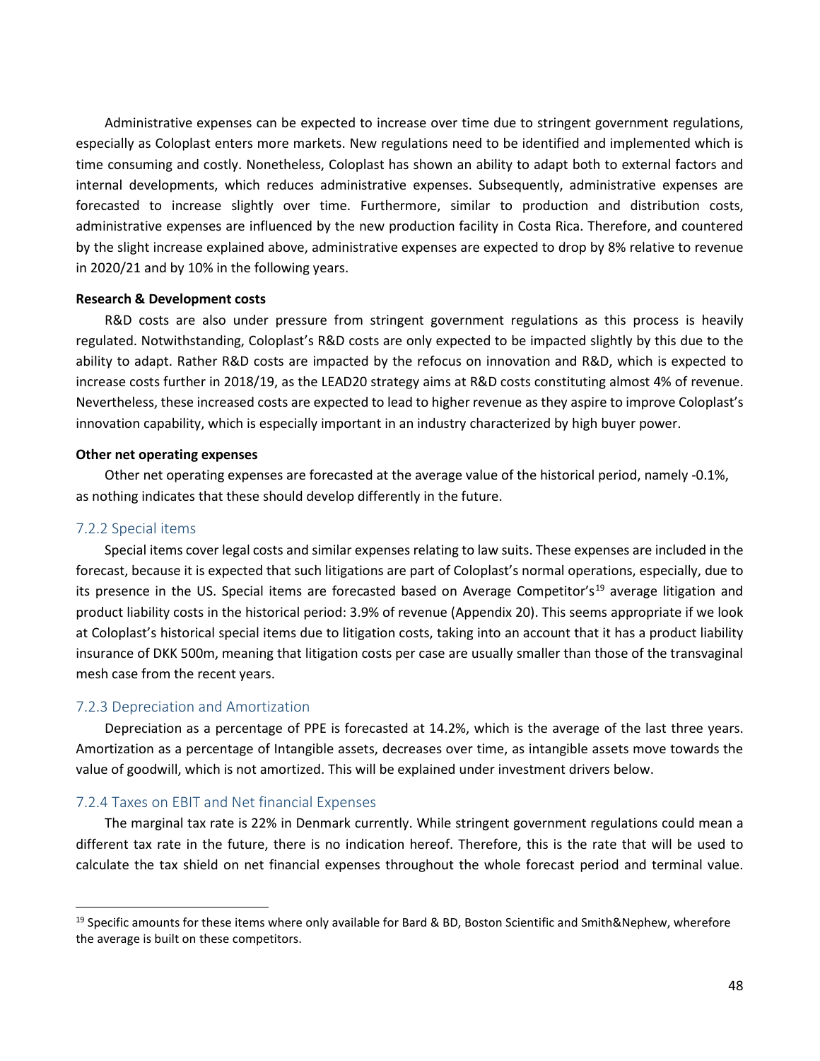Administrative expenses can be expected to increase over time due to stringent government regulations, especially as Coloplast enters more markets. New regulations need to be identified and implemented which is time consuming and costly. Nonetheless, Coloplast has shown an ability to adapt both to external factors and internal developments, which reduces administrative expenses. Subsequently, administrative expenses are forecasted to increase slightly over time. Furthermore, similar to production and distribution costs, administrative expenses are influenced by the new production facility in Costa Rica. Therefore, and countered by the slight increase explained above, administrative expenses are expected to drop by 8% relative to revenue in 2020/21 and by 10% in the following years.

**Research & Development costs**

R&D costs are also under pressure from stringent government regulations as this process is heavily regulated. Notwithstanding, Coloplast's R&D costs are only expected to be impacted slightly by this due to the ability to adapt. Rather R&D costs are impacted by the refocus on innovation and R&D, which is expected to increase costs further in 2018/19, as the LEAD20 strategy aims at R&D costs constituting almost 4% of revenue. Nevertheless, these increased costs are expected to lead to higher revenue as they aspire to improve Coloplast's innovation capability, which is especially important in an industry characterized by high buyer power.

**Other net operating expenses**

Other net operating expenses are forecasted at the average value of the historical period, namely -0.1%, as nothing indicates that these should develop differently in the future.

### 7.2.2 Special items

Special items cover legal costs and similar expenses relating to law suits. These expenses are included in the forecast, because it is expected that such litigations are part of Coloplast's normal operations, especially, due to its presence in the US. Special items are forecasted based on Average Competitor's[19] average litigation and product liability costs in the historical period: 3.9% of revenue (Appendix 20). This seems appropriate if we look at Coloplast's historical special items due to litigation costs, taking into an account that it has a product liability insurance of DKK 500m, meaning that litigation costs per case are usually smaller than those of the transvaginal mesh case from the recent years.

### 7.2.3 Depreciation and Amortization

Depreciation as a percentage of PPE is forecasted at 14.2%, which is the average of the last three years. Amortization as a percentage of Intangible assets, decreases over time, as intangible assets move towards the value of goodwill, which is not amortized. This will be explained under investment drivers below.

### 7.2.4 Taxes on EBIT and Net financial Expenses

The marginal tax rate is 22% in Denmark currently. While stringent government regulations could mean a different tax rate in the future, there is no indication hereof. Therefore, this is the rate that will be used to calculate the tax shield on net financial expenses throughout the whole forecast period and terminal value.

[19] Specific amounts for these items where only available for Bard & BD, Boston Scientific and Smith&Nephew, wherefore the average is built on these competitors.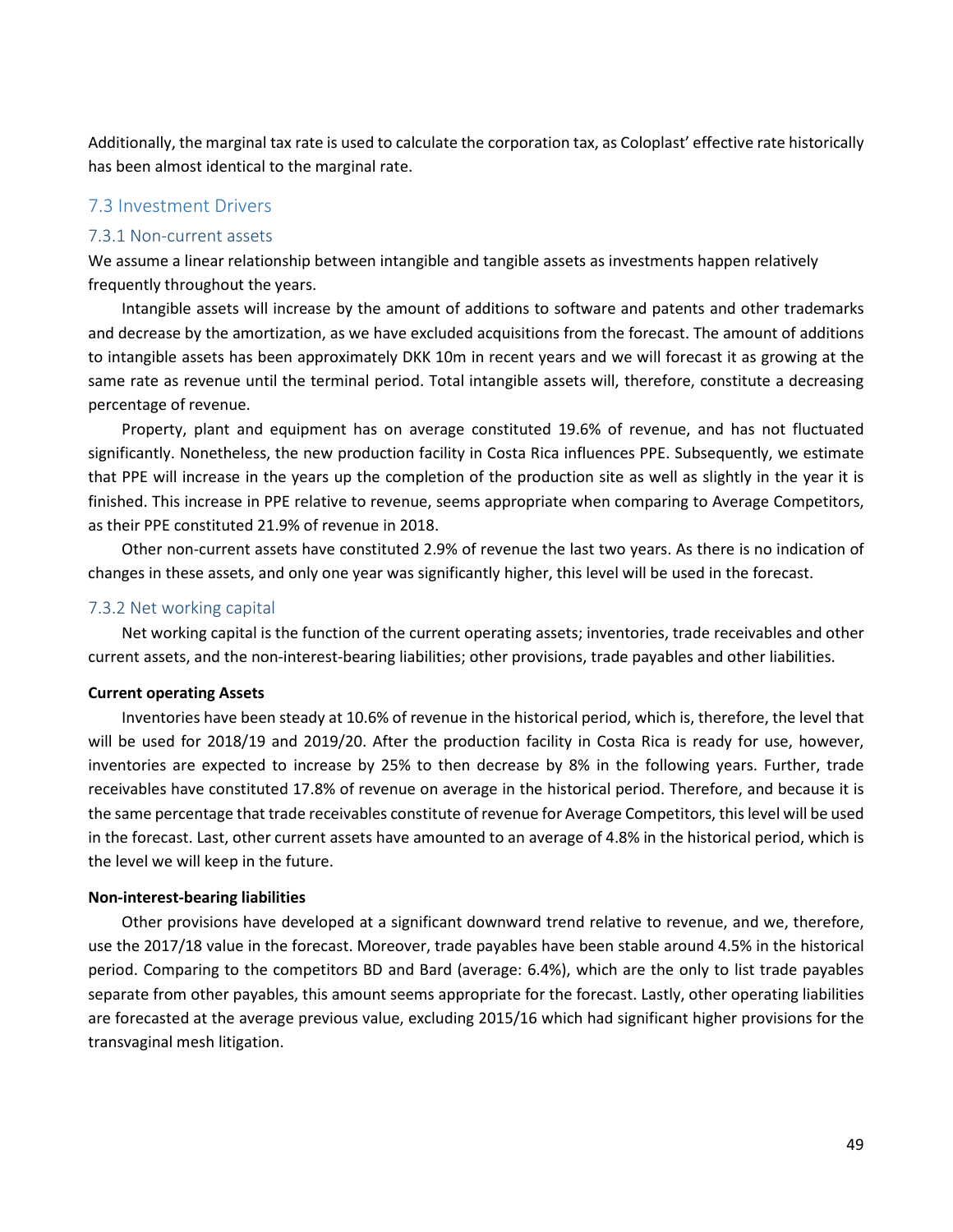Additionally, the marginal tax rate is used to calculate the corporation tax, as Coloplast' effective rate historically has been almost identical to the marginal rate.

## 7.3 Investment Drivers

### 7.3.1 Non-current assets

We assume a linear relationship between intangible and tangible assets as investments happen relatively frequently throughout the years.

Intangible assets will increase by the amount of additions to software and patents and other trademarks and decrease by the amortization, as we have excluded acquisitions from the forecast. The amount of additions to intangible assets has been approximately DKK 10m in recent years and we will forecast it as growing at the same rate as revenue until the terminal period. Total intangible assets will, therefore, constitute a decreasing percentage of revenue.

Property, plant and equipment has on average constituted 19.6% of revenue, and has not fluctuated significantly. Nonetheless, the new production facility in Costa Rica influences PPE. Subsequently, we estimate that PPE will increase in the years up the completion of the production site as well as slightly in the year it is finished. This increase in PPE relative to revenue, seems appropriate when comparing to Average Competitors, as their PPE constituted 21.9% of revenue in 2018.

Other non-current assets have constituted 2.9% of revenue the last two years. As there is no indication of changes in these assets, and only one year was significantly higher, this level will be used in the forecast.

### 7.3.2 Net working capital

Net working capital is the function of the current operating assets; inventories, trade receivables and other current assets, and the non-interest-bearing liabilities; other provisions, trade payables and other liabilities.

**Current operating Assets**

Inventories have been steady at 10.6% of revenue in the historical period, which is, therefore, the level that will be used for 2018/19 and 2019/20. After the production facility in Costa Rica is ready for use, however, inventories are expected to increase by 25% to then decrease by 8% in the following years. Further, trade receivables have constituted 17.8% of revenue on average in the historical period. Therefore, and because it is the same percentage that trade receivables constitute of revenue for Average Competitors, this level will be used in the forecast. Last, other current assets have amounted to an average of 4.8% in the historical period, which is the level we will keep in the future.

**Non-interest-bearing liabilities**

Other provisions have developed at a significant downward trend relative to revenue, and we, therefore, use the 2017/18 value in the forecast. Moreover, trade payables have been stable around 4.5% in the historical period. Comparing to the competitors BD and Bard (average: 6.4%), which are the only to list trade payables separate from other payables, this amount seems appropriate for the forecast. Lastly, other operating liabilities are forecasted at the average previous value, excluding 2015/16 which had significant higher provisions for the transvaginal mesh litigation.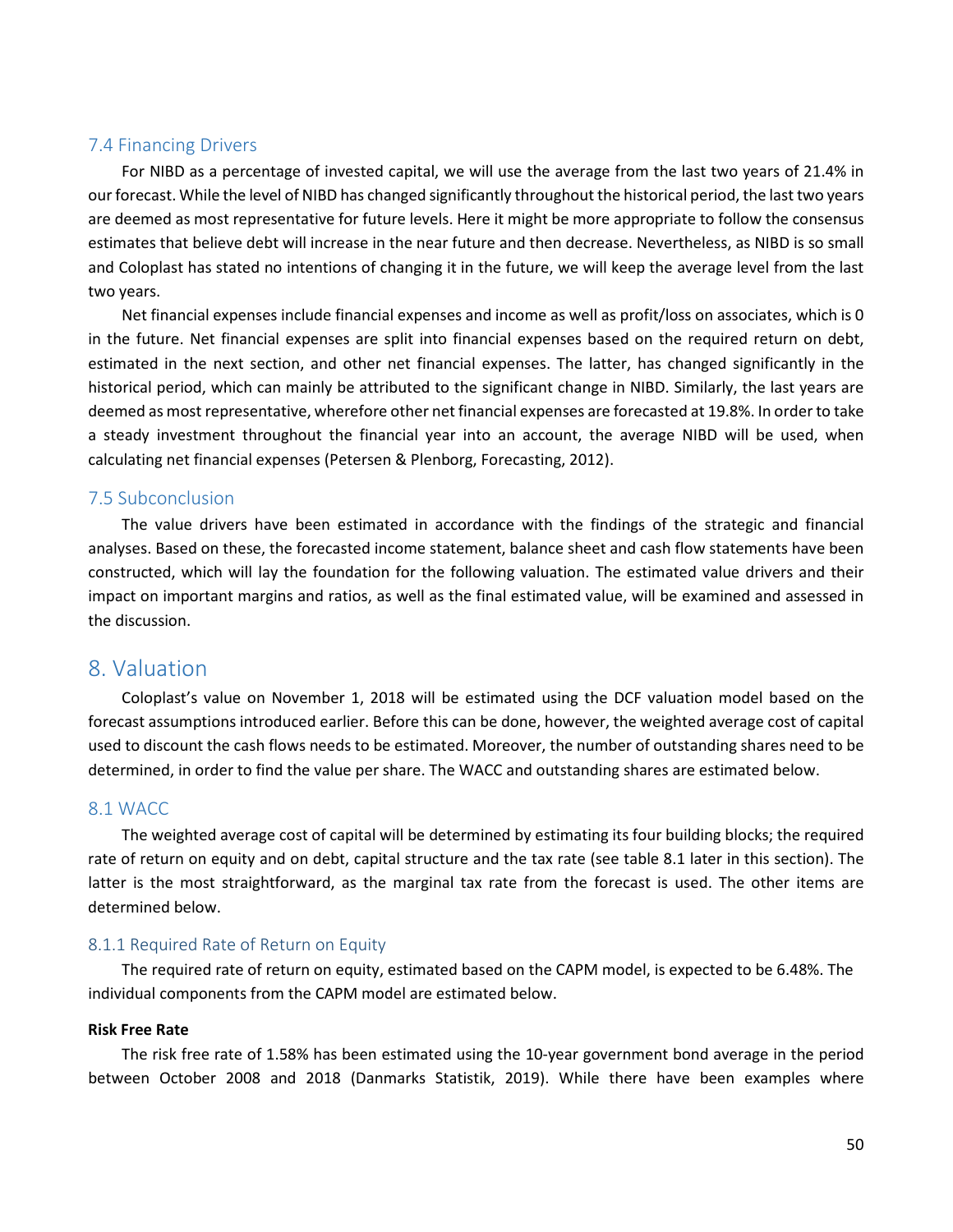### 7.4 Financing Drivers

For NIBD as a percentage of invested capital, we will use the average from the last two years of 21.4% in our forecast. While the level of NIBD has changed significantly throughout the historical period, the last two years are deemed as most representative for future levels. Here it might be more appropriate to follow the consensus estimates that believe debt will increase in the near future and then decrease. Nevertheless, as NIBD is so small and Coloplast has stated no intentions of changing it in the future, we will keep the average level from the last two years.

Net financial expenses include financial expenses and income as well as profit/loss on associates, which is 0 in the future. Net financial expenses are split into financial expenses based on the required return on debt, estimated in the next section, and other net financial expenses. The latter, has changed significantly in the historical period, which can mainly be attributed to the significant change in NIBD. Similarly, the last years are deemed as most representative, wherefore other net financial expenses are forecasted at 19.8%. In order to take a steady investment throughout the financial year into an account, the average NIBD will be used, when calculating net financial expenses (Petersen & Plenborg, Forecasting, 2012).

### 7.5 Subconclusion

The value drivers have been estimated in accordance with the findings of the strategic and financial analyses. Based on these, the forecasted income statement, balance sheet and cash flow statements have been constructed, which will lay the foundation for the following valuation. The estimated value drivers and their impact on important margins and ratios, as well as the final estimated value, will be examined and assessed in the discussion.

## 8. Valuation

Coloplast's value on November 1, 2018 will be estimated using the DCF valuation model based on the forecast assumptions introduced earlier. Before this can be done, however, the weighted average cost of capital used to discount the cash flows needs to be estimated. Moreover, the number of outstanding shares need to be determined, in order to find the value per share. The WACC and outstanding shares are estimated below.

### 8.1 WACC

The weighted average cost of capital will be determined by estimating its four building blocks; the required rate of return on equity and on debt, capital structure and the tax rate (see table 8.1 later in this section). The latter is the most straightforward, as the marginal tax rate from the forecast is used. The other items are determined below.

#### 8.1.1 Required Rate of Return on Equity

The required rate of return on equity, estimated based on the CAPM model, is expected to be 6.48%. The individual components from the CAPM model are estimated below.

**Risk Free Rate**

The risk free rate of 1.58% has been estimated using the 10-year government bond average in the period between October 2008 and 2018 (Danmarks Statistik, 2019). While there have been examples where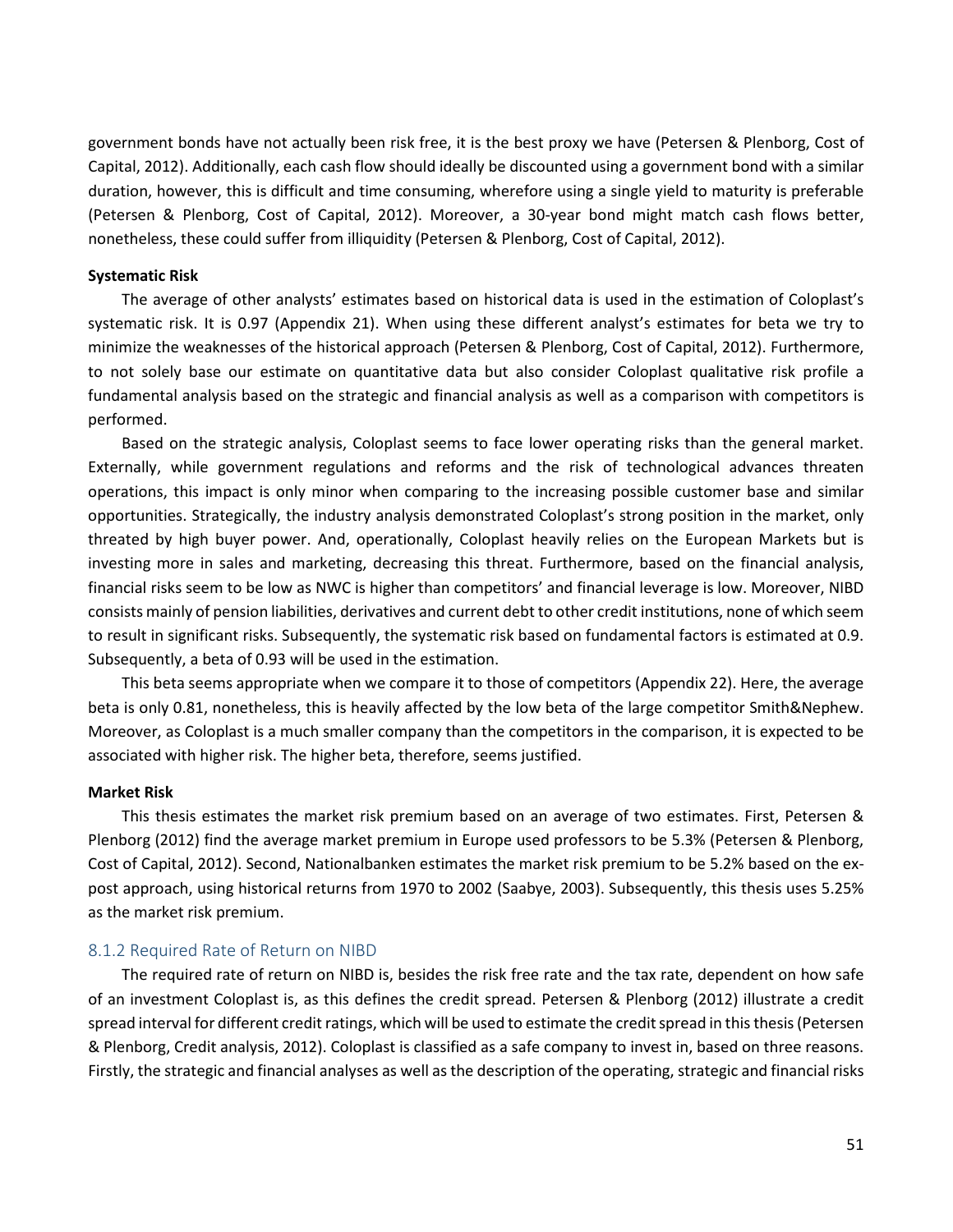government bonds have not actually been risk free, it is the best proxy we have (Petersen & Plenborg, Cost of Capital, 2012). Additionally, each cash flow should ideally be discounted using a government bond with a similar duration, however, this is difficult and time consuming, wherefore using a single yield to maturity is preferable (Petersen & Plenborg, Cost of Capital, 2012). Moreover, a 30-year bond might match cash flows better, nonetheless, these could suffer from illiquidity (Petersen & Plenborg, Cost of Capital, 2012).

**Systematic Risk**

The average of other analysts' estimates based on historical data is used in the estimation of Coloplast's systematic risk. It is 0.97 (Appendix 21). When using these different analyst's estimates for beta we try to minimize the weaknesses of the historical approach (Petersen & Plenborg, Cost of Capital, 2012). Furthermore, to not solely base our estimate on quantitative data but also consider Coloplast qualitative risk profile a fundamental analysis based on the strategic and financial analysis as well as a comparison with competitors is performed.

Based on the strategic analysis, Coloplast seems to face lower operating risks than the general market. Externally, while government regulations and reforms and the risk of technological advances threaten operations, this impact is only minor when comparing to the increasing possible customer base and similar opportunities. Strategically, the industry analysis demonstrated Coloplast's strong position in the market, only threated by high buyer power. And, operationally, Coloplast heavily relies on the European Markets but is investing more in sales and marketing, decreasing this threat. Furthermore, based on the financial analysis, financial risks seem to be low as NWC is higher than competitors' and financial leverage is low. Moreover, NIBD consists mainly of pension liabilities, derivatives and current debt to other credit institutions, none of which seem to result in significant risks. Subsequently, the systematic risk based on fundamental factors is estimated at 0.9. Subsequently, a beta of 0.93 will be used in the estimation.

This beta seems appropriate when we compare it to those of competitors (Appendix 22). Here, the average beta is only 0.81, nonetheless, this is heavily affected by the low beta of the large competitor Smith&Nephew. Moreover, as Coloplast is a much smaller company than the competitors in the comparison, it is expected to be associated with higher risk. The higher beta, therefore, seems justified.

**Market Risk**

This thesis estimates the market risk premium based on an average of two estimates. First, Petersen & Plenborg (2012) find the average market premium in Europe used professors to be 5.3% (Petersen & Plenborg, Cost of Capital, 2012). Second, Nationalbanken estimates the market risk premium to be 5.2% based on the ex-post approach, using historical returns from 1970 to 2002 (Saabye, 2003). Subsequently, this thesis uses 5.25% as the market risk premium.

### 8.1.2 Required Rate of Return on NIBD

The required rate of return on NIBD is, besides the risk free rate and the tax rate, dependent on how safe of an investment Coloplast is, as this defines the credit spread. Petersen & Plenborg (2012) illustrate a credit spread interval for different credit ratings, which will be used to estimate the credit spread in this thesis (Petersen & Plenborg, Credit analysis, 2012). Coloplast is classified as a safe company to invest in, based on three reasons. Firstly, the strategic and financial analyses as well as the description of the operating, strategic and financial risks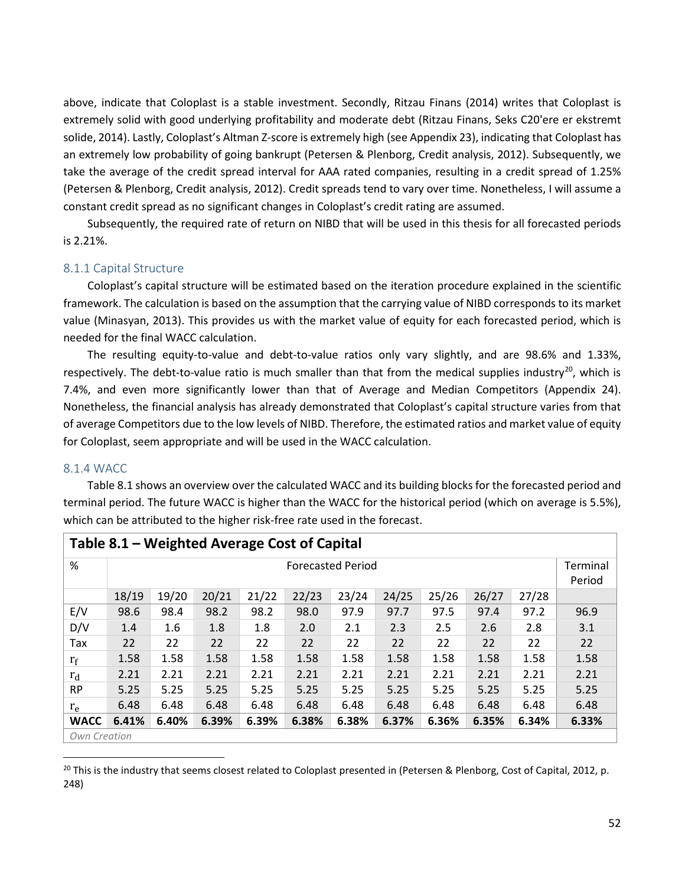above, indicate that Coloplast is a stable investment. Secondly, Ritzau Finans (2014) writes that Coloplast is extremely solid with good underlying profitability and moderate debt (Ritzau Finans, Seks C20'ere er ekstremt solide, 2014). Lastly, Coloplast's Altman Z-score is extremely high (see Appendix 23), indicating that Coloplast has an extremely low probability of going bankrupt (Petersen & Plenborg, Credit analysis, 2012). Subsequently, we take the average of the credit spread interval for AAA rated companies, resulting in a credit spread of 1.25% (Petersen & Plenborg, Credit analysis, 2012). Credit spreads tend to vary over time. Nonetheless, I will assume a constant credit spread as no significant changes in Coloplast's credit rating are assumed.

Subsequently, the required rate of return on NIBD that will be used in this thesis for all forecasted periods is 2.21%.

### 8.1.1 Capital Structure

Coloplast's capital structure will be estimated based on the iteration procedure explained in the scientific framework. The calculation is based on the assumption that the carrying value of NIBD corresponds to its market value (Minasyan, 2013). This provides us with the market value of equity for each forecasted period, which is needed for the final WACC calculation.

The resulting equity-to-value and debt-to-value ratios only vary slightly, and are 98.6% and 1.33%, respectively. The debt-to-value ratio is much smaller than that from the medical supplies industry[20], which is 7.4%, and even more significantly lower than that of Average and Median Competitors (Appendix 24). Nonetheless, the financial analysis has already demonstrated that Coloplast's capital structure varies from that of average Competitors due to the low levels of NIBD. Therefore, the estimated ratios and market value of equity for Coloplast, seem appropriate and will be used in the WACC calculation.

### 8.1.4 WACC

Table 8.1 shows an overview over the calculated WACC and its building blocks for the forecasted period and terminal period. The future WACC is higher than the WACC for the historical period (which on average is 5.5%), which can be attributed to the higher risk-free rate used in the forecast.

**Table 8.1 – Weighted Average Cost of Capital**

| % | Forecasted Period | | | | | | | | | | Terminal Period |
|---|---|---|---|---|---|---|---|---|---|---|---|
| | 18/19 | 19/20 | 20/21 | 21/22 | 22/23 | 23/24 | 24/25 | 25/26 | 26/27 | 27/28 | |
| E/V | 98.6 | 98.4 | 98.2 | 98.2 | 98.0 | 97.9 | 97.7 | 97.5 | 97.4 | 97.2 | 96.9 |
| D/V | 1.4 | 1.6 | 1.8 | 1.8 | 2.0 | 2.1 | 2.3 | 2.5 | 2.6 | 2.8 | 3.1 |
| Tax | 22 | 22 | 22 | 22 | 22 | 22 | 22 | 22 | 22 | 22 | 22 |
| $r_f$ | 1.58 | 1.58 | 1.58 | 1.58 | 1.58 | 1.58 | 1.58 | 1.58 | 1.58 | 1.58 | 1.58 |
| $r_d$ | 2.21 | 2.21 | 2.21 | 2.21 | 2.21 | 2.21 | 2.21 | 2.21 | 2.21 | 2.21 | 2.21 |
| RP | 5.25 | 5.25 | 5.25 | 5.25 | 5.25 | 5.25 | 5.25 | 5.25 | 5.25 | 5.25 | 5.25 |
| $r_e$ | 6.48 | 6.48 | 6.48 | 6.48 | 6.48 | 6.48 | 6.48 | 6.48 | 6.48 | 6.48 | 6.48 |
| **WACC** | **6.41%** | **6.40%** | **6.39%** | **6.39%** | **6.38%** | **6.38%** | **6.37%** | **6.36%** | **6.35%** | **6.34%** | **6.33%** |

*Own Creation*

[20] This is the industry that seems closest related to Coloplast presented in (Petersen & Plenborg, Cost of Capital, 2012, p. 248)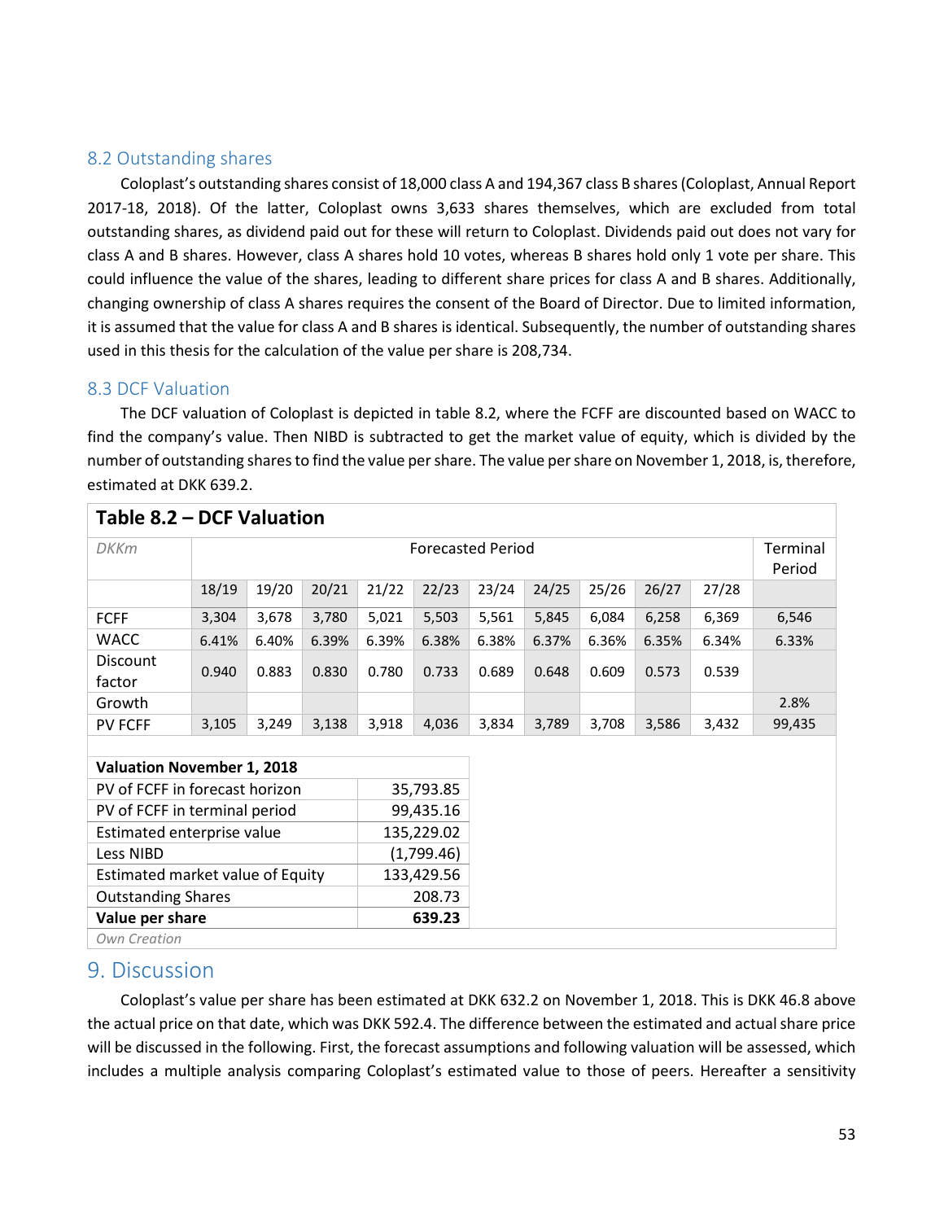## 8.2 Outstanding shares

Coloplast's outstanding shares consist of 18,000 class A and 194,367 class B shares (Coloplast, Annual Report 2017-18, 2018). Of the latter, Coloplast owns 3,633 shares themselves, which are excluded from total outstanding shares, as dividend paid out for these will return to Coloplast. Dividends paid out does not vary for class A and B shares. However, class A shares hold 10 votes, whereas B shares hold only 1 vote per share. This could influence the value of the shares, leading to different share prices for class A and B shares. Additionally, changing ownership of class A shares requires the consent of the Board of Director. Due to limited information, it is assumed that the value for class A and B shares is identical. Subsequently, the number of outstanding shares used in this thesis for the calculation of the value per share is 208,734.

## 8.3 DCF Valuation

The DCF valuation of Coloplast is depicted in table 8.2, where the FCFF are discounted based on WACC to find the company's value. Then NIBD is subtracted to get the market value of equity, which is divided by the number of outstanding shares to find the value per share. The value per share on November 1, 2018, is, therefore, estimated at DKK 639.2.

**Table 8.2 – DCF Valuation**

| *DKKm* | Forecasted Period | | | | | | | | | | Terminal Period |
|---|---|---|---|---|---|---|---|---|---|---|---|
| | 18/19 | 19/20 | 20/21 | 21/22 | 22/23 | 23/24 | 24/25 | 25/26 | 26/27 | 27/28 | |
| FCFF | 3,304 | 3,678 | 3,780 | 5,021 | 5,503 | 5,561 | 5,845 | 6,084 | 6,258 | 6,369 | 6,546 |
| WACC | 6.41% | 6.40% | 6.39% | 6.39% | 6.38% | 6.38% | 6.37% | 6.36% | 6.35% | 6.34% | 6.33% |
| Discount factor | 0.940 | 0.883 | 0.830 | 0.780 | 0.733 | 0.689 | 0.648 | 0.609 | 0.573 | 0.539 | |
| Growth | | | | | | | | | | | 2.8% |
| PV FCFF | 3,105 | 3,249 | 3,138 | 3,918 | 4,036 | 3,834 | 3,789 | 3,708 | 3,586 | 3,432 | 99,435 |

| **Valuation November 1, 2018** | |
|---|---|
| PV of FCFF in forecast horizon | 35,793.85 |
| PV of FCFF in terminal period | 99,435.16 |
| Estimated enterprise value | 135,229.02 |
| Less NIBD | (1,799.46) |
| Estimated market value of Equity | 133,429.56 |
| Outstanding Shares | 208.73 |
| **Value per share** | **639.23** |

*Own Creation*

# 9. Discussion

Coloplast's value per share has been estimated at DKK 632.2 on November 1, 2018. This is DKK 46.8 above the actual price on that date, which was DKK 592.4. The difference between the estimated and actual share price will be discussed in the following. First, the forecast assumptions and following valuation will be assessed, which includes a multiple analysis comparing Coloplast's estimated value to those of peers. Hereafter a sensitivity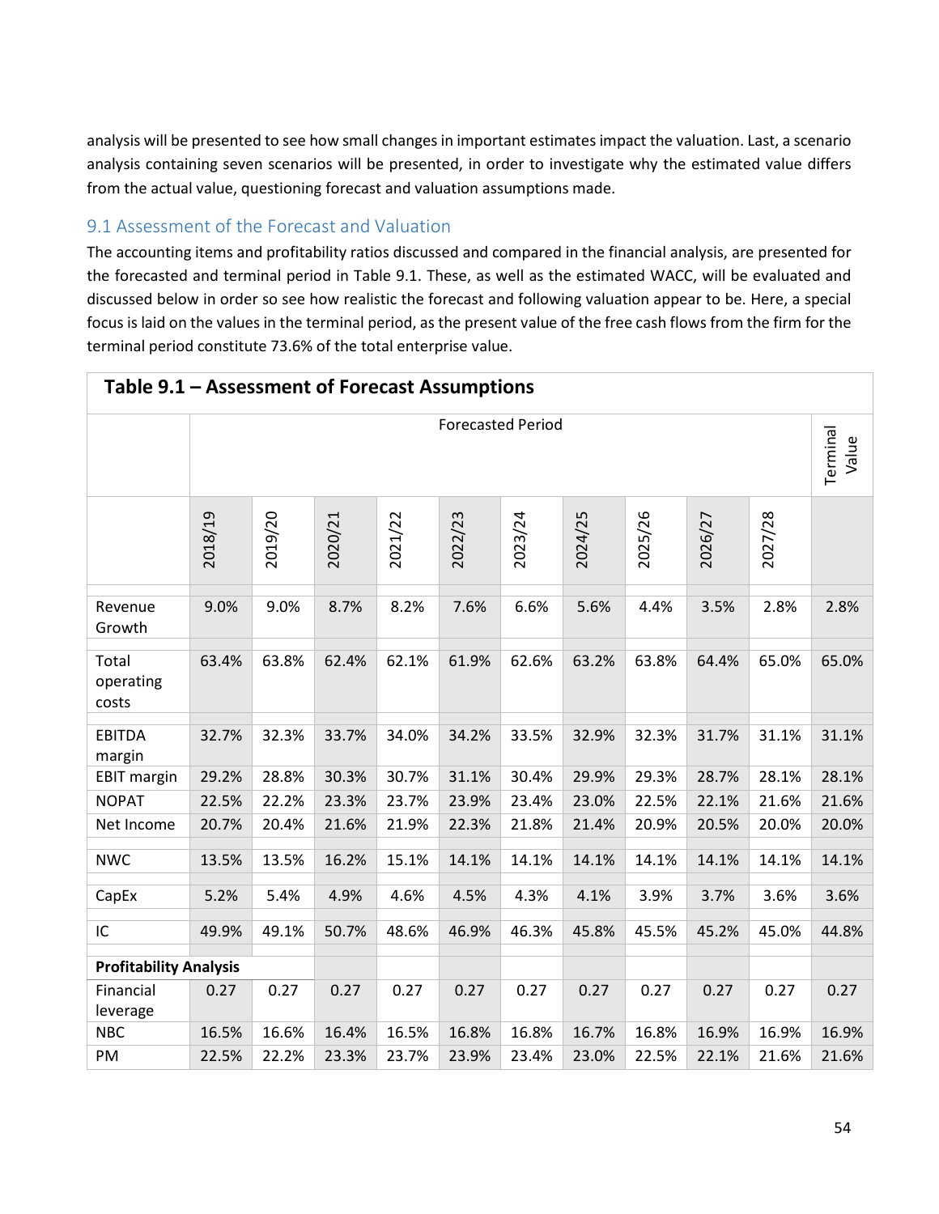analysis will be presented to see how small changes in important estimates impact the valuation. Last, a scenario analysis containing seven scenarios will be presented, in order to investigate why the estimated value differs from the actual value, questioning forecast and valuation assumptions made.

## 9.1 Assessment of the Forecast and Valuation

The accounting items and profitability ratios discussed and compared in the financial analysis, are presented for the forecasted and terminal period in Table 9.1. These, as well as the estimated WACC, will be evaluated and discussed below in order so see how realistic the forecast and following valuation appear to be. Here, a special focus is laid on the values in the terminal period, as the present value of the free cash flows from the firm for the terminal period constitute 73.6% of the total enterprise value.

**Table 9.1 – Assessment of Forecast Assumptions**

| | Forecasted Period | | | | | | | | | | Terminal Value |
|---|---|---|---|---|---|---|---|---|---|---|---|
| | 2018/19 | 2019/20 | 2020/21 | 2021/22 | 2022/23 | 2023/24 | 2024/25 | 2025/26 | 2026/27 | 2027/28 | |
| Revenue Growth | 9.0% | 9.0% | 8.7% | 8.2% | 7.6% | 6.6% | 5.6% | 4.4% | 3.5% | 2.8% | 2.8% |
| Total operating costs | 63.4% | 63.8% | 62.4% | 62.1% | 61.9% | 62.6% | 63.2% | 63.8% | 64.4% | 65.0% | 65.0% |
| EBITDA margin | 32.7% | 32.3% | 33.7% | 34.0% | 34.2% | 33.5% | 32.9% | 32.3% | 31.7% | 31.1% | 31.1% |
| EBIT margin | 29.2% | 28.8% | 30.3% | 30.7% | 31.1% | 30.4% | 29.9% | 29.3% | 28.7% | 28.1% | 28.1% |
| NOPAT | 22.5% | 22.2% | 23.3% | 23.7% | 23.9% | 23.4% | 23.0% | 22.5% | 22.1% | 21.6% | 21.6% |
| Net Income | 20.7% | 20.4% | 21.6% | 21.9% | 22.3% | 21.8% | 21.4% | 20.9% | 20.5% | 20.0% | 20.0% |
| NWC | 13.5% | 13.5% | 16.2% | 15.1% | 14.1% | 14.1% | 14.1% | 14.1% | 14.1% | 14.1% | 14.1% |
| CapEx | 5.2% | 5.4% | 4.9% | 4.6% | 4.5% | 4.3% | 4.1% | 3.9% | 3.7% | 3.6% | 3.6% |
| IC | 49.9% | 49.1% | 50.7% | 48.6% | 46.9% | 46.3% | 45.8% | 45.5% | 45.2% | 45.0% | 44.8% |
| **Profitability Analysis** | | | | | | | | | | | |
| Financial leverage | 0.27 | 0.27 | 0.27 | 0.27 | 0.27 | 0.27 | 0.27 | 0.27 | 0.27 | 0.27 | 0.27 |
| NBC | 16.5% | 16.6% | 16.4% | 16.5% | 16.8% | 16.8% | 16.7% | 16.8% | 16.9% | 16.9% | 16.9% |
| PM | 22.5% | 22.2% | 23.3% | 23.7% | 23.9% | 23.4% | 23.0% | 22.5% | 22.1% | 21.6% | 21.6% |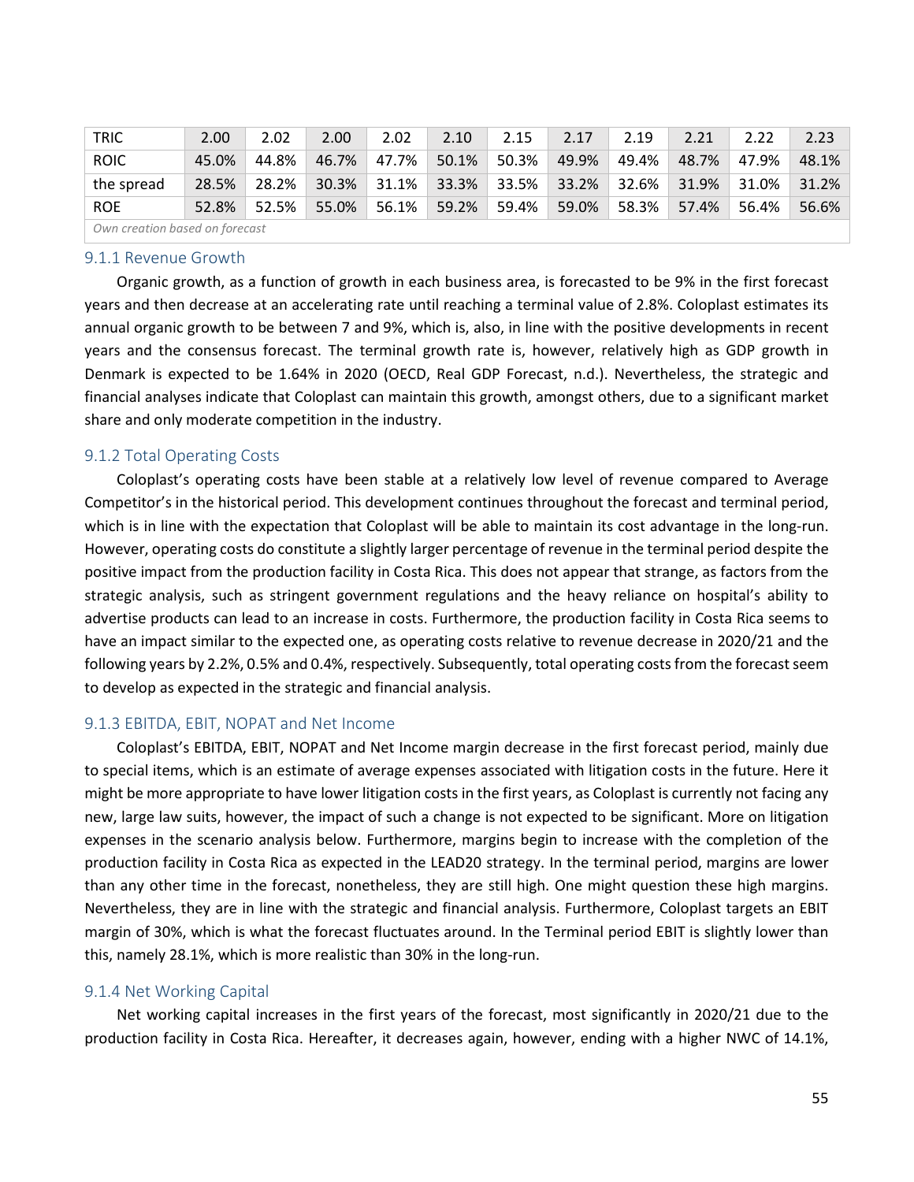| TRIC | 2.00 | 2.02 | 2.00 | 2.02 | 2.10 | 2.15 | 2.17 | 2.19 | 2.21 | 2.22 | 2.23 |
|---|---|---|---|---|---|---|---|---|---|---|---|
| ROIC | 45.0% | 44.8% | 46.7% | 47.7% | 50.1% | 50.3% | 49.9% | 49.4% | 48.7% | 47.9% | 48.1% |
| the spread | 28.5% | 28.2% | 30.3% | 31.1% | 33.3% | 33.5% | 33.2% | 32.6% | 31.9% | 31.0% | 31.2% |
| ROE | 52.8% | 52.5% | 55.0% | 56.1% | 59.2% | 59.4% | 59.0% | 58.3% | 57.4% | 56.4% | 56.6% |

*Own creation based on forecast*

### 9.1.1 Revenue Growth

Organic growth, as a function of growth in each business area, is forecasted to be 9% in the first forecast years and then decrease at an accelerating rate until reaching a terminal value of 2.8%. Coloplast estimates its annual organic growth to be between 7 and 9%, which is, also, in line with the positive developments in recent years and the consensus forecast. The terminal growth rate is, however, relatively high as GDP growth in Denmark is expected to be 1.64% in 2020 (OECD, Real GDP Forecast, n.d.). Nevertheless, the strategic and financial analyses indicate that Coloplast can maintain this growth, amongst others, due to a significant market share and only moderate competition in the industry.

### 9.1.2 Total Operating Costs

Coloplast's operating costs have been stable at a relatively low level of revenue compared to Average Competitor's in the historical period. This development continues throughout the forecast and terminal period, which is in line with the expectation that Coloplast will be able to maintain its cost advantage in the long-run. However, operating costs do constitute a slightly larger percentage of revenue in the terminal period despite the positive impact from the production facility in Costa Rica. This does not appear that strange, as factors from the strategic analysis, such as stringent government regulations and the heavy reliance on hospital's ability to advertise products can lead to an increase in costs. Furthermore, the production facility in Costa Rica seems to have an impact similar to the expected one, as operating costs relative to revenue decrease in 2020/21 and the following years by 2.2%, 0.5% and 0.4%, respectively. Subsequently, total operating costs from the forecast seem to develop as expected in the strategic and financial analysis.

### 9.1.3 EBITDA, EBIT, NOPAT and Net Income

Coloplast's EBITDA, EBIT, NOPAT and Net Income margin decrease in the first forecast period, mainly due to special items, which is an estimate of average expenses associated with litigation costs in the future. Here it might be more appropriate to have lower litigation costs in the first years, as Coloplast is currently not facing any new, large law suits, however, the impact of such a change is not expected to be significant. More on litigation expenses in the scenario analysis below. Furthermore, margins begin to increase with the completion of the production facility in Costa Rica as expected in the LEAD20 strategy. In the terminal period, margins are lower than any other time in the forecast, nonetheless, they are still high. One might question these high margins. Nevertheless, they are in line with the strategic and financial analysis. Furthermore, Coloplast targets an EBIT margin of 30%, which is what the forecast fluctuates around. In the Terminal period EBIT is slightly lower than this, namely 28.1%, which is more realistic than 30% in the long-run.

### 9.1.4 Net Working Capital

Net working capital increases in the first years of the forecast, most significantly in 2020/21 due to the production facility in Costa Rica. Hereafter, it decreases again, however, ending with a higher NWC of 14.1%,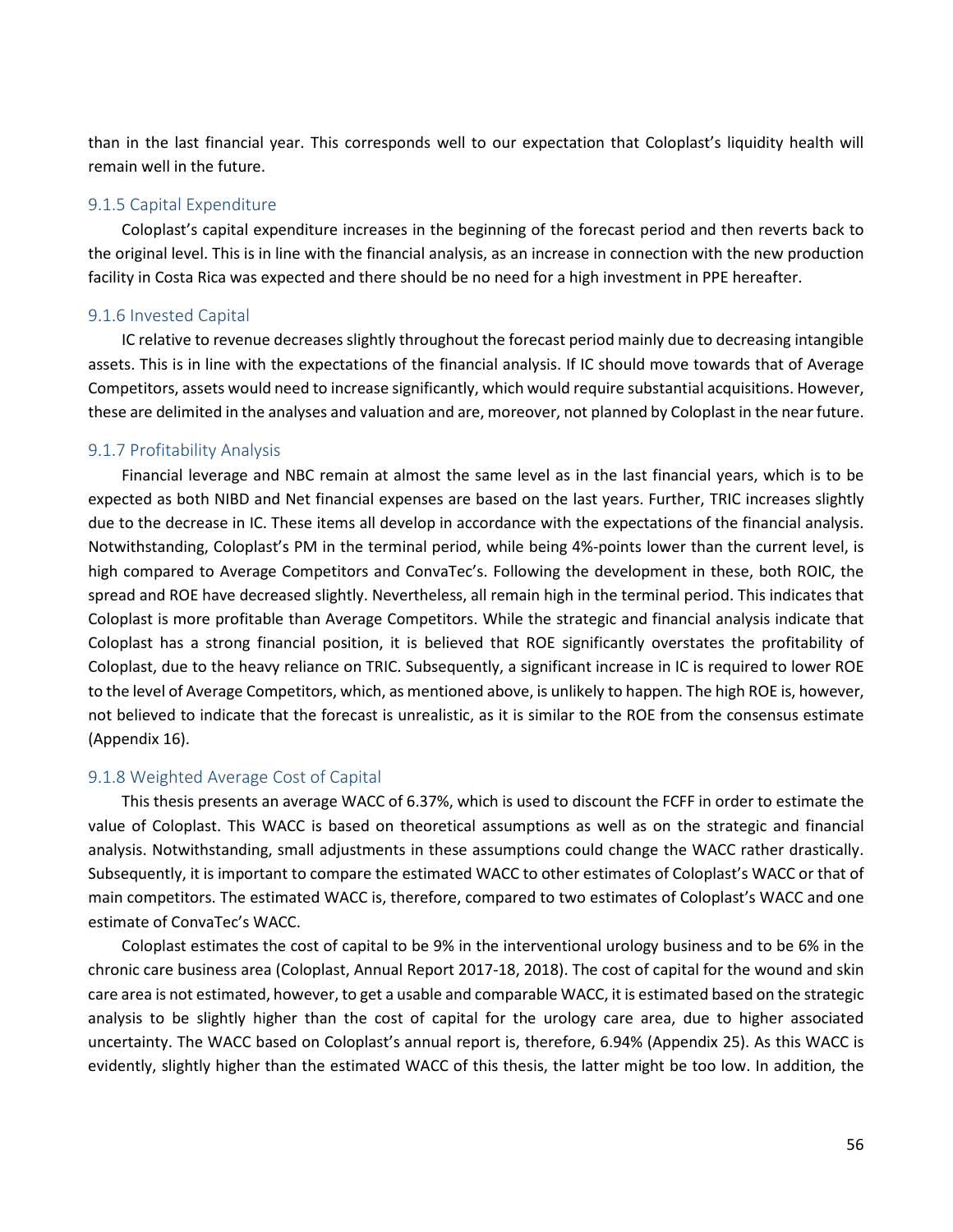than in the last financial year. This corresponds well to our expectation that Coloplast's liquidity health will remain well in the future.

### 9.1.5 Capital Expenditure

Coloplast's capital expenditure increases in the beginning of the forecast period and then reverts back to the original level. This is in line with the financial analysis, as an increase in connection with the new production facility in Costa Rica was expected and there should be no need for a high investment in PPE hereafter.

### 9.1.6 Invested Capital

IC relative to revenue decreases slightly throughout the forecast period mainly due to decreasing intangible assets. This is in line with the expectations of the financial analysis. If IC should move towards that of Average Competitors, assets would need to increase significantly, which would require substantial acquisitions. However, these are delimited in the analyses and valuation and are, moreover, not planned by Coloplast in the near future.

### 9.1.7 Profitability Analysis

Financial leverage and NBC remain at almost the same level as in the last financial years, which is to be expected as both NIBD and Net financial expenses are based on the last years. Further, TRIC increases slightly due to the decrease in IC. These items all develop in accordance with the expectations of the financial analysis. Notwithstanding, Coloplast's PM in the terminal period, while being 4%-points lower than the current level, is high compared to Average Competitors and ConvaTec's. Following the development in these, both ROIC, the spread and ROE have decreased slightly. Nevertheless, all remain high in the terminal period. This indicates that Coloplast is more profitable than Average Competitors. While the strategic and financial analysis indicate that Coloplast has a strong financial position, it is believed that ROE significantly overstates the profitability of Coloplast, due to the heavy reliance on TRIC. Subsequently, a significant increase in IC is required to lower ROE to the level of Average Competitors, which, as mentioned above, is unlikely to happen. The high ROE is, however, not believed to indicate that the forecast is unrealistic, as it is similar to the ROE from the consensus estimate (Appendix 16).

### 9.1.8 Weighted Average Cost of Capital

This thesis presents an average WACC of 6.37%, which is used to discount the FCFF in order to estimate the value of Coloplast. This WACC is based on theoretical assumptions as well as on the strategic and financial analysis. Notwithstanding, small adjustments in these assumptions could change the WACC rather drastically. Subsequently, it is important to compare the estimated WACC to other estimates of Coloplast's WACC or that of main competitors. The estimated WACC is, therefore, compared to two estimates of Coloplast's WACC and one estimate of ConvaTec's WACC.

Coloplast estimates the cost of capital to be 9% in the interventional urology business and to be 6% in the chronic care business area (Coloplast, Annual Report 2017-18, 2018). The cost of capital for the wound and skin care area is not estimated, however, to get a usable and comparable WACC, it is estimated based on the strategic analysis to be slightly higher than the cost of capital for the urology care area, due to higher associated uncertainty. The WACC based on Coloplast's annual report is, therefore, 6.94% (Appendix 25). As this WACC is evidently, slightly higher than the estimated WACC of this thesis, the latter might be too low. In addition, the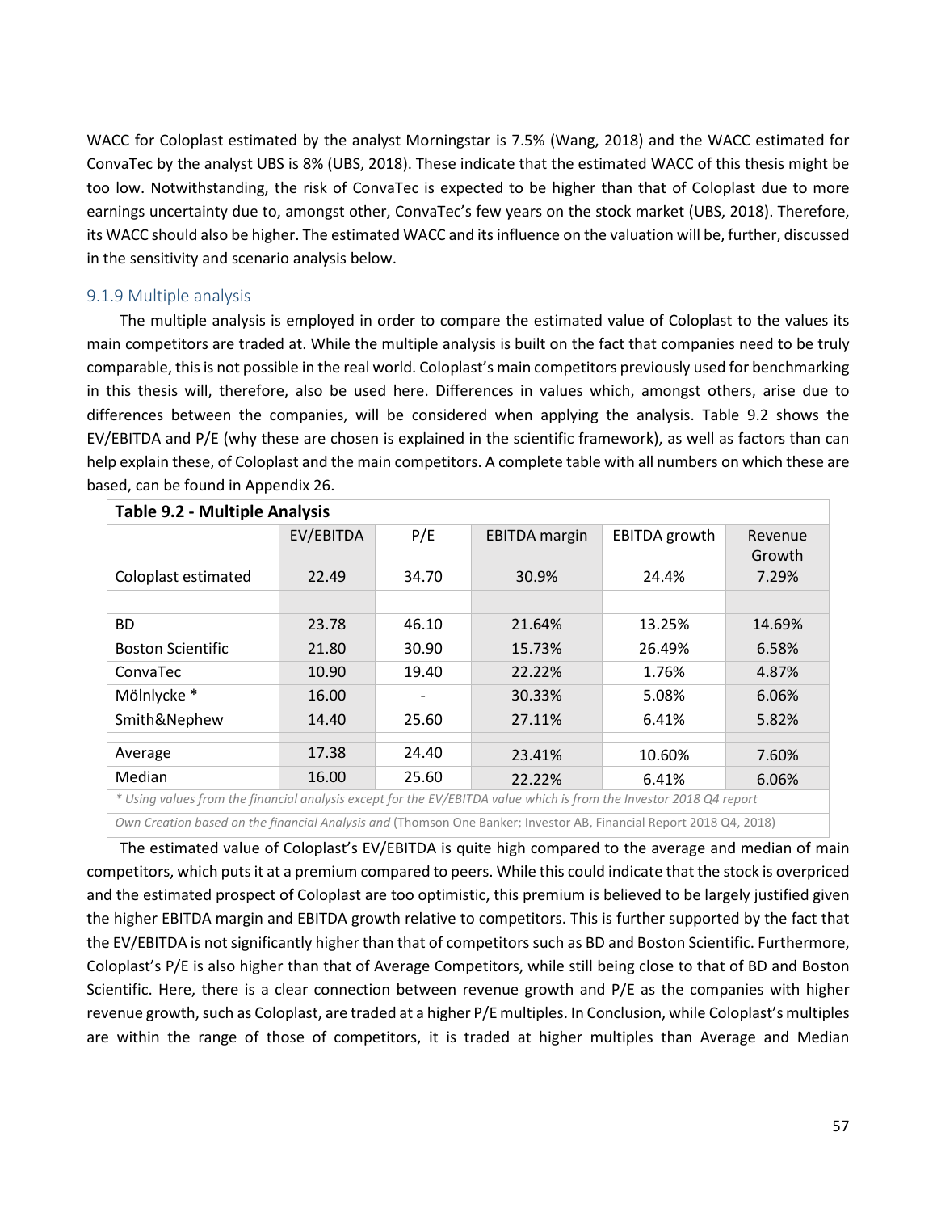WACC for Coloplast estimated by the analyst Morningstar is 7.5% (Wang, 2018) and the WACC estimated for ConvaTec by the analyst UBS is 8% (UBS, 2018). These indicate that the estimated WACC of this thesis might be too low. Notwithstanding, the risk of ConvaTec is expected to be higher than that of Coloplast due to more earnings uncertainty due to, amongst other, ConvaTec's few years on the stock market (UBS, 2018). Therefore, its WACC should also be higher. The estimated WACC and its influence on the valuation will be, further, discussed in the sensitivity and scenario analysis below.

### 9.1.9 Multiple analysis

The multiple analysis is employed in order to compare the estimated value of Coloplast to the values its main competitors are traded at. While the multiple analysis is built on the fact that companies need to be truly comparable, this is not possible in the real world. Coloplast's main competitors previously used for benchmarking in this thesis will, therefore, also be used here. Differences in values which, amongst others, arise due to differences between the companies, will be considered when applying the analysis. Table 9.2 shows the EV/EBITDA and P/E (why these are chosen is explained in the scientific framework), as well as factors than can help explain these, of Coloplast and the main competitors. A complete table with all numbers on which these are based, can be found in Appendix 26.

**Table 9.2 - Multiple Analysis**

| | EV/EBITDA | P/E | EBITDA margin | EBITDA growth | Revenue Growth |
|---|---|---|---|---|---|
| Coloplast estimated | 22.49 | 34.70 | 30.9% | 24.4% | 7.29% |
| | | | | | |
| BD | 23.78 | 46.10 | 21.64% | 13.25% | 14.69% |
| Boston Scientific | 21.80 | 30.90 | 15.73% | 26.49% | 6.58% |
| ConvaTec | 10.90 | 19.40 | 22.22% | 1.76% | 4.87% |
| Mölnlycke * | 16.00 | - | 30.33% | 5.08% | 6.06% |
| Smith&Nephew | 14.40 | 25.60 | 27.11% | 6.41% | 5.82% |
| Average | 17.38 | 24.40 | 23.41% | 10.60% | 7.60% |
| Median | 16.00 | 25.60 | 22.22% | 6.41% | 6.06% |

*\* Using values from the financial analysis except for the EV/EBITDA value which is from the Investor 2018 Q4 report*

*Own Creation based on the financial Analysis and* (Thomson One Banker; Investor AB, Financial Report 2018 Q4, 2018)

The estimated value of Coloplast's EV/EBITDA is quite high compared to the average and median of main competitors, which puts it at a premium compared to peers. While this could indicate that the stock is overpriced and the estimated prospect of Coloplast are too optimistic, this premium is believed to be largely justified given the higher EBITDA margin and EBITDA growth relative to competitors. This is further supported by the fact that the EV/EBITDA is not significantly higher than that of competitors such as BD and Boston Scientific. Furthermore, Coloplast's P/E is also higher than that of Average Competitors, while still being close to that of BD and Boston Scientific. Here, there is a clear connection between revenue growth and P/E as the companies with higher revenue growth, such as Coloplast, are traded at a higher P/E multiples. In Conclusion, while Coloplast's multiples are within the range of those of competitors, it is traded at higher multiples than Average and Median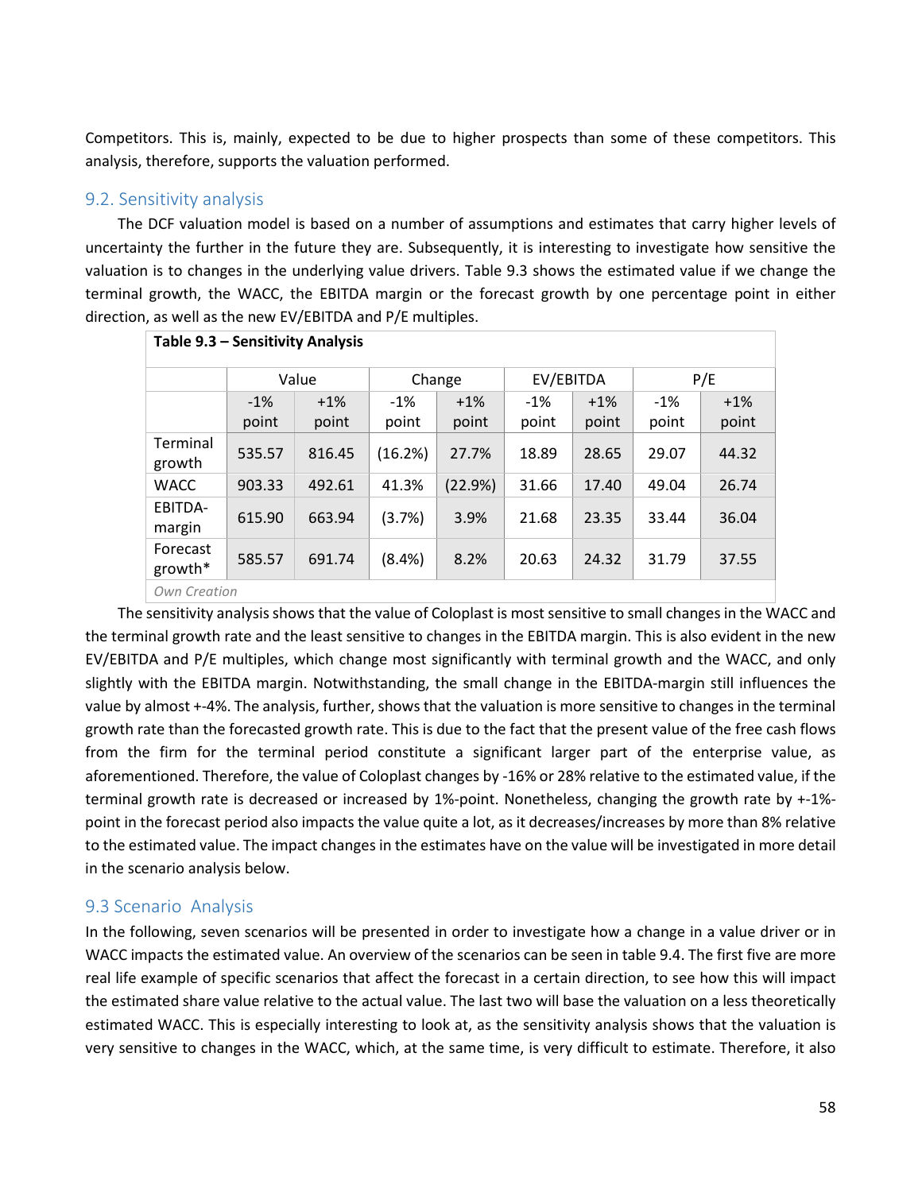Competitors. This is, mainly, expected to be due to higher prospects than some of these competitors. This analysis, therefore, supports the valuation performed.

## 9.2. Sensitivity analysis

The DCF valuation model is based on a number of assumptions and estimates that carry higher levels of uncertainty the further in the future they are. Subsequently, it is interesting to investigate how sensitive the valuation is to changes in the underlying value drivers. Table 9.3 shows the estimated value if we change the terminal growth, the WACC, the EBITDA margin or the forecast growth by one percentage point in either direction, as well as the new EV/EBITDA and P/E multiples.

**Table 9.3 – Sensitivity Analysis**

| | Value | | Change | | EV/EBITDA | | P/E | |
|---|---|---|---|---|---|---|---|---|
| | -1% point | +1% point | -1% point | +1% point | -1% point | +1% point | -1% point | +1% point |
| Terminal growth | 535.57 | 816.45 | (16.2%) | 27.7% | 18.89 | 28.65 | 29.07 | 44.32 |
| WACC | 903.33 | 492.61 | 41.3% | (22.9%) | 31.66 | 17.40 | 49.04 | 26.74 |
| EBITDA-margin | 615.90 | 663.94 | (3.7%) | 3.9% | 21.68 | 23.35 | 33.44 | 36.04 |
| Forecast growth* | 585.57 | 691.74 | (8.4%) | 8.2% | 20.63 | 24.32 | 31.79 | 37.55 |

*Own Creation*

The sensitivity analysis shows that the value of Coloplast is most sensitive to small changes in the WACC and the terminal growth rate and the least sensitive to changes in the EBITDA margin. This is also evident in the new EV/EBITDA and P/E multiples, which change most significantly with terminal growth and the WACC, and only slightly with the EBITDA margin. Notwithstanding, the small change in the EBITDA-margin still influences the value by almost +-4%. The analysis, further, shows that the valuation is more sensitive to changes in the terminal growth rate than the forecasted growth rate. This is due to the fact that the present value of the free cash flows from the firm for the terminal period constitute a significant larger part of the enterprise value, as aforementioned. Therefore, the value of Coloplast changes by -16% or 28% relative to the estimated value, if the terminal growth rate is decreased or increased by 1%-point. Nonetheless, changing the growth rate by +-1%-point in the forecast period also impacts the value quite a lot, as it decreases/increases by more than 8% relative to the estimated value. The impact changes in the estimates have on the value will be investigated in more detail in the scenario analysis below.

## 9.3 Scenario Analysis

In the following, seven scenarios will be presented in order to investigate how a change in a value driver or in WACC impacts the estimated value. An overview of the scenarios can be seen in table 9.4. The first five are more real life example of specific scenarios that affect the forecast in a certain direction, to see how this will impact the estimated share value relative to the actual value. The last two will base the valuation on a less theoretically estimated WACC. This is especially interesting to look at, as the sensitivity analysis shows that the valuation is very sensitive to changes in the WACC, which, at the same time, is very difficult to estimate. Therefore, it also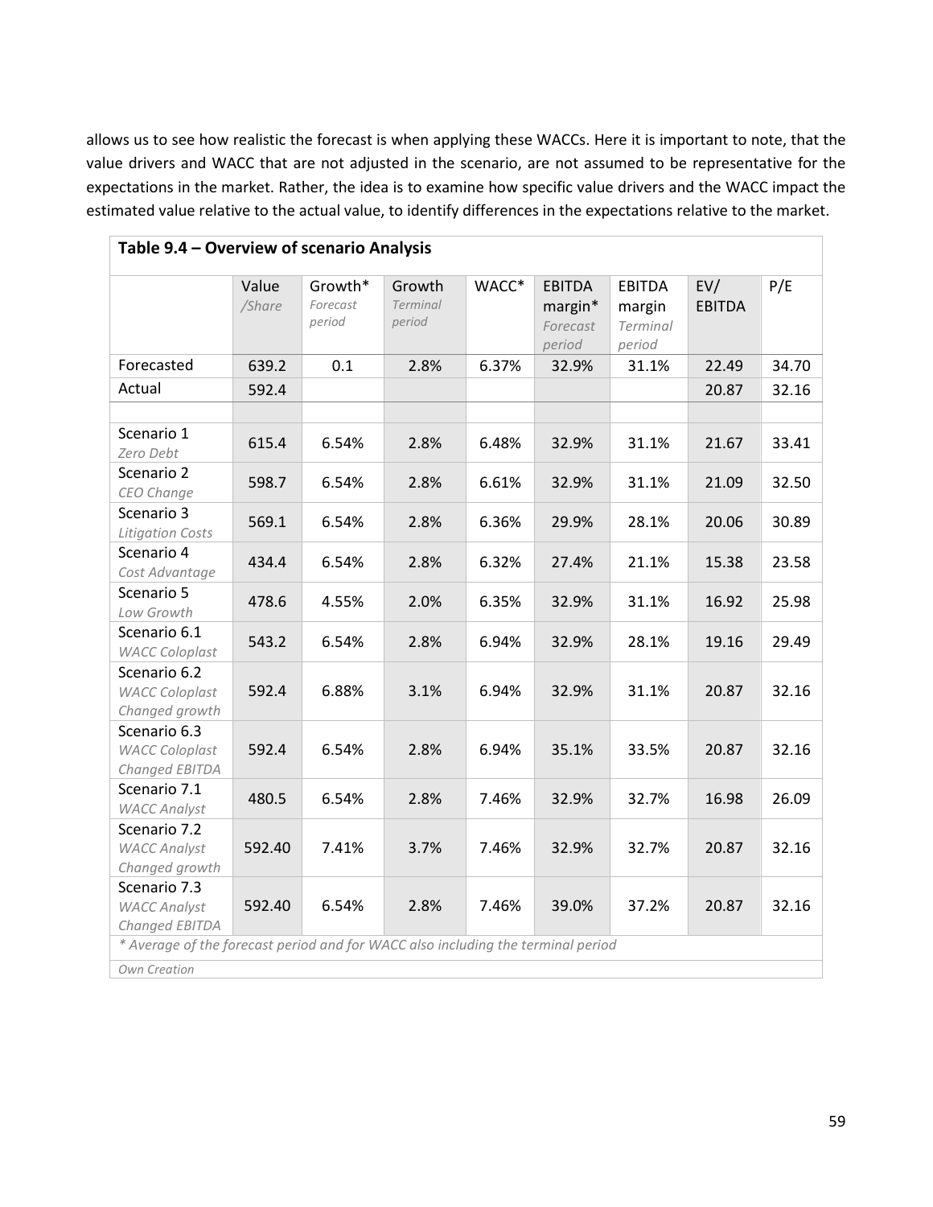allows us to see how realistic the forecast is when applying these WACCs. Here it is important to note, that the value drivers and WACC that are not adjusted in the scenario, are not assumed to be representative for the expectations in the market. Rather, the idea is to examine how specific value drivers and the WACC impact the estimated value relative to the actual value, to identify differences in the expectations relative to the market.

**Table 9.4 – Overview of scenario Analysis**

| | Value */Share* | Growth* *Forecast period* | Growth *Terminal period* | WACC* | EBITDA margin* *Forecast period* | EBITDA margin *Terminal period* | EV/ EBITDA | P/E |
|---|---|---|---|---|---|---|---|---|
| Forecasted | 639.2 | 0.1 | 2.8% | 6.37% | 32.9% | 31.1% | 22.49 | 34.70 |
| Actual | 592.4 | | | | | | 20.87 | 32.16 |
| | | | | | | | | |
| Scenario 1 *Zero Debt* | 615.4 | 6.54% | 2.8% | 6.48% | 32.9% | 31.1% | 21.67 | 33.41 |
| Scenario 2 *CEO Change* | 598.7 | 6.54% | 2.8% | 6.61% | 32.9% | 31.1% | 21.09 | 32.50 |
| Scenario 3 *Litigation Costs* | 569.1 | 6.54% | 2.8% | 6.36% | 29.9% | 28.1% | 20.06 | 30.89 |
| Scenario 4 *Cost Advantage* | 434.4 | 6.54% | 2.8% | 6.32% | 27.4% | 21.1% | 15.38 | 23.58 |
| Scenario 5 *Low Growth* | 478.6 | 4.55% | 2.0% | 6.35% | 32.9% | 31.1% | 16.92 | 25.98 |
| Scenario 6.1 *WACC Coloplast* | 543.2 | 6.54% | 2.8% | 6.94% | 32.9% | 28.1% | 19.16 | 29.49 |
| Scenario 6.2 *WACC Coloplast Changed growth* | 592.4 | 6.88% | 3.1% | 6.94% | 32.9% | 31.1% | 20.87 | 32.16 |
| Scenario 6.3 *WACC Coloplast Changed EBITDA* | 592.4 | 6.54% | 2.8% | 6.94% | 35.1% | 33.5% | 20.87 | 32.16 |
| Scenario 7.1 *WACC Analyst* | 480.5 | 6.54% | 2.8% | 7.46% | 32.9% | 32.7% | 16.98 | 26.09 |
| Scenario 7.2 *WACC Analyst Changed growth* | 592.40 | 7.41% | 3.7% | 7.46% | 32.9% | 32.7% | 20.87 | 32.16 |
| Scenario 7.3 *WACC Analyst Changed EBITDA* | 592.40 | 6.54% | 2.8% | 7.46% | 39.0% | 37.2% | 20.87 | 32.16 |

*\* Average of the forecast period and for WACC also including the terminal period*

*Own Creation*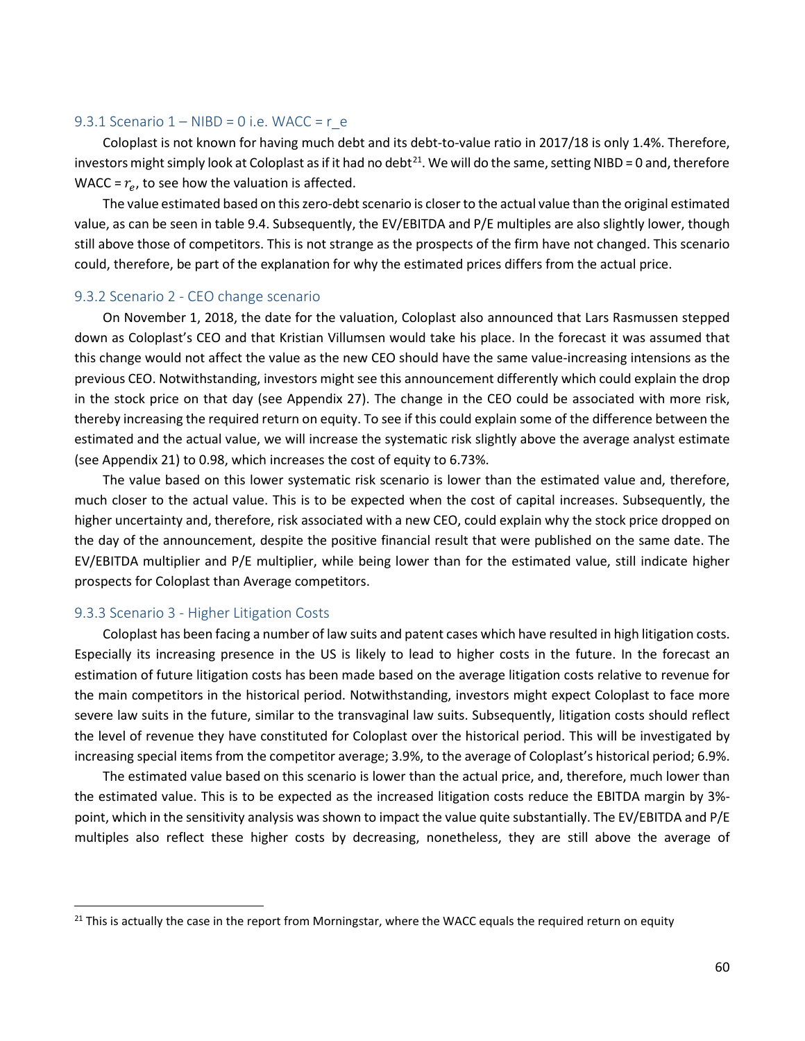### 9.3.1 Scenario 1 – NIBD = 0 i.e. WACC = r_e

Coloplast is not known for having much debt and its debt-to-value ratio in 2017/18 is only 1.4%. Therefore, investors might simply look at Coloplast as if it had no debt[21]. We will do the same, setting NIBD = 0 and, therefore WACC = $r_e$, to see how the valuation is affected.

The value estimated based on this zero-debt scenario is closer to the actual value than the original estimated value, as can be seen in table 9.4. Subsequently, the EV/EBITDA and P/E multiples are also slightly lower, though still above those of competitors. This is not strange as the prospects of the firm have not changed. This scenario could, therefore, be part of the explanation for why the estimated prices differs from the actual price.

### 9.3.2 Scenario 2 - CEO change scenario

On November 1, 2018, the date for the valuation, Coloplast also announced that Lars Rasmussen stepped down as Coloplast's CEO and that Kristian Villumsen would take his place. In the forecast it was assumed that this change would not affect the value as the new CEO should have the same value-increasing intensions as the previous CEO. Notwithstanding, investors might see this announcement differently which could explain the drop in the stock price on that day (see Appendix 27). The change in the CEO could be associated with more risk, thereby increasing the required return on equity. To see if this could explain some of the difference between the estimated and the actual value, we will increase the systematic risk slightly above the average analyst estimate (see Appendix 21) to 0.98, which increases the cost of equity to 6.73%.

The value based on this lower systematic risk scenario is lower than the estimated value and, therefore, much closer to the actual value. This is to be expected when the cost of capital increases. Subsequently, the higher uncertainty and, therefore, risk associated with a new CEO, could explain why the stock price dropped on the day of the announcement, despite the positive financial result that were published on the same date. The EV/EBITDA multiplier and P/E multiplier, while being lower than for the estimated value, still indicate higher prospects for Coloplast than Average competitors.

### 9.3.3 Scenario 3 - Higher Litigation Costs

Coloplast has been facing a number of law suits and patent cases which have resulted in high litigation costs. Especially its increasing presence in the US is likely to lead to higher costs in the future. In the forecast an estimation of future litigation costs has been made based on the average litigation costs relative to revenue for the main competitors in the historical period. Notwithstanding, investors might expect Coloplast to face more severe law suits in the future, similar to the transvaginal law suits. Subsequently, litigation costs should reflect the level of revenue they have constituted for Coloplast over the historical period. This will be investigated by increasing special items from the competitor average; 3.9%, to the average of Coloplast's historical period; 6.9%.

The estimated value based on this scenario is lower than the actual price, and, therefore, much lower than the estimated value. This is to be expected as the increased litigation costs reduce the EBITDA margin by 3%-point, which in the sensitivity analysis was shown to impact the value quite substantially. The EV/EBITDA and P/E multiples also reflect these higher costs by decreasing, nonetheless, they are still above the average of

[21] This is actually the case in the report from Morningstar, where the WACC equals the required return on equity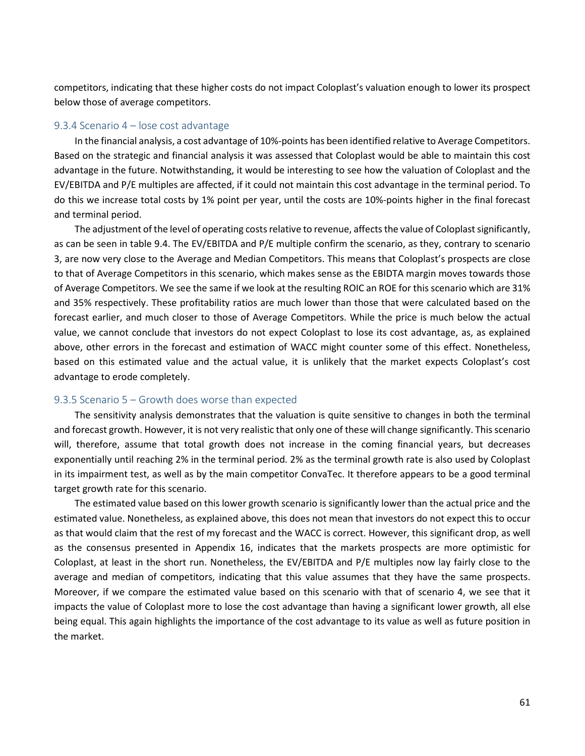competitors, indicating that these higher costs do not impact Coloplast's valuation enough to lower its prospect below those of average competitors.

### 9.3.4 Scenario 4 – lose cost advantage

In the financial analysis, a cost advantage of 10%-points has been identified relative to Average Competitors. Based on the strategic and financial analysis it was assessed that Coloplast would be able to maintain this cost advantage in the future. Notwithstanding, it would be interesting to see how the valuation of Coloplast and the EV/EBITDA and P/E multiples are affected, if it could not maintain this cost advantage in the terminal period. To do this we increase total costs by 1% point per year, until the costs are 10%-points higher in the final forecast and terminal period.

The adjustment of the level of operating costs relative to revenue, affects the value of Coloplast significantly, as can be seen in table 9.4. The EV/EBITDA and P/E multiple confirm the scenario, as they, contrary to scenario 3, are now very close to the Average and Median Competitors. This means that Coloplast's prospects are close to that of Average Competitors in this scenario, which makes sense as the EBIDTA margin moves towards those of Average Competitors. We see the same if we look at the resulting ROIC an ROE for this scenario which are 31% and 35% respectively. These profitability ratios are much lower than those that were calculated based on the forecast earlier, and much closer to those of Average Competitors. While the price is much below the actual value, we cannot conclude that investors do not expect Coloplast to lose its cost advantage, as, as explained above, other errors in the forecast and estimation of WACC might counter some of this effect. Nonetheless, based on this estimated value and the actual value, it is unlikely that the market expects Coloplast's cost advantage to erode completely.

### 9.3.5 Scenario 5 – Growth does worse than expected

The sensitivity analysis demonstrates that the valuation is quite sensitive to changes in both the terminal and forecast growth. However, it is not very realistic that only one of these will change significantly. This scenario will, therefore, assume that total growth does not increase in the coming financial years, but decreases exponentially until reaching 2% in the terminal period. 2% as the terminal growth rate is also used by Coloplast in its impairment test, as well as by the main competitor ConvaTec. It therefore appears to be a good terminal target growth rate for this scenario.

The estimated value based on this lower growth scenario is significantly lower than the actual price and the estimated value. Nonetheless, as explained above, this does not mean that investors do not expect this to occur as that would claim that the rest of my forecast and the WACC is correct. However, this significant drop, as well as the consensus presented in Appendix 16, indicates that the markets prospects are more optimistic for Coloplast, at least in the short run. Nonetheless, the EV/EBITDA and P/E multiples now lay fairly close to the average and median of competitors, indicating that this value assumes that they have the same prospects. Moreover, if we compare the estimated value based on this scenario with that of scenario 4, we see that it impacts the value of Coloplast more to lose the cost advantage than having a significant lower growth, all else being equal. This again highlights the importance of the cost advantage to its value as well as future position in the market.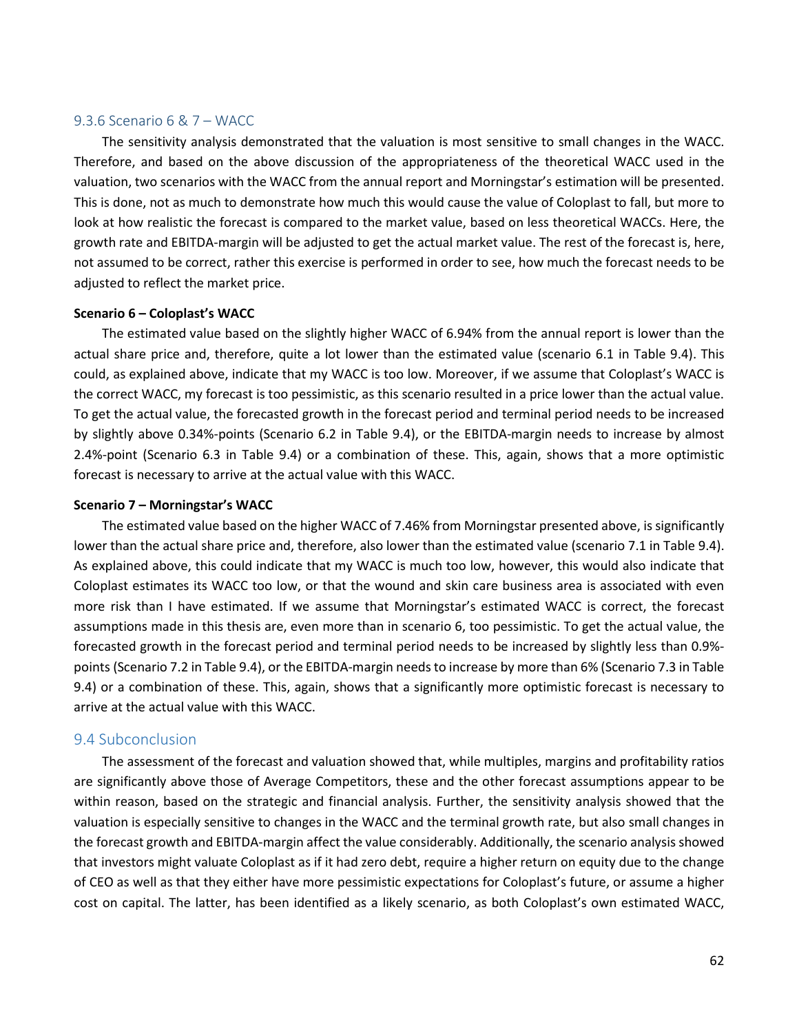### 9.3.6 Scenario 6 & 7 – WACC

The sensitivity analysis demonstrated that the valuation is most sensitive to small changes in the WACC. Therefore, and based on the above discussion of the appropriateness of the theoretical WACC used in the valuation, two scenarios with the WACC from the annual report and Morningstar's estimation will be presented. This is done, not as much to demonstrate how much this would cause the value of Coloplast to fall, but more to look at how realistic the forecast is compared to the market value, based on less theoretical WACCs. Here, the growth rate and EBITDA-margin will be adjusted to get the actual market value. The rest of the forecast is, here, not assumed to be correct, rather this exercise is performed in order to see, how much the forecast needs to be adjusted to reflect the market price.

**Scenario 6 – Coloplast's WACC**

The estimated value based on the slightly higher WACC of 6.94% from the annual report is lower than the actual share price and, therefore, quite a lot lower than the estimated value (scenario 6.1 in Table 9.4). This could, as explained above, indicate that my WACC is too low. Moreover, if we assume that Coloplast's WACC is the correct WACC, my forecast is too pessimistic, as this scenario resulted in a price lower than the actual value. To get the actual value, the forecasted growth in the forecast period and terminal period needs to be increased by slightly above 0.34%-points (Scenario 6.2 in Table 9.4), or the EBITDA-margin needs to increase by almost 2.4%-point (Scenario 6.3 in Table 9.4) or a combination of these. This, again, shows that a more optimistic forecast is necessary to arrive at the actual value with this WACC.

**Scenario 7 – Morningstar's WACC**

The estimated value based on the higher WACC of 7.46% from Morningstar presented above, is significantly lower than the actual share price and, therefore, also lower than the estimated value (scenario 7.1 in Table 9.4). As explained above, this could indicate that my WACC is much too low, however, this would also indicate that Coloplast estimates its WACC too low, or that the wound and skin care business area is associated with even more risk than I have estimated. If we assume that Morningstar's estimated WACC is correct, the forecast assumptions made in this thesis are, even more than in scenario 6, too pessimistic. To get the actual value, the forecasted growth in the forecast period and terminal period needs to be increased by slightly less than 0.9%-points (Scenario 7.2 in Table 9.4), or the EBITDA-margin needs to increase by more than 6% (Scenario 7.3 in Table 9.4) or a combination of these. This, again, shows that a significantly more optimistic forecast is necessary to arrive at the actual value with this WACC.

## 9.4 Subconclusion

The assessment of the forecast and valuation showed that, while multiples, margins and profitability ratios are significantly above those of Average Competitors, these and the other forecast assumptions appear to be within reason, based on the strategic and financial analysis. Further, the sensitivity analysis showed that the valuation is especially sensitive to changes in the WACC and the terminal growth rate, but also small changes in the forecast growth and EBITDA-margin affect the value considerably. Additionally, the scenario analysis showed that investors might valuate Coloplast as if it had zero debt, require a higher return on equity due to the change of CEO as well as that they either have more pessimistic expectations for Coloplast's future, or assume a higher cost on capital. The latter, has been identified as a likely scenario, as both Coloplast's own estimated WACC,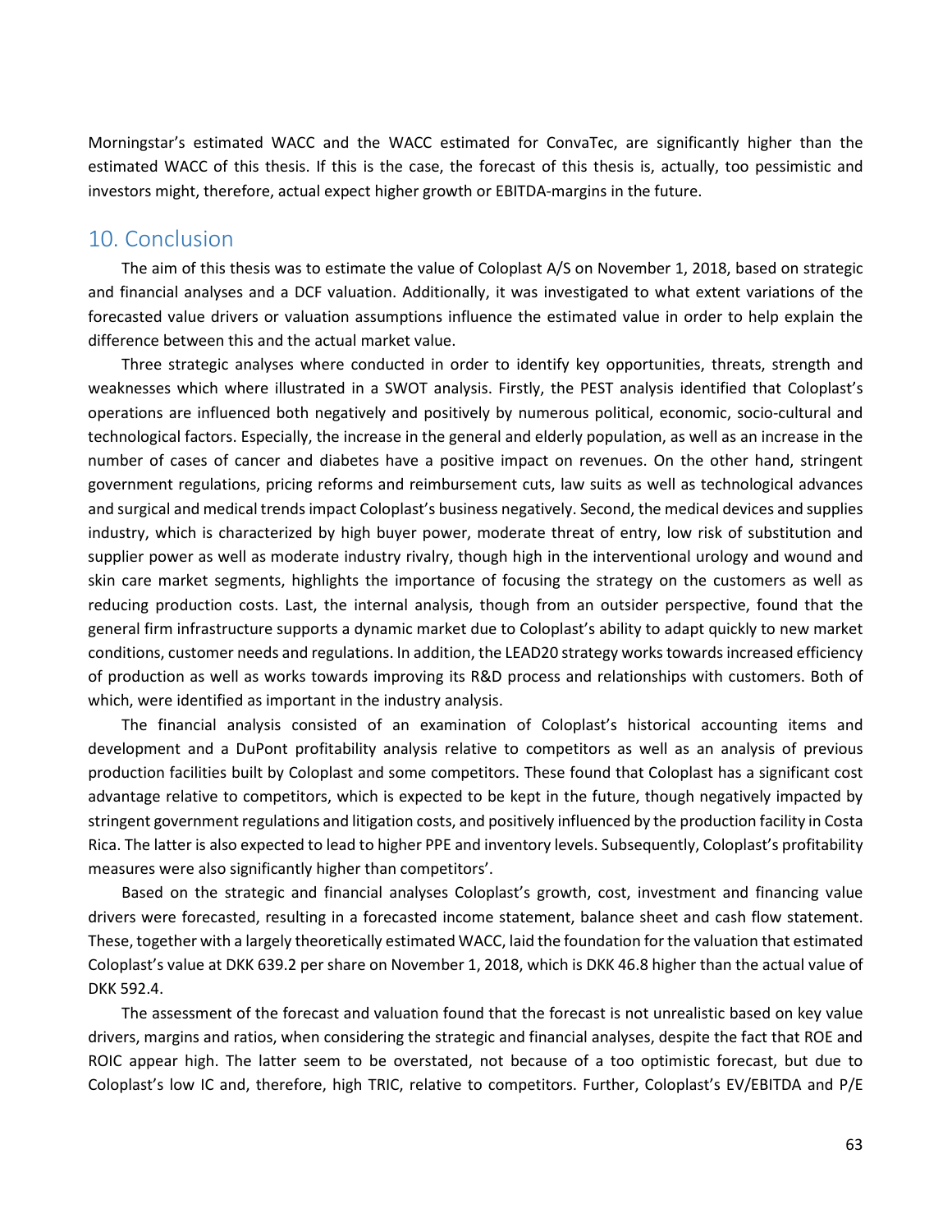Morningstar's estimated WACC and the WACC estimated for ConvaTec, are significantly higher than the estimated WACC of this thesis. If this is the case, the forecast of this thesis is, actually, too pessimistic and investors might, therefore, actual expect higher growth or EBITDA-margins in the future.

## 10. Conclusion

The aim of this thesis was to estimate the value of Coloplast A/S on November 1, 2018, based on strategic and financial analyses and a DCF valuation. Additionally, it was investigated to what extent variations of the forecasted value drivers or valuation assumptions influence the estimated value in order to help explain the difference between this and the actual market value.

Three strategic analyses where conducted in order to identify key opportunities, threats, strength and weaknesses which where illustrated in a SWOT analysis. Firstly, the PEST analysis identified that Coloplast's operations are influenced both negatively and positively by numerous political, economic, socio-cultural and technological factors. Especially, the increase in the general and elderly population, as well as an increase in the number of cases of cancer and diabetes have a positive impact on revenues. On the other hand, stringent government regulations, pricing reforms and reimbursement cuts, law suits as well as technological advances and surgical and medical trends impact Coloplast's business negatively. Second, the medical devices and supplies industry, which is characterized by high buyer power, moderate threat of entry, low risk of substitution and supplier power as well as moderate industry rivalry, though high in the interventional urology and wound and skin care market segments, highlights the importance of focusing the strategy on the customers as well as reducing production costs. Last, the internal analysis, though from an outsider perspective, found that the general firm infrastructure supports a dynamic market due to Coloplast's ability to adapt quickly to new market conditions, customer needs and regulations. In addition, the LEAD20 strategy works towards increased efficiency of production as well as works towards improving its R&D process and relationships with customers. Both of which, were identified as important in the industry analysis.

The financial analysis consisted of an examination of Coloplast's historical accounting items and development and a DuPont profitability analysis relative to competitors as well as an analysis of previous production facilities built by Coloplast and some competitors. These found that Coloplast has a significant cost advantage relative to competitors, which is expected to be kept in the future, though negatively impacted by stringent government regulations and litigation costs, and positively influenced by the production facility in Costa Rica. The latter is also expected to lead to higher PPE and inventory levels. Subsequently, Coloplast's profitability measures were also significantly higher than competitors'.

Based on the strategic and financial analyses Coloplast's growth, cost, investment and financing value drivers were forecasted, resulting in a forecasted income statement, balance sheet and cash flow statement. These, together with a largely theoretically estimated WACC, laid the foundation for the valuation that estimated Coloplast's value at DKK 639.2 per share on November 1, 2018, which is DKK 46.8 higher than the actual value of DKK 592.4.

The assessment of the forecast and valuation found that the forecast is not unrealistic based on key value drivers, margins and ratios, when considering the strategic and financial analyses, despite the fact that ROE and ROIC appear high. The latter seem to be overstated, not because of a too optimistic forecast, but due to Coloplast's low IC and, therefore, high TRIC, relative to competitors. Further, Coloplast's EV/EBITDA and P/E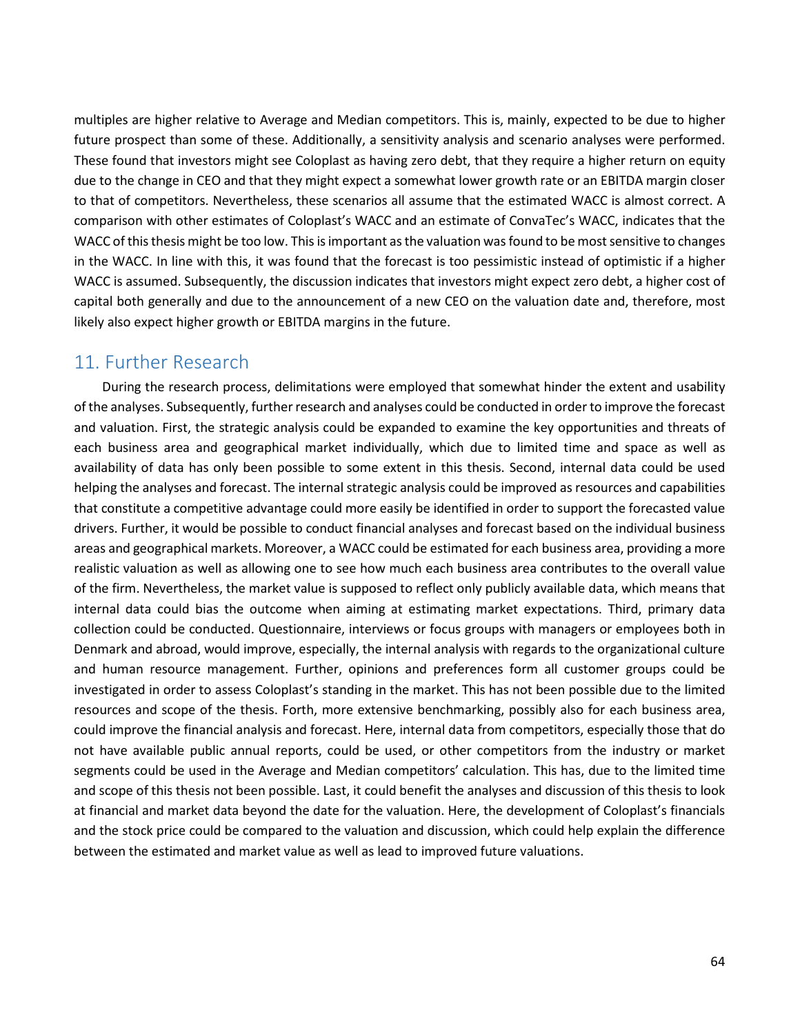multiples are higher relative to Average and Median competitors. This is, mainly, expected to be due to higher future prospect than some of these. Additionally, a sensitivity analysis and scenario analyses were performed. These found that investors might see Coloplast as having zero debt, that they require a higher return on equity due to the change in CEO and that they might expect a somewhat lower growth rate or an EBITDA margin closer to that of competitors. Nevertheless, these scenarios all assume that the estimated WACC is almost correct. A comparison with other estimates of Coloplast's WACC and an estimate of ConvaTec's WACC, indicates that the WACC of this thesis might be too low. This is important as the valuation was found to be most sensitive to changes in the WACC. In line with this, it was found that the forecast is too pessimistic instead of optimistic if a higher WACC is assumed. Subsequently, the discussion indicates that investors might expect zero debt, a higher cost of capital both generally and due to the announcement of a new CEO on the valuation date and, therefore, most likely also expect higher growth or EBITDA margins in the future.

## 11. Further Research

During the research process, delimitations were employed that somewhat hinder the extent and usability of the analyses. Subsequently, further research and analyses could be conducted in order to improve the forecast and valuation. First, the strategic analysis could be expanded to examine the key opportunities and threats of each business area and geographical market individually, which due to limited time and space as well as availability of data has only been possible to some extent in this thesis. Second, internal data could be used helping the analyses and forecast. The internal strategic analysis could be improved as resources and capabilities that constitute a competitive advantage could more easily be identified in order to support the forecasted value drivers. Further, it would be possible to conduct financial analyses and forecast based on the individual business areas and geographical markets. Moreover, a WACC could be estimated for each business area, providing a more realistic valuation as well as allowing one to see how much each business area contributes to the overall value of the firm. Nevertheless, the market value is supposed to reflect only publicly available data, which means that internal data could bias the outcome when aiming at estimating market expectations. Third, primary data collection could be conducted. Questionnaire, interviews or focus groups with managers or employees both in Denmark and abroad, would improve, especially, the internal analysis with regards to the organizational culture and human resource management. Further, opinions and preferences form all customer groups could be investigated in order to assess Coloplast's standing in the market. This has not been possible due to the limited resources and scope of the thesis. Forth, more extensive benchmarking, possibly also for each business area, could improve the financial analysis and forecast. Here, internal data from competitors, especially those that do not have available public annual reports, could be used, or other competitors from the industry or market segments could be used in the Average and Median competitors' calculation. This has, due to the limited time and scope of this thesis not been possible. Last, it could benefit the analyses and discussion of this thesis to look at financial and market data beyond the date for the valuation. Here, the development of Coloplast's financials and the stock price could be compared to the valuation and discussion, which could help explain the difference between the estimated and market value as well as lead to improved future valuations.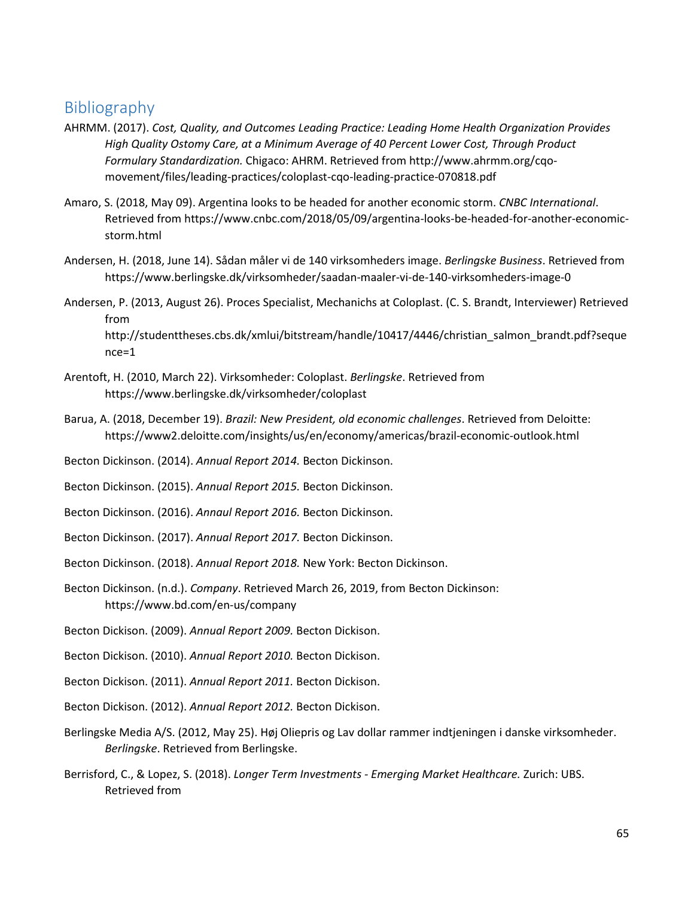## Bibliography

AHRMM. (2017). *Cost, Quality, and Outcomes Leading Practice: Leading Home Health Organization Provides High Quality Ostomy Care, at a Minimum Average of 40 Percent Lower Cost, Through Product Formulary Standardization.* Chigaco: AHRM. Retrieved from http://www.ahrmm.org/cqo-movement/files/leading-practices/coloplast-cqo-leading-practice-070818.pdf

Amaro, S. (2018, May 09). Argentina looks to be headed for another economic storm. *CNBC International*. Retrieved from https://www.cnbc.com/2018/05/09/argentina-looks-be-headed-for-another-economic-storm.html

Andersen, H. (2018, June 14). Sådan måler vi de 140 virksomheders image. *Berlingske Business*. Retrieved from https://www.berlingske.dk/virksomheder/saadan-maaler-vi-de-140-virksomheders-image-0

Andersen, P. (2013, August 26). Proces Specialist, Mechanichs at Coloplast. (C. S. Brandt, Interviewer) Retrieved from http://studenttheses.cbs.dk/xmlui/bitstream/handle/10417/4446/christian_salmon_brandt.pdf?sequence=1

Arentoft, H. (2010, March 22). Virksomheder: Coloplast. *Berlingske*. Retrieved from https://www.berlingske.dk/virksomheder/coloplast

Barua, A. (2018, December 19). *Brazil: New President, old economic challenges*. Retrieved from Deloitte: https://www2.deloitte.com/insights/us/en/economy/americas/brazil-economic-outlook.html

Becton Dickinson. (2014). *Annual Report 2014.* Becton Dickinson.

Becton Dickinson. (2015). *Annual Report 2015.* Becton Dickinson.

Becton Dickinson. (2016). *Annaul Report 2016.* Becton Dickinson.

Becton Dickinson. (2017). *Annual Report 2017.* Becton Dickinson.

Becton Dickinson. (2018). *Annual Report 2018.* New York: Becton Dickinson.

Becton Dickinson. (n.d.). *Company*. Retrieved March 26, 2019, from Becton Dickinson: https://www.bd.com/en-us/company

Becton Dickison. (2009). *Annual Report 2009.* Becton Dickison.

Becton Dickison. (2010). *Annual Report 2010.* Becton Dickison.

Becton Dickison. (2011). *Annual Report 2011.* Becton Dickison.

Becton Dickison. (2012). *Annual Report 2012.* Becton Dickison.

Berlingske Media A/S. (2012, May 25). Høj Oliepris og Lav dollar rammer indtjeningen i danske virksomheder. *Berlingske*. Retrieved from Berlingske.

Berrisford, C., & Lopez, S. (2018). *Longer Term Investments - Emerging Market Healthcare.* Zurich: UBS. Retrieved from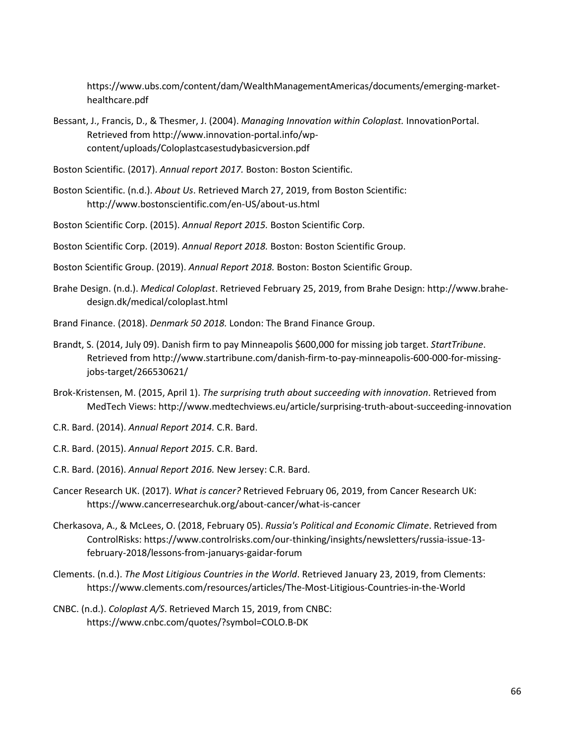https://www.ubs.com/content/dam/WealthManagementAmericas/documents/emerging-market-healthcare.pdf

Bessant, J., Francis, D., & Thesmer, J. (2004). *Managing Innovation within Coloplast.* InnovationPortal. Retrieved from http://www.innovation-portal.info/wp-content/uploads/Coloplastcasestudybasicversion.pdf

Boston Scientific. (2017). *Annual report 2017.* Boston: Boston Scientific.

Boston Scientific. (n.d.). *About Us*. Retrieved March 27, 2019, from Boston Scientific: http://www.bostonscientific.com/en-US/about-us.html

Boston Scientific Corp. (2015). *Annual Report 2015.* Boston Scientific Corp.

Boston Scientific Corp. (2019). *Annual Report 2018.* Boston: Boston Scientific Group.

Boston Scientific Group. (2019). *Annual Report 2018.* Boston: Boston Scientific Group.

Brahe Design. (n.d.). *Medical Coloplast*. Retrieved February 25, 2019, from Brahe Design: http://www.brahe-design.dk/medical/coloplast.html

Brand Finance. (2018). *Denmark 50 2018.* London: The Brand Finance Group.

Brandt, S. (2014, July 09). Danish firm to pay Minneapolis $600,000 for missing job target. *StartTribune*. Retrieved from http://www.startribune.com/danish-firm-to-pay-minneapolis-600-000-for-missing-jobs-target/266530621/

Brok-Kristensen, M. (2015, April 1). *The surprising truth about succeeding with innovation*. Retrieved from MedTech Views: http://www.medtechviews.eu/article/surprising-truth-about-succeeding-innovation

C.R. Bard. (2014). *Annual Report 2014.* C.R. Bard.

C.R. Bard. (2015). *Annual Report 2015.* C.R. Bard.

C.R. Bard. (2016). *Annual Report 2016.* New Jersey: C.R. Bard.

Cancer Research UK. (2017). *What is cancer?* Retrieved February 06, 2019, from Cancer Research UK: https://www.cancerresearchuk.org/about-cancer/what-is-cancer

Cherkasova, A., & McLees, O. (2018, February 05). *Russia's Political and Economic Climate*. Retrieved from ControlRisks: https://www.controlrisks.com/our-thinking/insights/newsletters/russia-issue-13-february-2018/lessons-from-januarys-gaidar-forum

Clements. (n.d.). *The Most Litigious Countries in the World*. Retrieved January 23, 2019, from Clements: https://www.clements.com/resources/articles/The-Most-Litigious-Countries-in-the-World

CNBC. (n.d.). *Coloplast A/S*. Retrieved March 15, 2019, from CNBC: https://www.cnbc.com/quotes/?symbol=COLO.B-DK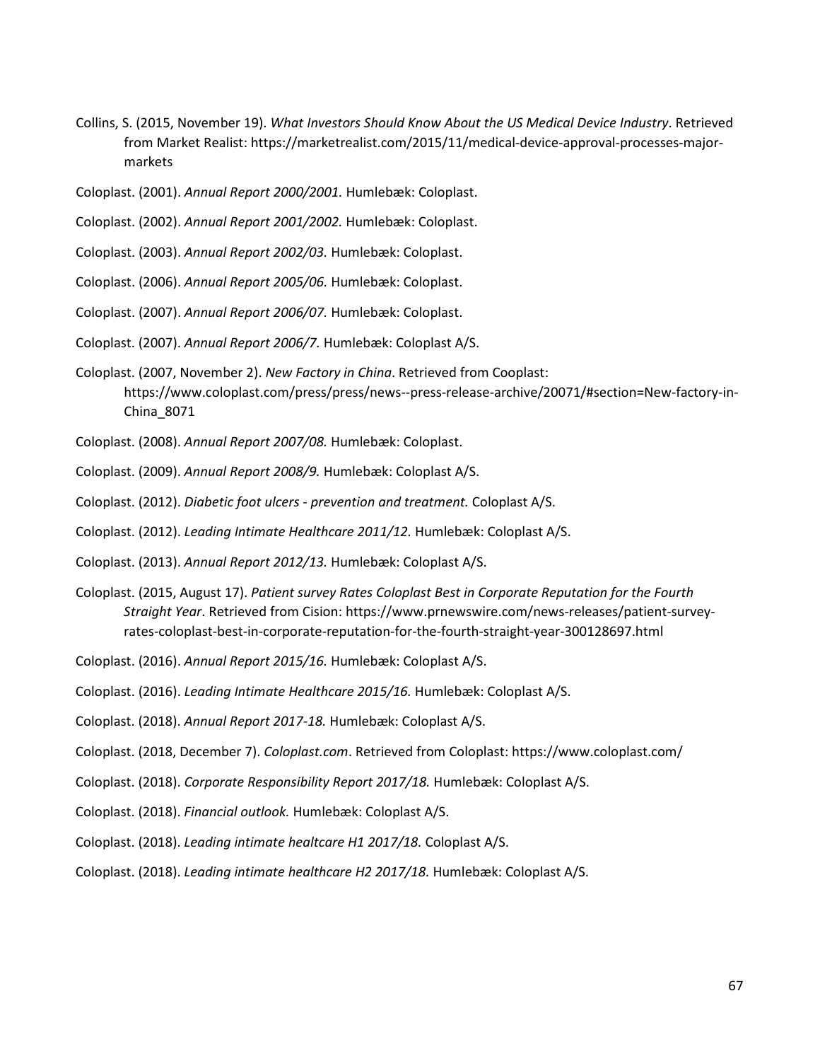Collins, S. (2015, November 19). *What Investors Should Know About the US Medical Device Industry*. Retrieved from Market Realist: https://marketrealist.com/2015/11/medical-device-approval-processes-major-markets

Coloplast. (2001). *Annual Report 2000/2001.* Humlebæk: Coloplast.

Coloplast. (2002). *Annual Report 2001/2002.* Humlebæk: Coloplast.

Coloplast. (2003). *Annual Report 2002/03.* Humlebæk: Coloplast.

Coloplast. (2006). *Annual Report 2005/06.* Humlebæk: Coloplast.

Coloplast. (2007). *Annual Report 2006/07.* Humlebæk: Coloplast.

Coloplast. (2007). *Annual Report 2006/7.* Humlebæk: Coloplast A/S.

Coloplast. (2007, November 2). *New Factory in China*. Retrieved from Cooplast: https://www.coloplast.com/press/press/news--press-release-archive/20071/#section=New-factory-in-China_8071

Coloplast. (2008). *Annual Report 2007/08.* Humlebæk: Coloplast.

Coloplast. (2009). *Annual Report 2008/9.* Humlebæk: Coloplast A/S.

Coloplast. (2012). *Diabetic foot ulcers - prevention and treatment.* Coloplast A/S.

Coloplast. (2012). *Leading Intimate Healthcare 2011/12.* Humlebæk: Coloplast A/S.

Coloplast. (2013). *Annual Report 2012/13.* Humlebæk: Coloplast A/S.

Coloplast. (2015, August 17). *Patient survey Rates Coloplast Best in Corporate Reputation for the Fourth Straight Year*. Retrieved from Cision: https://www.prnewswire.com/news-releases/patient-survey-rates-coloplast-best-in-corporate-reputation-for-the-fourth-straight-year-300128697.html

Coloplast. (2016). *Annual Report 2015/16.* Humlebæk: Coloplast A/S.

Coloplast. (2016). *Leading Intimate Healthcare 2015/16.* Humlebæk: Coloplast A/S.

Coloplast. (2018). *Annual Report 2017-18.* Humlebæk: Coloplast A/S.

Coloplast. (2018, December 7). *Coloplast.com*. Retrieved from Coloplast: https://www.coloplast.com/

Coloplast. (2018). *Corporate Responsibility Report 2017/18.* Humlebæk: Coloplast A/S.

Coloplast. (2018). *Financial outlook.* Humlebæk: Coloplast A/S.

Coloplast. (2018). *Leading intimate healtcare H1 2017/18.* Coloplast A/S.

Coloplast. (2018). *Leading intimate healthcare H2 2017/18.* Humlebæk: Coloplast A/S.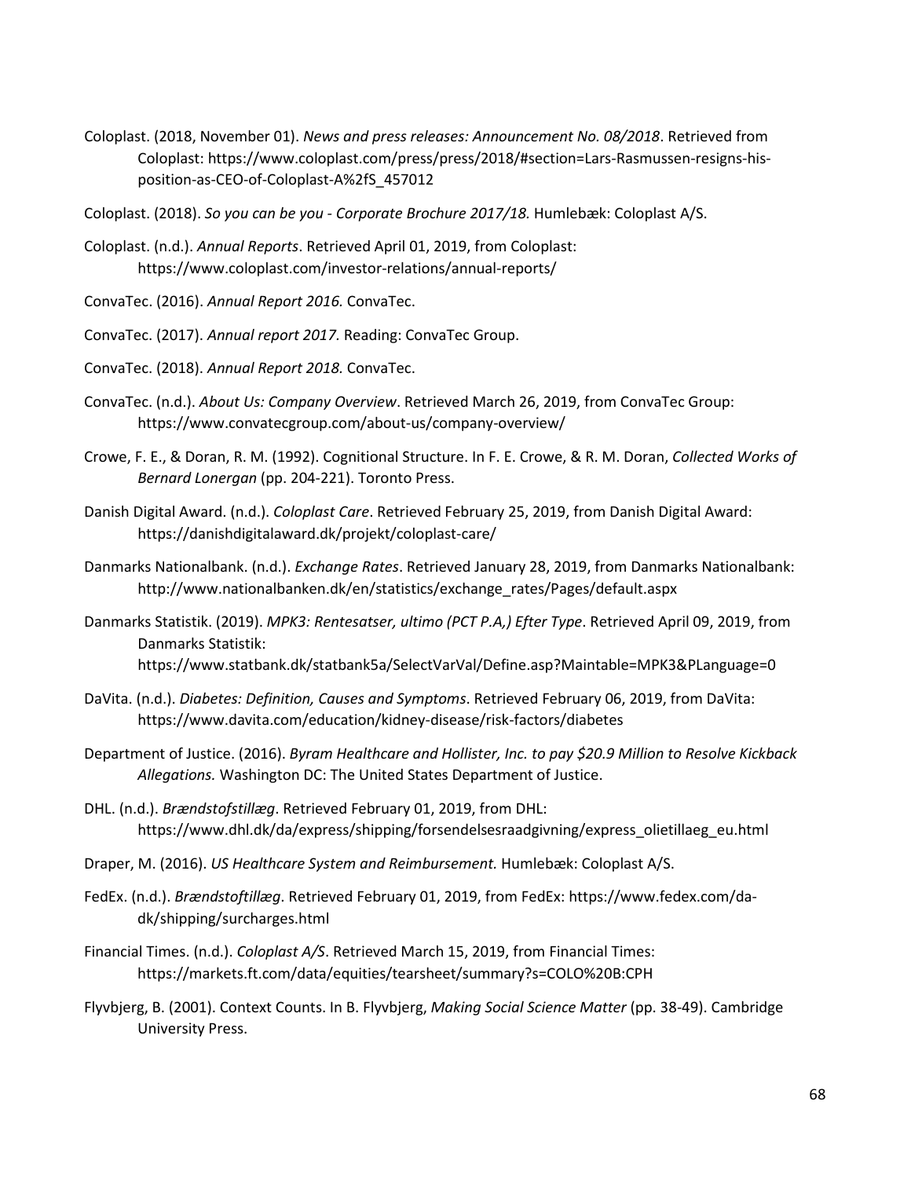Coloplast. (2018, November 01). *News and press releases: Announcement No. 08/2018*. Retrieved from Coloplast: https://www.coloplast.com/press/press/2018/#section=Lars-Rasmussen-resigns-his-position-as-CEO-of-Coloplast-A%2fS_457012

Coloplast. (2018). *So you can be you - Corporate Brochure 2017/18.* Humlebæk: Coloplast A/S.

Coloplast. (n.d.). *Annual Reports*. Retrieved April 01, 2019, from Coloplast: https://www.coloplast.com/investor-relations/annual-reports/

ConvaTec. (2016). *Annual Report 2016.* ConvaTec.

ConvaTec. (2017). *Annual report 2017.* Reading: ConvaTec Group.

ConvaTec. (2018). *Annual Report 2018.* ConvaTec.

ConvaTec. (n.d.). *About Us: Company Overview*. Retrieved March 26, 2019, from ConvaTec Group: https://www.convatecgroup.com/about-us/company-overview/

Crowe, F. E., & Doran, R. M. (1992). Cognitional Structure. In F. E. Crowe, & R. M. Doran, *Collected Works of Bernard Lonergan* (pp. 204-221). Toronto Press.

Danish Digital Award. (n.d.). *Coloplast Care*. Retrieved February 25, 2019, from Danish Digital Award: https://danishdigitalaward.dk/projekt/coloplast-care/

Danmarks Nationalbank. (n.d.). *Exchange Rates*. Retrieved January 28, 2019, from Danmarks Nationalbank: http://www.nationalbanken.dk/en/statistics/exchange_rates/Pages/default.aspx

Danmarks Statistik. (2019). *MPK3: Rentesatser, ultimo (PCT P.A,) Efter Type*. Retrieved April 09, 2019, from Danmarks Statistik: https://www.statbank.dk/statbank5a/SelectVarVal/Define.asp?Maintable=MPK3&PLanguage=0

DaVita. (n.d.). *Diabetes: Definition, Causes and Symptoms*. Retrieved February 06, 2019, from DaVita: https://www.davita.com/education/kidney-disease/risk-factors/diabetes

Department of Justice. (2016). *Byram Healthcare and Hollister, Inc. to pay $20.9 Million to Resolve Kickback Allegations.* Washington DC: The United States Department of Justice.

DHL. (n.d.). *Brændstofstillæg*. Retrieved February 01, 2019, from DHL: https://www.dhl.dk/da/express/shipping/forsendelsesraadgivning/express_olietillaeg_eu.html

Draper, M. (2016). *US Healthcare System and Reimbursement.* Humlebæk: Coloplast A/S.

FedEx. (n.d.). *Brændstoftillæg*. Retrieved February 01, 2019, from FedEx: https://www.fedex.com/da-dk/shipping/surcharges.html

Financial Times. (n.d.). *Coloplast A/S*. Retrieved March 15, 2019, from Financial Times: https://markets.ft.com/data/equities/tearsheet/summary?s=COLO%20B:CPH

Flyvbjerg, B. (2001). Context Counts. In B. Flyvbjerg, *Making Social Science Matter* (pp. 38-49). Cambridge University Press.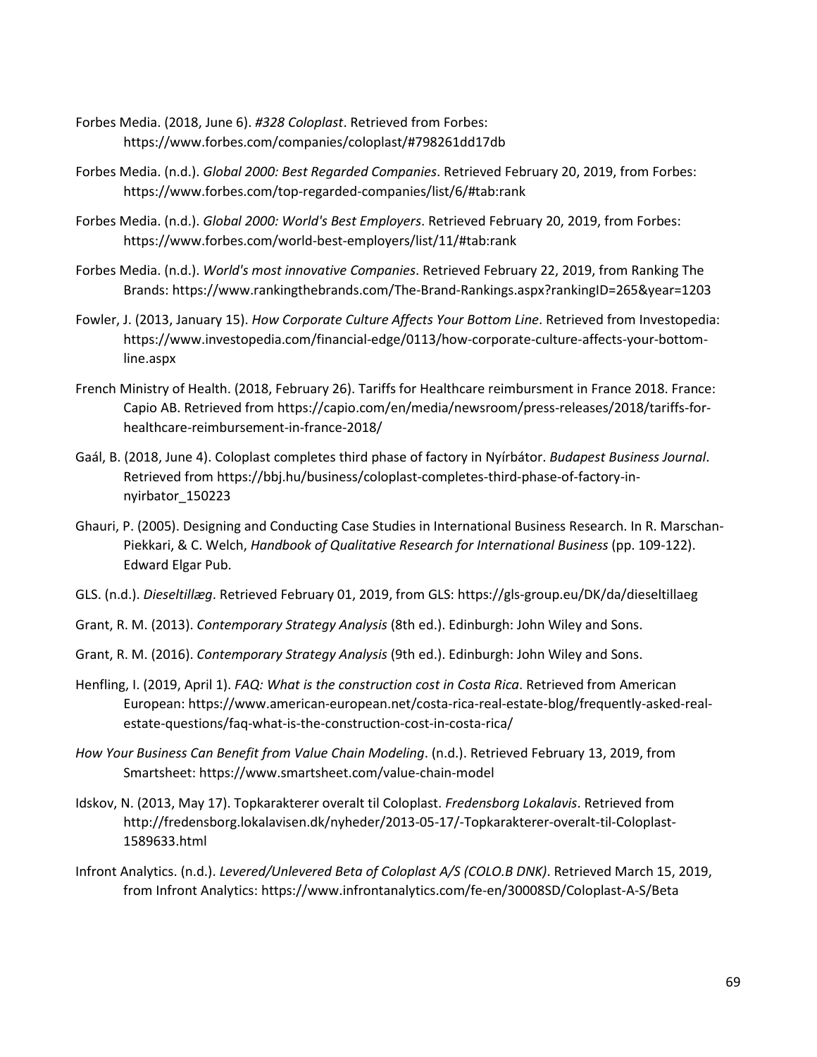Forbes Media. (2018, June 6). *#328 Coloplast*. Retrieved from Forbes: https://www.forbes.com/companies/coloplast/#798261dd17db

Forbes Media. (n.d.). *Global 2000: Best Regarded Companies*. Retrieved February 20, 2019, from Forbes: https://www.forbes.com/top-regarded-companies/list/6/#tab:rank

Forbes Media. (n.d.). *Global 2000: World's Best Employers*. Retrieved February 20, 2019, from Forbes: https://www.forbes.com/world-best-employers/list/11/#tab:rank

Forbes Media. (n.d.). *World's most innovative Companies*. Retrieved February 22, 2019, from Ranking The Brands: https://www.rankingthebrands.com/The-Brand-Rankings.aspx?rankingID=265&year=1203

Fowler, J. (2013, January 15). *How Corporate Culture Affects Your Bottom Line*. Retrieved from Investopedia: https://www.investopedia.com/financial-edge/0113/how-corporate-culture-affects-your-bottom-line.aspx

French Ministry of Health. (2018, February 26). Tariffs for Healthcare reimbursment in France 2018. France: Capio AB. Retrieved from https://capio.com/en/media/newsroom/press-releases/2018/tariffs-for-healthcare-reimbursement-in-france-2018/

Gaál, B. (2018, June 4). Coloplast completes third phase of factory in Nyírbátor. *Budapest Business Journal*. Retrieved from https://bbj.hu/business/coloplast-completes-third-phase-of-factory-in-nyirbator_150223

Ghauri, P. (2005). Designing and Conducting Case Studies in International Business Research. In R. Marschan-Piekkari, & C. Welch, *Handbook of Qualitative Research for International Business* (pp. 109-122). Edward Elgar Pub.

GLS. (n.d.). *Dieseltillæg*. Retrieved February 01, 2019, from GLS: https://gls-group.eu/DK/da/dieseltillaeg

Grant, R. M. (2013). *Contemporary Strategy Analysis* (8th ed.). Edinburgh: John Wiley and Sons.

Grant, R. M. (2016). *Contemporary Strategy Analysis* (9th ed.). Edinburgh: John Wiley and Sons.

Henfling, I. (2019, April 1). *FAQ: What is the construction cost in Costa Rica*. Retrieved from American European: https://www.american-european.net/costa-rica-real-estate-blog/frequently-asked-real-estate-questions/faq-what-is-the-construction-cost-in-costa-rica/

*How Your Business Can Benefit from Value Chain Modeling*. (n.d.). Retrieved February 13, 2019, from Smartsheet: https://www.smartsheet.com/value-chain-model

Idskov, N. (2013, May 17). Topkarakterer overalt til Coloplast. *Fredensborg Lokalavis*. Retrieved from http://fredensborg.lokalavisen.dk/nyheder/2013-05-17/-Topkarakterer-overalt-til-Coloplast-1589633.html

Infront Analytics. (n.d.). *Levered/Unlevered Beta of Coloplast A/S (COLO.B DNK)*. Retrieved March 15, 2019, from Infront Analytics: https://www.infrontanalytics.com/fe-en/30008SD/Coloplast-A-S/Beta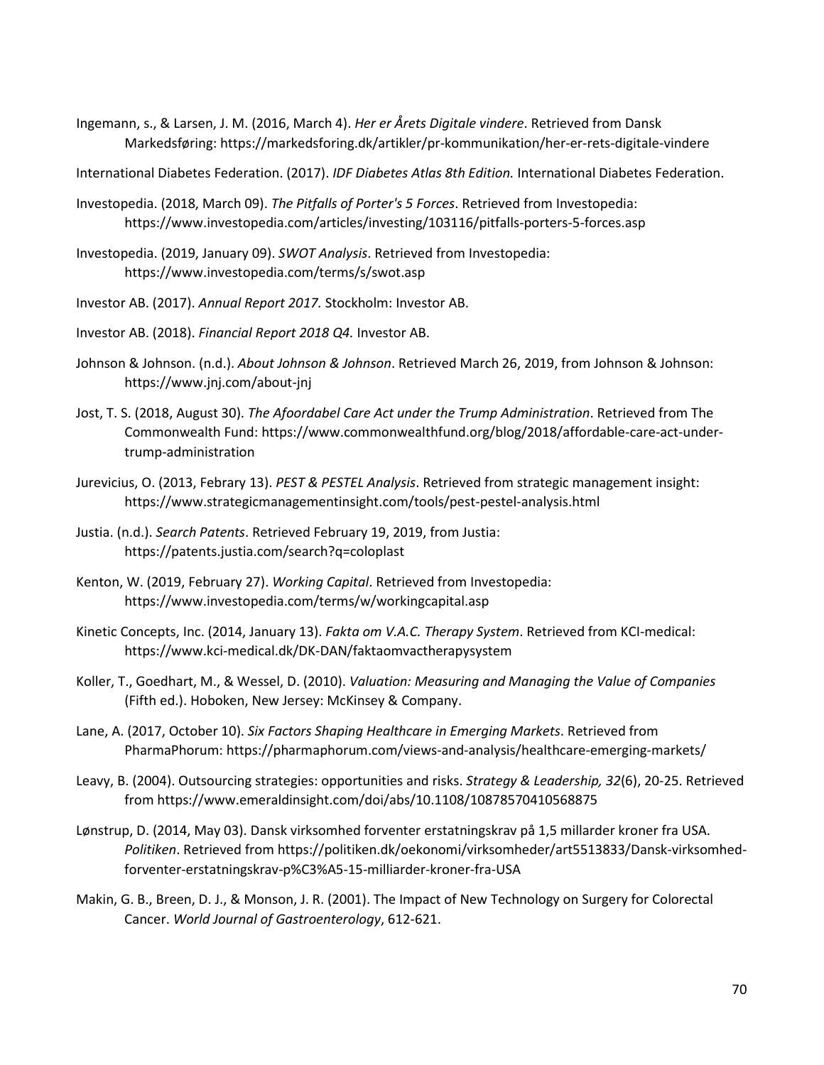Ingemann, s., & Larsen, J. M. (2016, March 4). *Her er Årets Digitale vindere*. Retrieved from Dansk Markedsføring: https://markedsforing.dk/artikler/pr-kommunikation/her-er-rets-digitale-vindere

International Diabetes Federation. (2017). *IDF Diabetes Atlas 8th Edition.* International Diabetes Federation.

Investopedia. (2018, March 09). *The Pitfalls of Porter's 5 Forces*. Retrieved from Investopedia: https://www.investopedia.com/articles/investing/103116/pitfalls-porters-5-forces.asp

Investopedia. (2019, January 09). *SWOT Analysis*. Retrieved from Investopedia: https://www.investopedia.com/terms/s/swot.asp

Investor AB. (2017). *Annual Report 2017.* Stockholm: Investor AB.

Investor AB. (2018). *Financial Report 2018 Q4.* Investor AB.

Johnson & Johnson. (n.d.). *About Johnson & Johnson*. Retrieved March 26, 2019, from Johnson & Johnson: https://www.jnj.com/about-jnj

Jost, T. S. (2018, August 30). *The Afoordabel Care Act under the Trump Administration*. Retrieved from The Commonwealth Fund: https://www.commonwealthfund.org/blog/2018/affordable-care-act-under-trump-administration

Jurevicius, O. (2013, Febrary 13). *PEST & PESTEL Analysis*. Retrieved from strategic management insight: https://www.strategicmanagementinsight.com/tools/pest-pestel-analysis.html

Justia. (n.d.). *Search Patents*. Retrieved February 19, 2019, from Justia: https://patents.justia.com/search?q=coloplast

Kenton, W. (2019, February 27). *Working Capital*. Retrieved from Investopedia: https://www.investopedia.com/terms/w/workingcapital.asp

Kinetic Concepts, Inc. (2014, January 13). *Fakta om V.A.C. Therapy System*. Retrieved from KCI-medical: https://www.kci-medical.dk/DK-DAN/faktaomvactherapysystem

Koller, T., Goedhart, M., & Wessel, D. (2010). *Valuation: Measuring and Managing the Value of Companies* (Fifth ed.). Hoboken, New Jersey: McKinsey & Company.

Lane, A. (2017, October 10). *Six Factors Shaping Healthcare in Emerging Markets*. Retrieved from PharmaPhorum: https://pharmaphorum.com/views-and-analysis/healthcare-emerging-markets/

Leavy, B. (2004). Outsourcing strategies: opportunities and risks. *Strategy & Leadership, 32*(6), 20-25. Retrieved from https://www.emeraldinsight.com/doi/abs/10.1108/10878570410568875

Lønstrup, D. (2014, May 03). Dansk virksomhed forventer erstatningskrav på 1,5 millarder kroner fra USA. *Politiken*. Retrieved from https://politiken.dk/oekonomi/virksomheder/art5513833/Dansk-virksomhed-forventer-erstatningskrav-p%C3%A5-15-milliarder-kroner-fra-USA

Makin, G. B., Breen, D. J., & Monson, J. R. (2001). The Impact of New Technology on Surgery for Colorectal Cancer. *World Journal of Gastroenterology*, 612-621.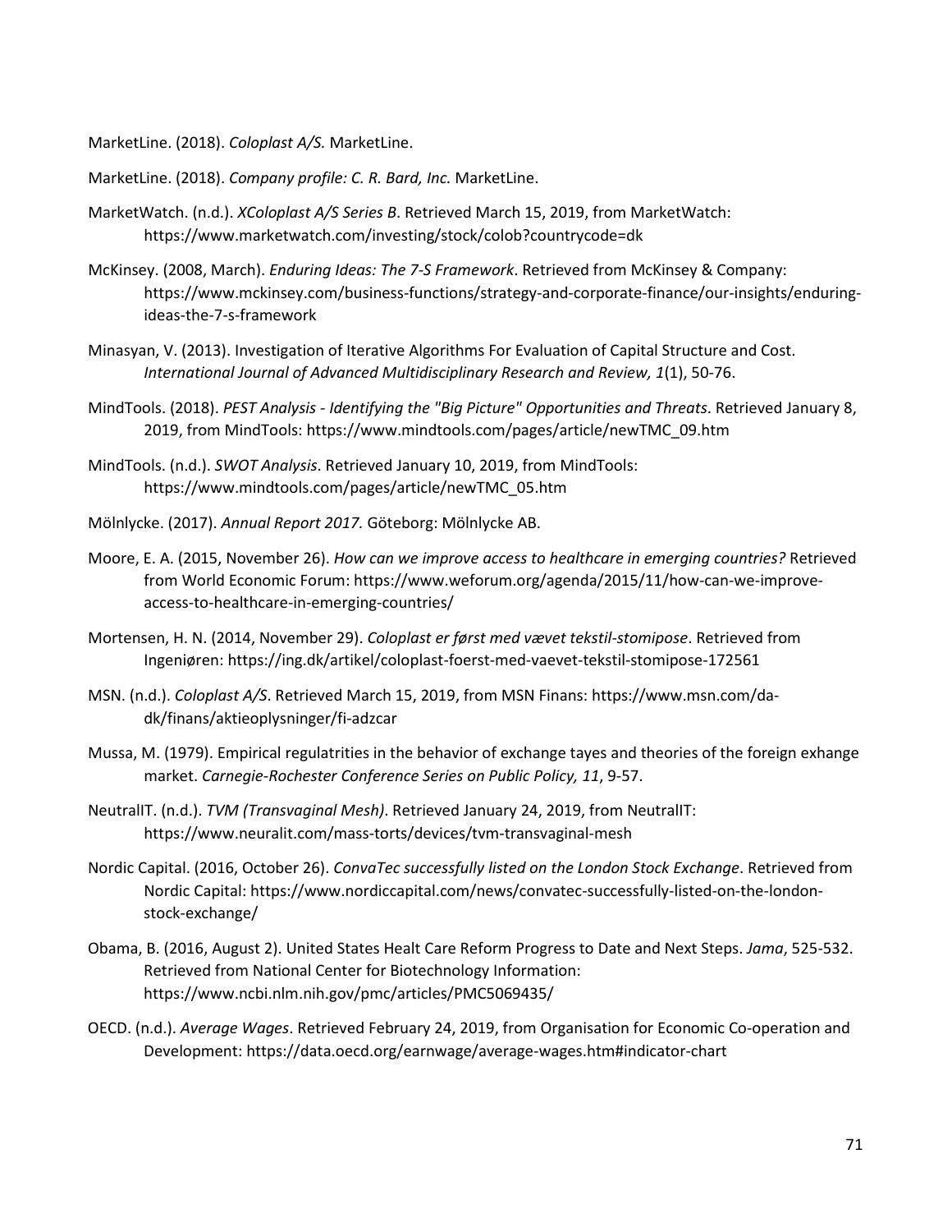MarketLine. (2018). *Coloplast A/S.* MarketLine.

MarketLine. (2018). *Company profile: C. R. Bard, Inc.* MarketLine.

MarketWatch. (n.d.). *XColoplast A/S Series B*. Retrieved March 15, 2019, from MarketWatch: https://www.marketwatch.com/investing/stock/colob?countrycode=dk

McKinsey. (2008, March). *Enduring Ideas: The 7-S Framework*. Retrieved from McKinsey & Company: https://www.mckinsey.com/business-functions/strategy-and-corporate-finance/our-insights/enduring-ideas-the-7-s-framework

Minasyan, V. (2013). Investigation of Iterative Algorithms For Evaluation of Capital Structure and Cost. *International Journal of Advanced Multidisciplinary Research and Review, 1*(1), 50-76.

MindTools. (2018). *PEST Analysis - Identifying the "Big Picture" Opportunities and Threats*. Retrieved January 8, 2019, from MindTools: https://www.mindtools.com/pages/article/newTMC_09.htm

MindTools. (n.d.). *SWOT Analysis*. Retrieved January 10, 2019, from MindTools: https://www.mindtools.com/pages/article/newTMC_05.htm

Mölnlycke. (2017). *Annual Report 2017.* Göteborg: Mölnlycke AB.

Moore, E. A. (2015, November 26). *How can we improve access to healthcare in emerging countries?* Retrieved from World Economic Forum: https://www.weforum.org/agenda/2015/11/how-can-we-improve-access-to-healthcare-in-emerging-countries/

Mortensen, H. N. (2014, November 29). *Coloplast er først med vævet tekstil-stomipose*. Retrieved from Ingeniøren: https://ing.dk/artikel/coloplast-foerst-med-vaevet-tekstil-stomipose-172561

MSN. (n.d.). *Coloplast A/S*. Retrieved March 15, 2019, from MSN Finans: https://www.msn.com/da-dk/finans/aktieoplysninger/fi-adzcar

Mussa, M. (1979). Empirical regulatrities in the behavior of exchange tayes and theories of the foreign exhange market. *Carnegie-Rochester Conference Series on Public Policy, 11*, 9-57.

NeutralIT. (n.d.). *TVM (Transvaginal Mesh)*. Retrieved January 24, 2019, from NeutralIT: https://www.neuralit.com/mass-torts/devices/tvm-transvaginal-mesh

Nordic Capital. (2016, October 26). *ConvaTec successfully listed on the London Stock Exchange*. Retrieved from Nordic Capital: https://www.nordiccapital.com/news/convatec-successfully-listed-on-the-london-stock-exchange/

Obama, B. (2016, August 2). United States Healt Care Reform Progress to Date and Next Steps. *Jama*, 525-532. Retrieved from National Center for Biotechnology Information: https://www.ncbi.nlm.nih.gov/pmc/articles/PMC5069435/

OECD. (n.d.). *Average Wages*. Retrieved February 24, 2019, from Organisation for Economic Co-operation and Development: https://data.oecd.org/earnwage/average-wages.htm#indicator-chart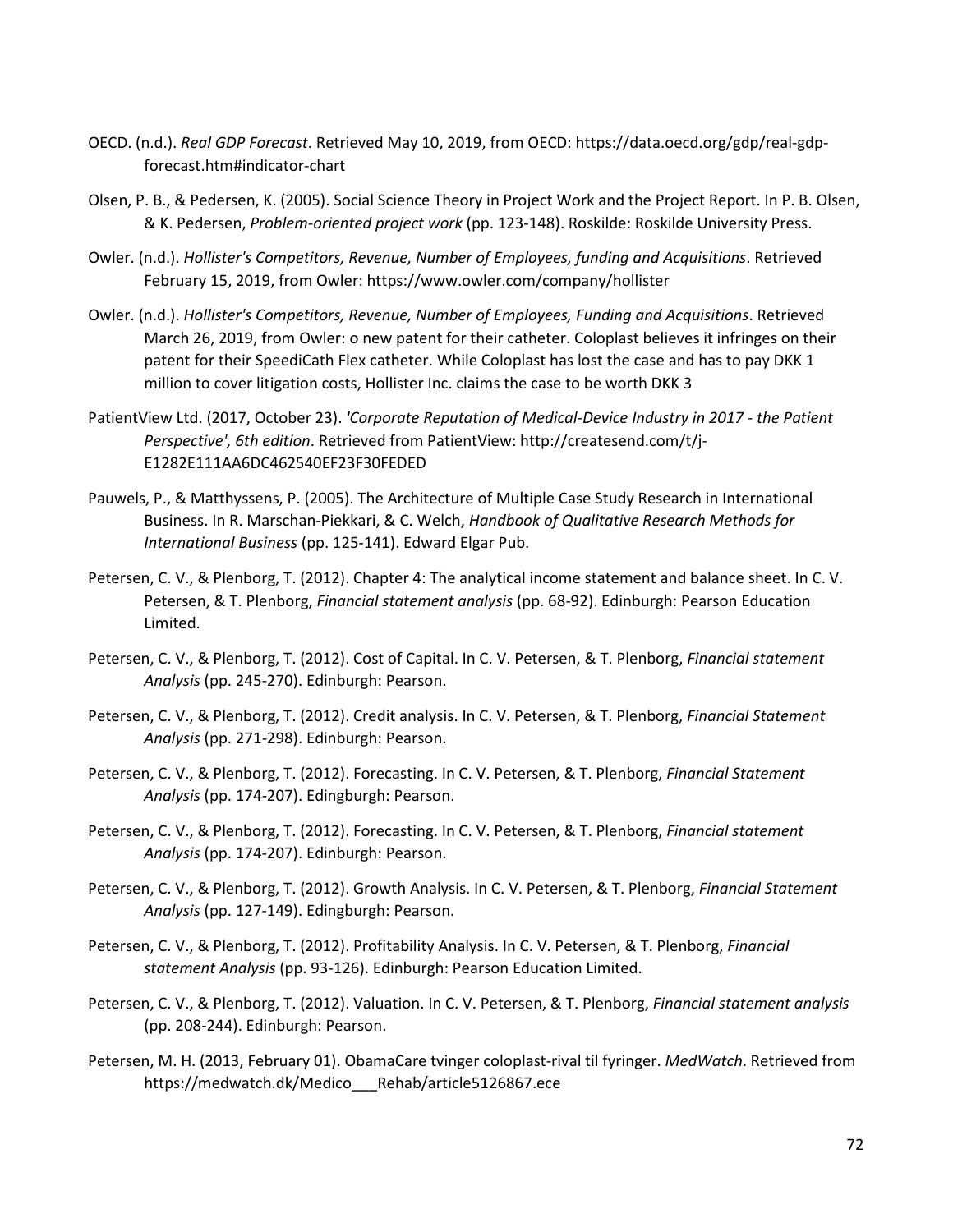OECD. (n.d.). *Real GDP Forecast*. Retrieved May 10, 2019, from OECD: https://data.oecd.org/gdp/real-gdp-forecast.htm#indicator-chart

Olsen, P. B., & Pedersen, K. (2005). Social Science Theory in Project Work and the Project Report. In P. B. Olsen, & K. Pedersen, *Problem-oriented project work* (pp. 123-148). Roskilde: Roskilde University Press.

Owler. (n.d.). *Hollister's Competitors, Revenue, Number of Employees, funding and Acquisitions*. Retrieved February 15, 2019, from Owler: https://www.owler.com/company/hollister

Owler. (n.d.). *Hollister's Competitors, Revenue, Number of Employees, Funding and Acquisitions*. Retrieved March 26, 2019, from Owler: o new patent for their catheter. Coloplast believes it infringes on their patent for their SpeediCath Flex catheter. While Coloplast has lost the case and has to pay DKK 1 million to cover litigation costs, Hollister Inc. claims the case to be worth DKK 3

PatientView Ltd. (2017, October 23). *'Corporate Reputation of Medical-Device Industry in 2017 - the Patient Perspective', 6th edition*. Retrieved from PatientView: http://createsend.com/t/j-E1282E111AA6DC462540EF23F30FEDED

Pauwels, P., & Matthyssens, P. (2005). The Architecture of Multiple Case Study Research in International Business. In R. Marschan-Piekkari, & C. Welch, *Handbook of Qualitative Research Methods for International Business* (pp. 125-141). Edward Elgar Pub.

Petersen, C. V., & Plenborg, T. (2012). Chapter 4: The analytical income statement and balance sheet. In C. V. Petersen, & T. Plenborg, *Financial statement analysis* (pp. 68-92). Edinburgh: Pearson Education Limited.

Petersen, C. V., & Plenborg, T. (2012). Cost of Capital. In C. V. Petersen, & T. Plenborg, *Financial statement Analysis* (pp. 245-270). Edinburgh: Pearson.

Petersen, C. V., & Plenborg, T. (2012). Credit analysis. In C. V. Petersen, & T. Plenborg, *Financial Statement Analysis* (pp. 271-298). Edinburgh: Pearson.

Petersen, C. V., & Plenborg, T. (2012). Forecasting. In C. V. Petersen, & T. Plenborg, *Financial Statement Analysis* (pp. 174-207). Edingburgh: Pearson.

Petersen, C. V., & Plenborg, T. (2012). Forecasting. In C. V. Petersen, & T. Plenborg, *Financial statement Analysis* (pp. 174-207). Edinburgh: Pearson.

Petersen, C. V., & Plenborg, T. (2012). Growth Analysis. In C. V. Petersen, & T. Plenborg, *Financial Statement Analysis* (pp. 127-149). Edingburgh: Pearson.

Petersen, C. V., & Plenborg, T. (2012). Profitability Analysis. In C. V. Petersen, & T. Plenborg, *Financial statement Analysis* (pp. 93-126). Edinburgh: Pearson Education Limited.

Petersen, C. V., & Plenborg, T. (2012). Valuation. In C. V. Petersen, & T. Plenborg, *Financial statement analysis* (pp. 208-244). Edinburgh: Pearson.

Petersen, M. H. (2013, February 01). ObamaCare tvinger coloplast-rival til fyringer. *MedWatch*. Retrieved from https://medwatch.dk/Medico___Rehab/article5126867.ece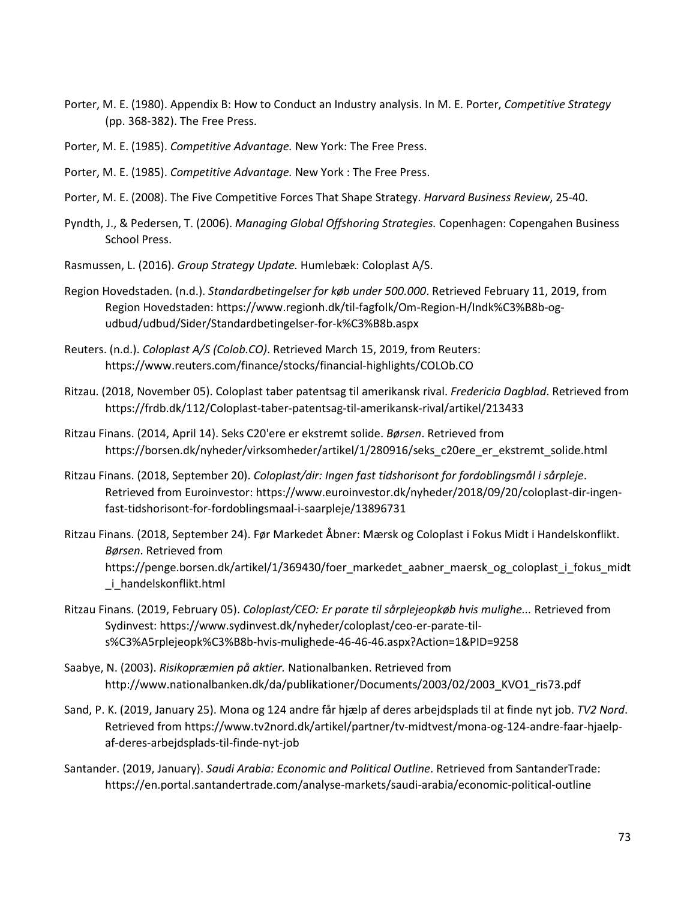Porter, M. E. (1980). Appendix B: How to Conduct an Industry analysis. In M. E. Porter, *Competitive Strategy* (pp. 368-382). The Free Press.

Porter, M. E. (1985). *Competitive Advantage.* New York: The Free Press.

Porter, M. E. (1985). *Competitive Advantage.* New York : The Free Press.

Porter, M. E. (2008). The Five Competitive Forces That Shape Strategy. *Harvard Business Review*, 25-40.

Pyndth, J., & Pedersen, T. (2006). *Managing Global Offshoring Strategies.* Copenhagen: Copengahen Business School Press.

Rasmussen, L. (2016). *Group Strategy Update.* Humlebæk: Coloplast A/S.

Region Hovedstaden. (n.d.). *Standardbetingelser for køb under 500.000*. Retrieved February 11, 2019, from Region Hovedstaden: https://www.regionh.dk/til-fagfolk/Om-Region-H/Indk%C3%B8b-og-udbud/udbud/Sider/Standardbetingelser-for-k%C3%B8b.aspx

Reuters. (n.d.). *Coloplast A/S (Colob.CO)*. Retrieved March 15, 2019, from Reuters: https://www.reuters.com/finance/stocks/financial-highlights/COLOb.CO

Ritzau. (2018, November 05). Coloplast taber patentsag til amerikansk rival. *Fredericia Dagblad*. Retrieved from https://frdb.dk/112/Coloplast-taber-patentsag-til-amerikansk-rival/artikel/213433

Ritzau Finans. (2014, April 14). Seks C20'ere er ekstremt solide. *Børsen*. Retrieved from https://borsen.dk/nyheder/virksomheder/artikel/1/280916/seks_c20ere_er_ekstremt_solide.html

Ritzau Finans. (2018, September 20). *Coloplast/dir: Ingen fast tidshorisont for fordoblingsmål i sårpleje*. Retrieved from Euroinvestor: https://www.euroinvestor.dk/nyheder/2018/09/20/coloplast-dir-ingen-fast-tidshorisont-for-fordoblingsmaal-i-saarpleje/13896731

Ritzau Finans. (2018, September 24). Før Markedet Åbner: Mærsk og Coloplast i Fokus Midt i Handelskonflikt. *Børsen*. Retrieved from https://penge.borsen.dk/artikel/1/369430/foer_markedet_aabner_maersk_og_coloplast_i_fokus_midt_i_handelskonflikt.html

Ritzau Finans. (2019, February 05). *Coloplast/CEO: Er parate til sårplejeopkøb hvis mulighe...* Retrieved from Sydinvest: https://www.sydinvest.dk/nyheder/coloplast/ceo-er-parate-til-s%C3%A5rplejeopk%C3%B8b-hvis-mulighede-46-46-46.aspx?Action=1&PID=9258

Saabye, N. (2003). *Risikopræmien på aktier.* Nationalbanken. Retrieved from http://www.nationalbanken.dk/da/publikationer/Documents/2003/02/2003_KVO1_ris73.pdf

Sand, P. K. (2019, January 25). Mona og 124 andre får hjælp af deres arbejdsplads til at finde nyt job. *TV2 Nord*. Retrieved from https://www.tv2nord.dk/artikel/partner/tv-midtvest/mona-og-124-andre-faar-hjaelp-af-deres-arbejdsplads-til-finde-nyt-job

Santander. (2019, January). *Saudi Arabia: Economic and Political Outline*. Retrieved from SantanderTrade: https://en.portal.santandertrade.com/analyse-markets/saudi-arabia/economic-political-outline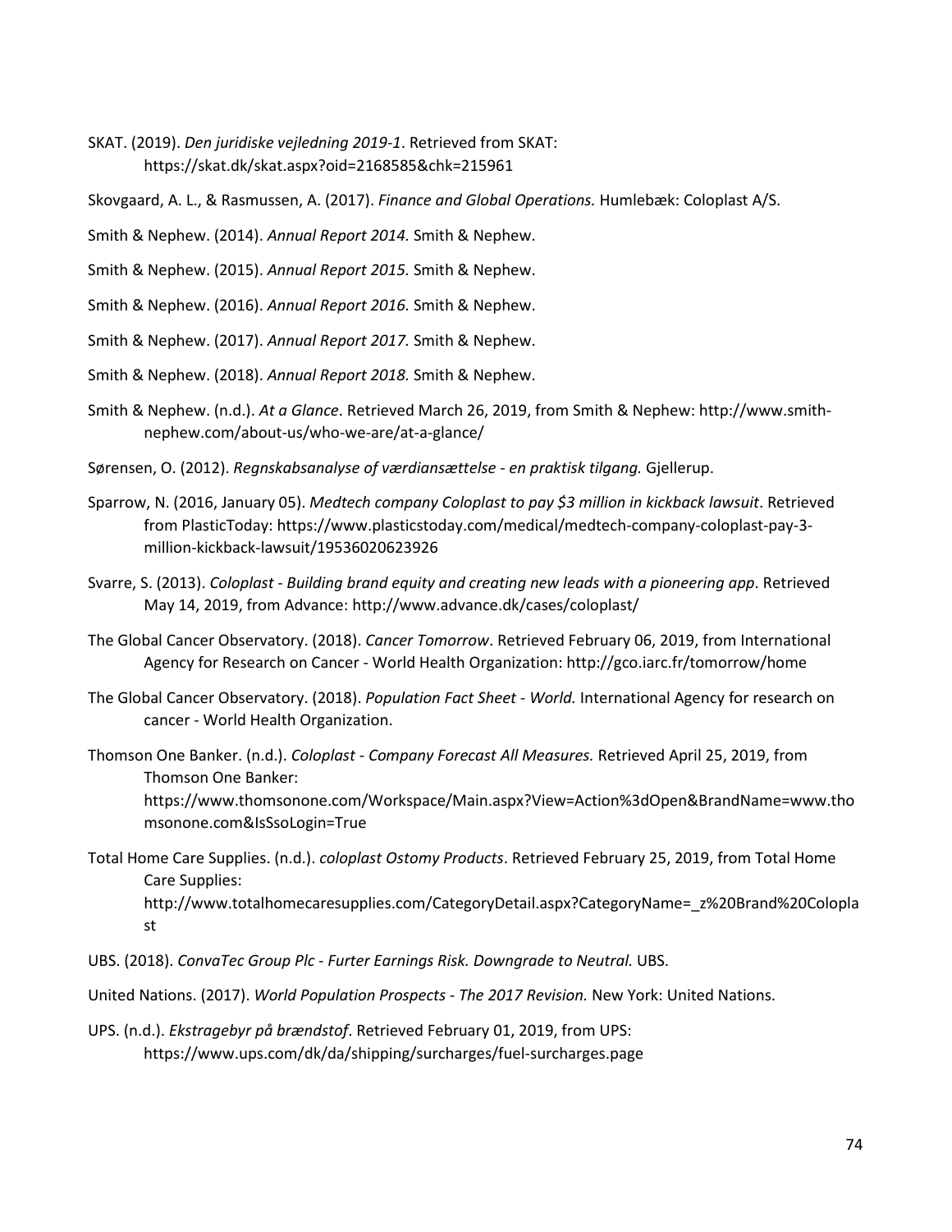SKAT. (2019). *Den juridiske vejledning 2019-1*. Retrieved from SKAT: https://skat.dk/skat.aspx?oid=2168585&chk=215961

Skovgaard, A. L., & Rasmussen, A. (2017). *Finance and Global Operations.* Humlebæk: Coloplast A/S.

Smith & Nephew. (2014). *Annual Report 2014.* Smith & Nephew.

Smith & Nephew. (2015). *Annual Report 2015.* Smith & Nephew.

Smith & Nephew. (2016). *Annual Report 2016.* Smith & Nephew.

Smith & Nephew. (2017). *Annual Report 2017.* Smith & Nephew.

Smith & Nephew. (2018). *Annual Report 2018.* Smith & Nephew.

Smith & Nephew. (n.d.). *At a Glance*. Retrieved March 26, 2019, from Smith & Nephew: http://www.smith-nephew.com/about-us/who-we-are/at-a-glance/

Sørensen, O. (2012). *Regnskabsanalyse of værdiansættelse - en praktisk tilgang.* Gjellerup.

Sparrow, N. (2016, January 05). *Medtech company Coloplast to pay $3 million in kickback lawsuit*. Retrieved from PlasticToday: https://www.plasticstoday.com/medical/medtech-company-coloplast-pay-3-million-kickback-lawsuit/19536020623926

Svarre, S. (2013). *Coloplast - Building brand equity and creating new leads with a pioneering app*. Retrieved May 14, 2019, from Advance: http://www.advance.dk/cases/coloplast/

The Global Cancer Observatory. (2018). *Cancer Tomorrow*. Retrieved February 06, 2019, from International Agency for Research on Cancer - World Health Organization: http://gco.iarc.fr/tomorrow/home

The Global Cancer Observatory. (2018). *Population Fact Sheet - World.* International Agency for research on cancer - World Health Organization.

Thomson One Banker. (n.d.). *Coloplast - Company Forecast All Measures.* Retrieved April 25, 2019, from Thomson One Banker: https://www.thomsonone.com/Workspace/Main.aspx?View=Action%3dOpen&BrandName=www.thomsonone.com&IsSsoLogin=True

Total Home Care Supplies. (n.d.). *coloplast Ostomy Products*. Retrieved February 25, 2019, from Total Home Care Supplies: http://www.totalhomecaresupplies.com/CategoryDetail.aspx?CategoryName=_z%20Brand%20Coloplast

UBS. (2018). *ConvaTec Group Plc - Furter Earnings Risk. Downgrade to Neutral.* UBS.

United Nations. (2017). *World Population Prospects - The 2017 Revision.* New York: United Nations.

UPS. (n.d.). *Ekstragebyr på brændstof*. Retrieved February 01, 2019, from UPS: https://www.ups.com/dk/da/shipping/surcharges/fuel-surcharges.page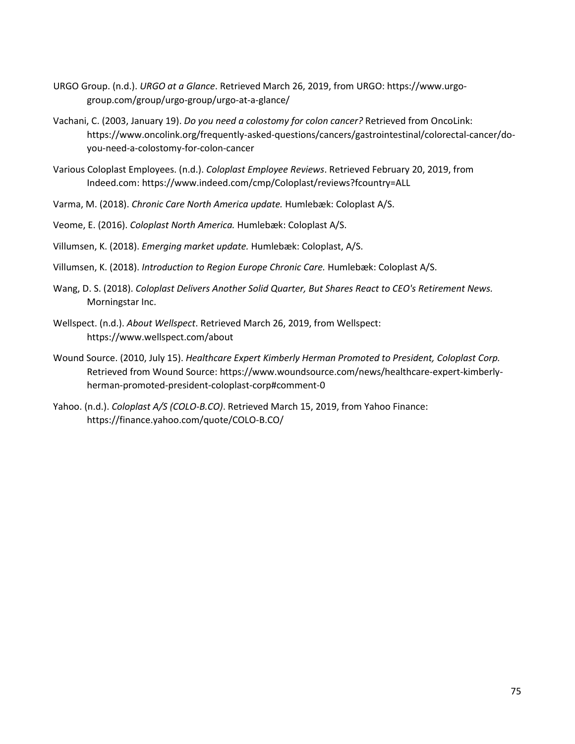URGO Group. (n.d.). *URGO at a Glance*. Retrieved March 26, 2019, from URGO: https://www.urgo-group.com/group/urgo-group/urgo-at-a-glance/

Vachani, C. (2003, January 19). *Do you need a colostomy for colon cancer?* Retrieved from OncoLink: https://www.oncolink.org/frequently-asked-questions/cancers/gastrointestinal/colorectal-cancer/do-you-need-a-colostomy-for-colon-cancer

Various Coloplast Employees. (n.d.). *Coloplast Employee Reviews*. Retrieved February 20, 2019, from Indeed.com: https://www.indeed.com/cmp/Coloplast/reviews?fcountry=ALL

Varma, M. (2018). *Chronic Care North America update.* Humlebæk: Coloplast A/S.

Veome, E. (2016). *Coloplast North America.* Humlebæk: Coloplast A/S.

Villumsen, K. (2018). *Emerging market update.* Humlebæk: Coloplast, A/S.

Villumsen, K. (2018). *Introduction to Region Europe Chronic Care.* Humlebæk: Coloplast A/S.

Wang, D. S. (2018). *Coloplast Delivers Another Solid Quarter, But Shares React to CEO's Retirement News.* Morningstar Inc.

Wellspect. (n.d.). *About Wellspect*. Retrieved March 26, 2019, from Wellspect: https://www.wellspect.com/about

Wound Source. (2010, July 15). *Healthcare Expert Kimberly Herman Promoted to President, Coloplast Corp.* Retrieved from Wound Source: https://www.woundsource.com/news/healthcare-expert-kimberly-herman-promoted-president-coloplast-corp#comment-0

Yahoo. (n.d.). *Coloplast A/S (COLO-B.CO)*. Retrieved March 15, 2019, from Yahoo Finance: https://finance.yahoo.com/quote/COLO-B.CO/